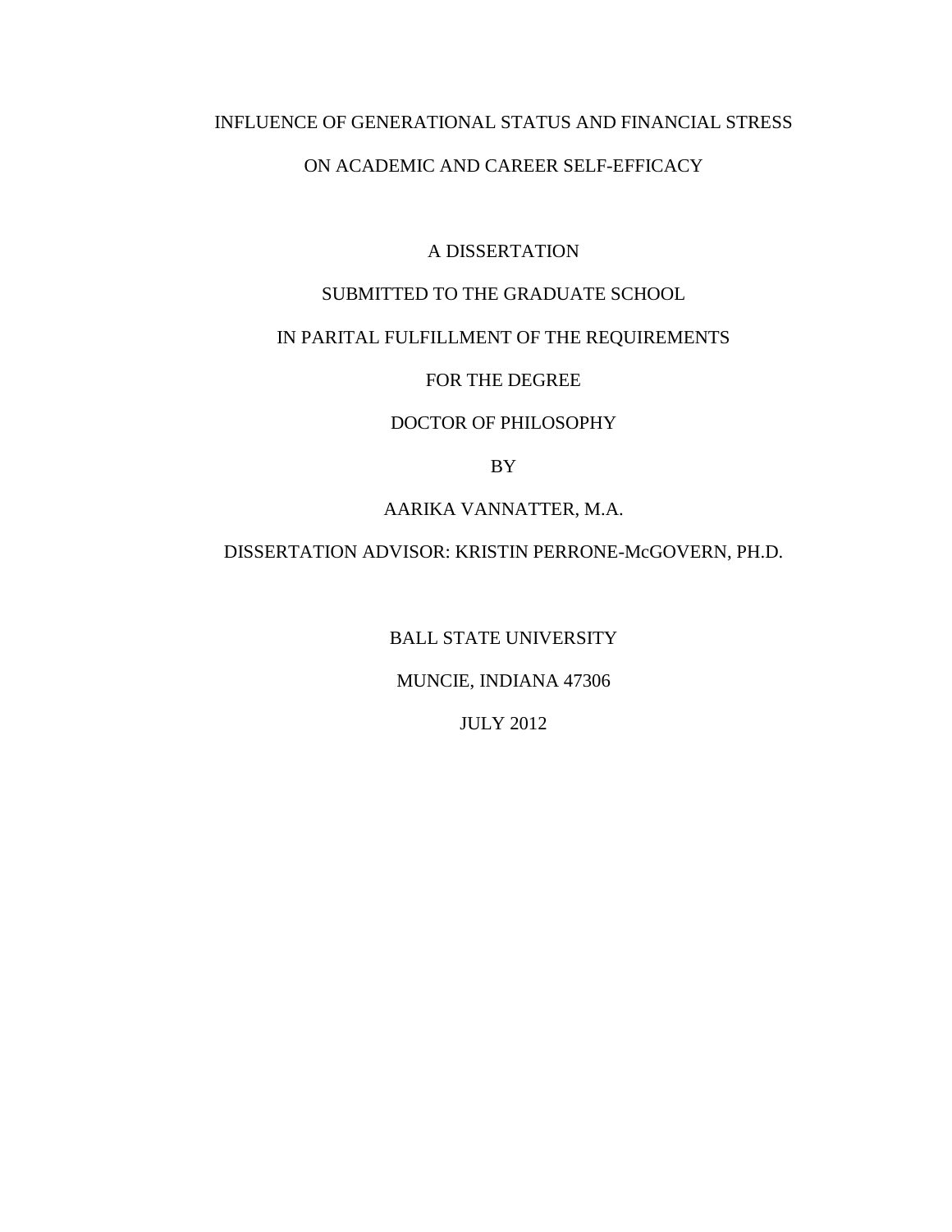# INFLUENCE OF GENERATIONAL STATUS AND FINANCIAL STRESS ON ACADEMIC AND CAREER SELF-EFFICACY

A DISSERTATION

SUBMITTED TO THE GRADUATE SCHOOL

IN PARITAL FULFILLMENT OF THE REQUIREMENTS

FOR THE DEGREE

DOCTOR OF PHILOSOPHY

BY

AARIKA VANNATTER, M.A.

DISSERTATION ADVISOR: KRISTIN PERRONE-McGOVERN, PH.D.

BALL STATE UNIVERSITY

MUNCIE, INDIANA 47306

JULY 2012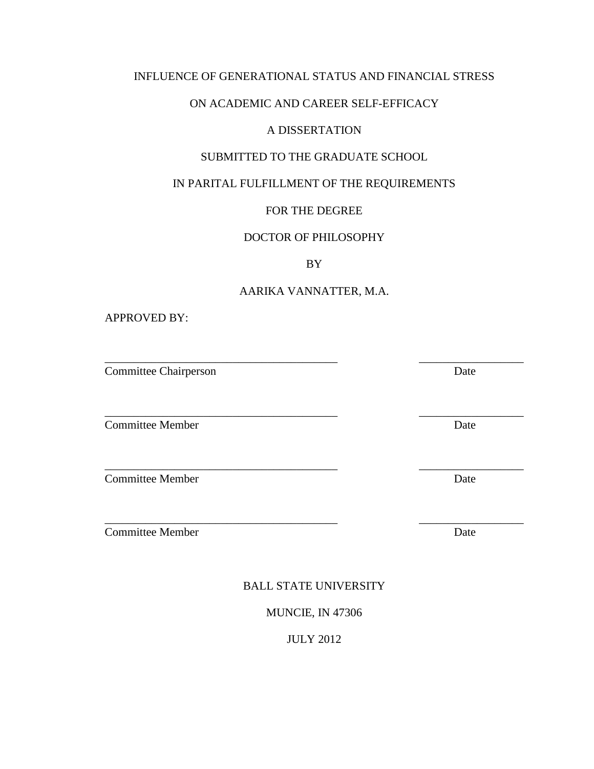INFLUENCE OF GENERATIONAL STATUS AND FINANCIAL STRESS

ON ACADEMIC AND CAREER SELF-EFFICACY

A DISSERTATION

SUBMITTED TO THE GRADUATE SCHOOL

IN PARITAL FULFILLMENT OF THE REQUIREMENTS

FOR THE DEGREE

DOCTOR OF PHILOSOPHY

BY

AARIKA VANNATTER, M.A.

APPROVED BY:

________________________________________ ________________

Committee Chairperson Date

________________________________________ ________________

Committee Member Date

________________________________________ ________________

Committee Member Date

________________________________________ ________________

Committee Member Date

BALL STATE UNIVERSITY

MUNCIE, IN 47306

JULY 2012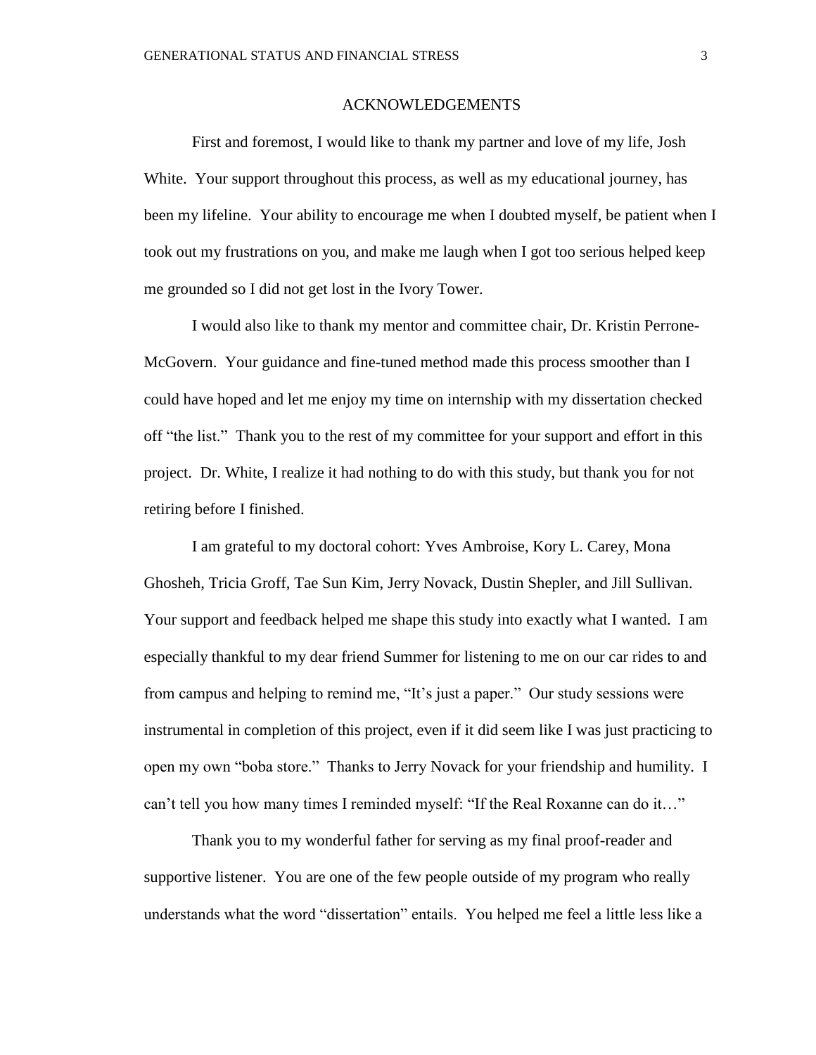# ACKNOWLEDGEMENTS

First and foremost, I would like to thank my partner and love of my life, Josh White. Your support throughout this process, as well as my educational journey, has been my lifeline. Your ability to encourage me when I doubted myself, be patient when I took out my frustrations on you, and make me laugh when I got too serious helped keep me grounded so I did not get lost in the Ivory Tower.

I would also like to thank my mentor and committee chair, Dr. Kristin Perrone-McGovern. Your guidance and fine-tuned method made this process smoother than I could have hoped and let me enjoy my time on internship with my dissertation checked off "the list." Thank you to the rest of my committee for your support and effort in this project. Dr. White, I realize it had nothing to do with this study, but thank you for not retiring before I finished.

I am grateful to my doctoral cohort: Yves Ambroise, Kory L. Carey, Mona Ghosheh, Tricia Groff, Tae Sun Kim, Jerry Novack, Dustin Shepler, and Jill Sullivan. Your support and feedback helped me shape this study into exactly what I wanted. I am especially thankful to my dear friend Summer for listening to me on our car rides to and from campus and helping to remind me, "It's just a paper." Our study sessions were instrumental in completion of this project, even if it did seem like I was just practicing to open my own "boba store." Thanks to Jerry Novack for your friendship and humility. I can't tell you how many times I reminded myself: "If the Real Roxanne can do it…"

Thank you to my wonderful father for serving as my final proof-reader and supportive listener. You are one of the few people outside of my program who really understands what the word "dissertation" entails. You helped me feel a little less like a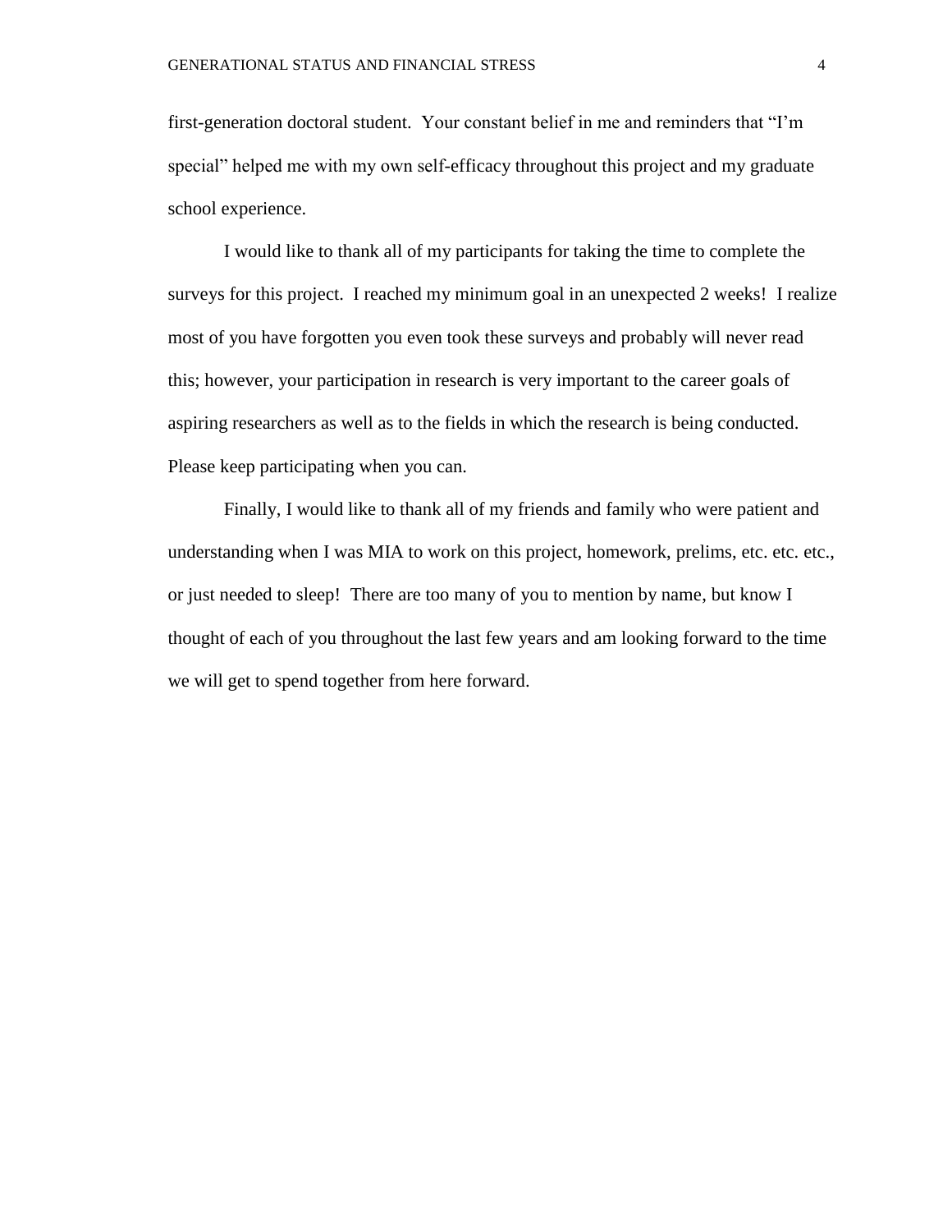first-generation doctoral student.  Your constant belief in me and reminders that "I'm special" helped me with my own self-efficacy throughout this project and my graduate school experience.

I would like to thank all of my participants for taking the time to complete the surveys for this project.  I reached my minimum goal in an unexpected 2 weeks!  I realize most of you have forgotten you even took these surveys and probably will never read this; however, your participation in research is very important to the career goals of aspiring researchers as well as to the fields in which the research is being conducted.  Please keep participating when you can.

Finally, I would like to thank all of my friends and family who were patient and understanding when I was MIA to work on this project, homework, prelims, etc. etc. etc., or just needed to sleep!  There are too many of you to mention by name, but know I thought of each of you throughout the last few years and am looking forward to the time we will get to spend together from here forward.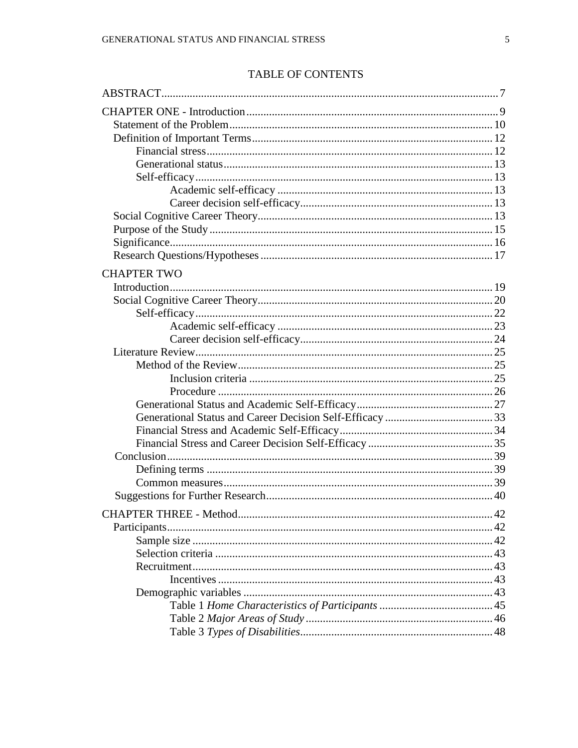# TABLE OF CONTENTS

ABSTRACT ... 7

CHAPTER ONE - Introduction ... 9
- Statement of the Problem ... 10
- Definition of Important Terms ... 12
  - Financial stress ... 12
  - Generational status ... 13
  - Self-efficacy ... 13
    - Academic self-efficacy ... 13
    - Career decision self-efficacy ... 13
- Social Cognitive Career Theory ... 13
- Purpose of the Study ... 15
- Significance ... 16
- Research Questions/Hypotheses ... 17

CHAPTER TWO
- Introduction ... 19
- Social Cognitive Career Theory ... 20
  - Self-efficacy ... 22
    - Academic self-efficacy ... 23
    - Career decision self-efficacy ... 24
- Literature Review ... 25
  - Method of the Review ... 25
    - Inclusion criteria ... 25
    - Procedure ... 26
  - Generational Status and Academic Self-Efficacy ... 27
  - Generational Status and Career Decision Self-Efficacy ... 33
  - Financial Stress and Academic Self-Efficacy ... 34
  - Financial Stress and Career Decision Self-Efficacy ... 35
- Conclusion ... 39
  - Defining terms ... 39
  - Common measures ... 39
- Suggestions for Further Research ... 40

CHAPTER THREE - Method ... 42
- Participants ... 42
  - Sample size ... 42
  - Selection criteria ... 43
  - Recruitment ... 43
    - Incentives ... 43
  - Demographic variables ... 43
    - Table 1 *Home Characteristics of Participants* ... 45
    - Table 2 *Major Areas of Study* ... 46
    - Table 3 *Types of Disabilities* ... 48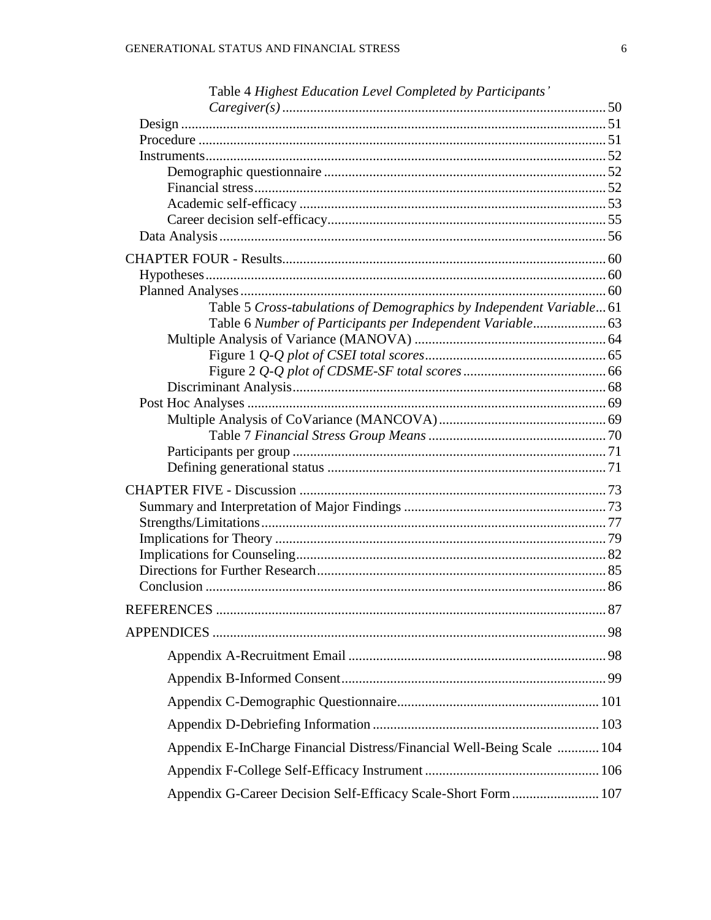Table 4 *Highest Education Level Completed by Participants' Caregiver(s)* ... 50
Design ... 51
Procedure ... 51
Instruments ... 52
Demographic questionnaire ... 52
Financial stress ... 52
Academic self-efficacy ... 53
Career decision self-efficacy ... 55
Data Analysis ... 56

CHAPTER FOUR - Results ... 60
Hypotheses ... 60
Planned Analyses ... 60
Table 5 *Cross-tabulations of Demographics by Independent Variable* ... 61
Table 6 *Number of Participants per Independent Variable* ... 63
Multiple Analysis of Variance (MANOVA) ... 64
Figure 1 *Q-Q plot of CSEI total scores* ... 65
Figure 2 *Q-Q plot of CDSME-SF total scores* ... 66
Discriminant Analysis ... 68
Post Hoc Analyses ... 69
Multiple Analysis of CoVariance (MANCOVA) ... 69
Table 7 *Financial Stress Group Means* ... 70
Participants per group ... 71
Defining generational status ... 71

CHAPTER FIVE - Discussion ... 73
Summary and Interpretation of Major Findings ... 73
Strengths/Limitations ... 77
Implications for Theory ... 79
Implications for Counseling ... 82
Directions for Further Research ... 85
Conclusion ... 86

REFERENCES ... 87

APPENDICES ... 98

Appendix A-Recruitment Email ... 98

Appendix B-Informed Consent ... 99

Appendix C-Demographic Questionnaire ... 101

Appendix D-Debriefing Information ... 103

Appendix E-InCharge Financial Distress/Financial Well-Being Scale ... 104

Appendix F-College Self-Efficacy Instrument ... 106

Appendix G-Career Decision Self-Efficacy Scale-Short Form ... 107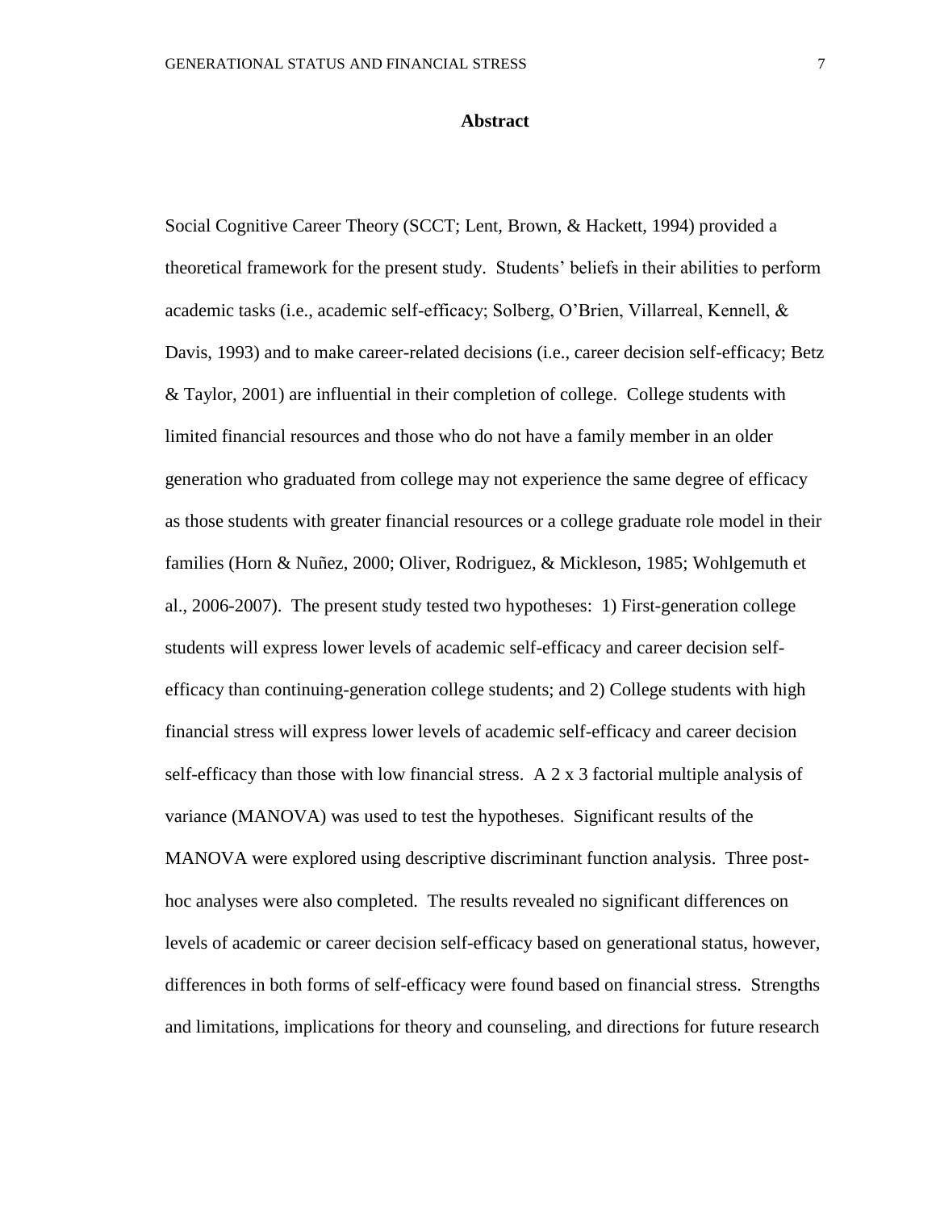## Abstract

Social Cognitive Career Theory (SCCT; Lent, Brown, & Hackett, 1994) provided a theoretical framework for the present study. Students' beliefs in their abilities to perform academic tasks (i.e., academic self-efficacy; Solberg, O'Brien, Villarreal, Kennell, & Davis, 1993) and to make career-related decisions (i.e., career decision self-efficacy; Betz & Taylor, 2001) are influential in their completion of college. College students with limited financial resources and those who do not have a family member in an older generation who graduated from college may not experience the same degree of efficacy as those students with greater financial resources or a college graduate role model in their families (Horn & Nuñez, 2000; Oliver, Rodriguez, & Mickleson, 1985; Wohlgemuth et al., 2006-2007). The present study tested two hypotheses: 1) First-generation college students will express lower levels of academic self-efficacy and career decision self-efficacy than continuing-generation college students; and 2) College students with high financial stress will express lower levels of academic self-efficacy and career decision self-efficacy than those with low financial stress. A 2 x 3 factorial multiple analysis of variance (MANOVA) was used to test the hypotheses. Significant results of the MANOVA were explored using descriptive discriminant function analysis. Three post-hoc analyses were also completed. The results revealed no significant differences on levels of academic or career decision self-efficacy based on generational status, however, differences in both forms of self-efficacy were found based on financial stress. Strengths and limitations, implications for theory and counseling, and directions for future research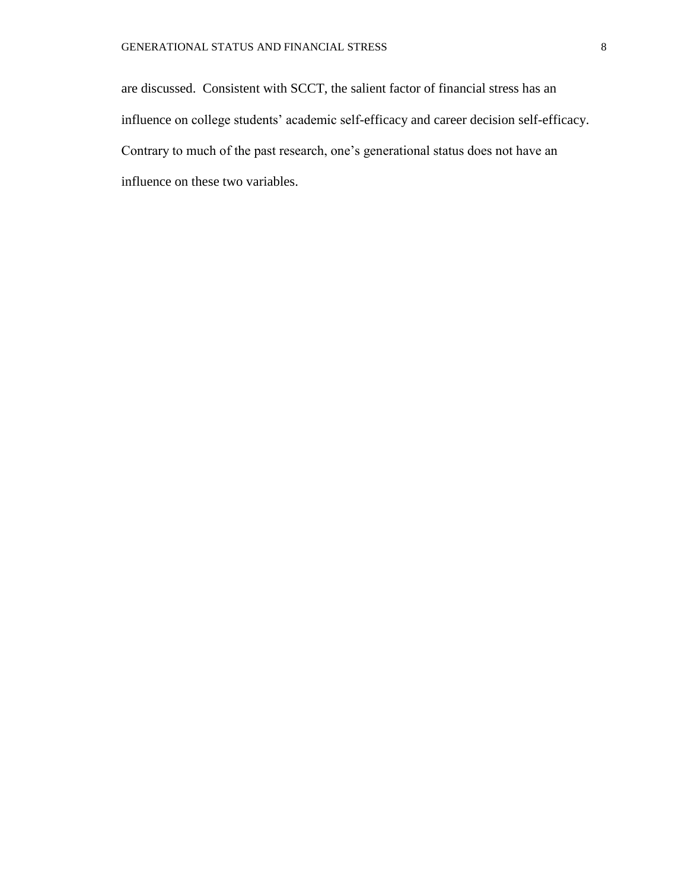are discussed. Consistent with SCCT, the salient factor of financial stress has an influence on college students' academic self-efficacy and career decision self-efficacy. Contrary to much of the past research, one's generational status does not have an influence on these two variables.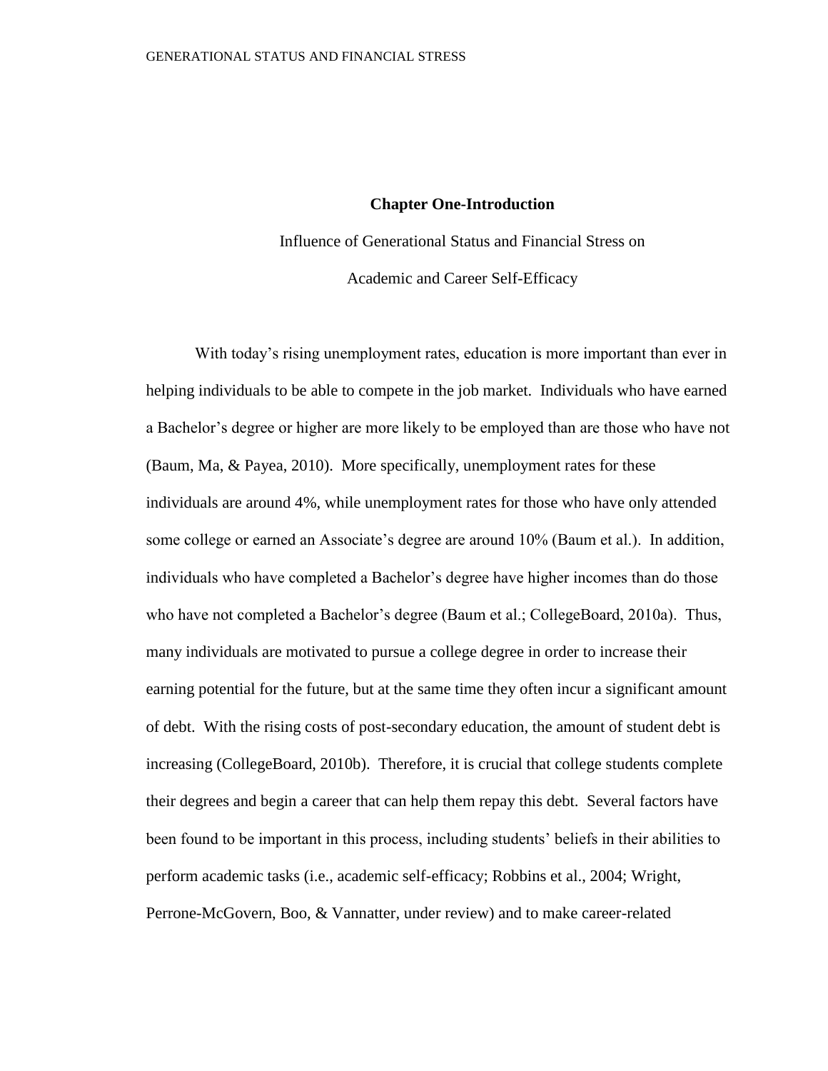**Chapter One-Introduction**

Influence of Generational Status and Financial Stress on

Academic and Career Self-Efficacy

With today's rising unemployment rates, education is more important than ever in helping individuals to be able to compete in the job market. Individuals who have earned a Bachelor's degree or higher are more likely to be employed than are those who have not (Baum, Ma, & Payea, 2010). More specifically, unemployment rates for these individuals are around 4%, while unemployment rates for those who have only attended some college or earned an Associate's degree are around 10% (Baum et al.). In addition, individuals who have completed a Bachelor's degree have higher incomes than do those who have not completed a Bachelor's degree (Baum et al.; CollegeBoard, 2010a). Thus, many individuals are motivated to pursue a college degree in order to increase their earning potential for the future, but at the same time they often incur a significant amount of debt. With the rising costs of post-secondary education, the amount of student debt is increasing (CollegeBoard, 2010b). Therefore, it is crucial that college students complete their degrees and begin a career that can help them repay this debt. Several factors have been found to be important in this process, including students' beliefs in their abilities to perform academic tasks (i.e., academic self-efficacy; Robbins et al., 2004; Wright, Perrone-McGovern, Boo, & Vannatter, under review) and to make career-related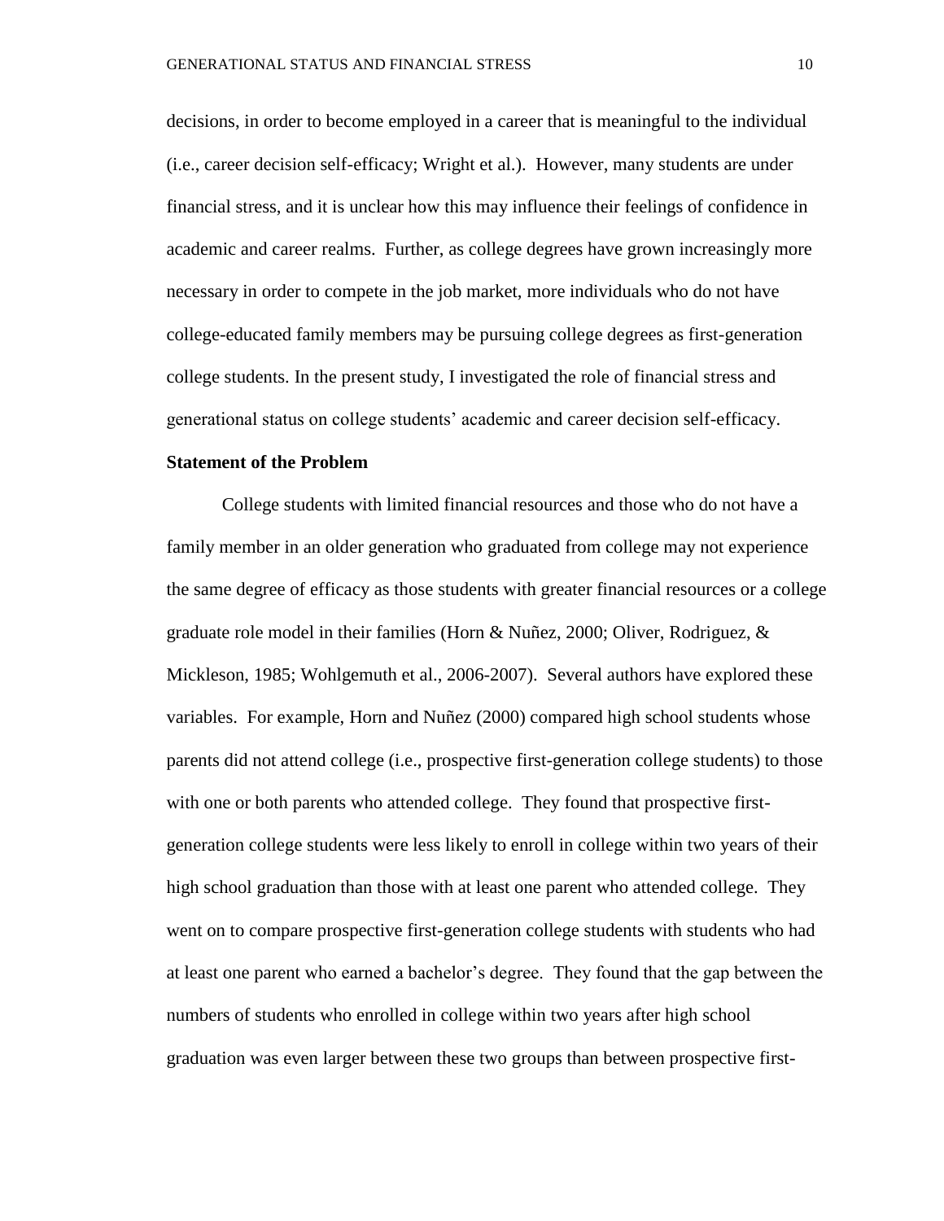decisions, in order to become employed in a career that is meaningful to the individual (i.e., career decision self-efficacy; Wright et al.). However, many students are under financial stress, and it is unclear how this may influence their feelings of confidence in academic and career realms. Further, as college degrees have grown increasingly more necessary in order to compete in the job market, more individuals who do not have college-educated family members may be pursuing college degrees as first-generation college students. In the present study, I investigated the role of financial stress and generational status on college students' academic and career decision self-efficacy.

**Statement of the Problem**

College students with limited financial resources and those who do not have a family member in an older generation who graduated from college may not experience the same degree of efficacy as those students with greater financial resources or a college graduate role model in their families (Horn & Nuñez, 2000; Oliver, Rodriguez, & Mickleson, 1985; Wohlgemuth et al., 2006-2007). Several authors have explored these variables. For example, Horn and Nuñez (2000) compared high school students whose parents did not attend college (i.e., prospective first-generation college students) to those with one or both parents who attended college. They found that prospective first-generation college students were less likely to enroll in college within two years of their high school graduation than those with at least one parent who attended college. They went on to compare prospective first-generation college students with students who had at least one parent who earned a bachelor's degree. They found that the gap between the numbers of students who enrolled in college within two years after high school graduation was even larger between these two groups than between prospective first-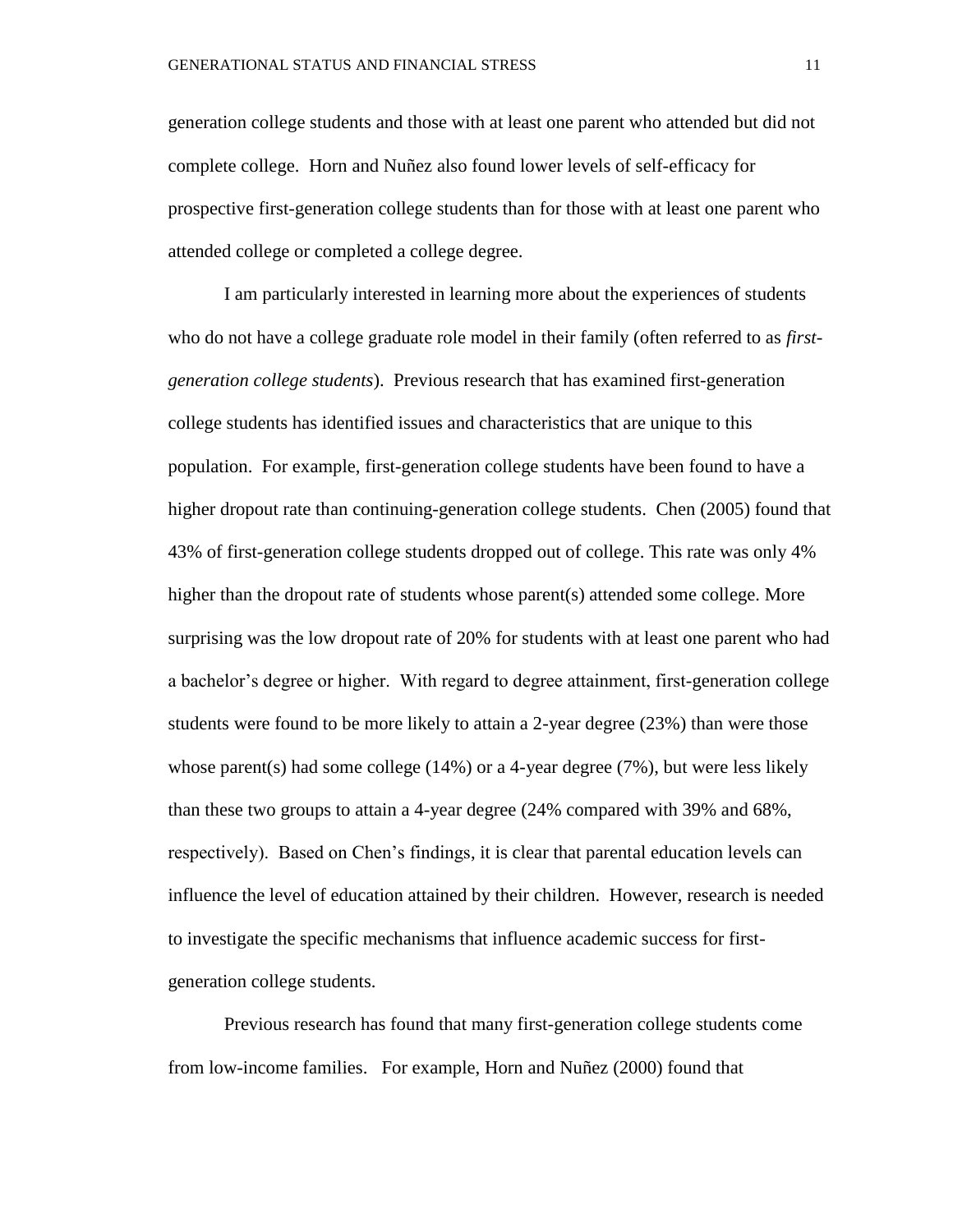generation college students and those with at least one parent who attended but did not complete college. Horn and Nuñez also found lower levels of self-efficacy for prospective first-generation college students than for those with at least one parent who attended college or completed a college degree.

I am particularly interested in learning more about the experiences of students who do not have a college graduate role model in their family (often referred to as *first-generation college students*). Previous research that has examined first-generation college students has identified issues and characteristics that are unique to this population. For example, first-generation college students have been found to have a higher dropout rate than continuing-generation college students. Chen (2005) found that 43% of first-generation college students dropped out of college. This rate was only 4% higher than the dropout rate of students whose parent(s) attended some college. More surprising was the low dropout rate of 20% for students with at least one parent who had a bachelor's degree or higher. With regard to degree attainment, first-generation college students were found to be more likely to attain a 2-year degree (23%) than were those whose parent(s) had some college (14%) or a 4-year degree (7%), but were less likely than these two groups to attain a 4-year degree (24% compared with 39% and 68%, respectively). Based on Chen's findings, it is clear that parental education levels can influence the level of education attained by their children. However, research is needed to investigate the specific mechanisms that influence academic success for first-generation college students.

Previous research has found that many first-generation college students come from low-income families. For example, Horn and Nuñez (2000) found that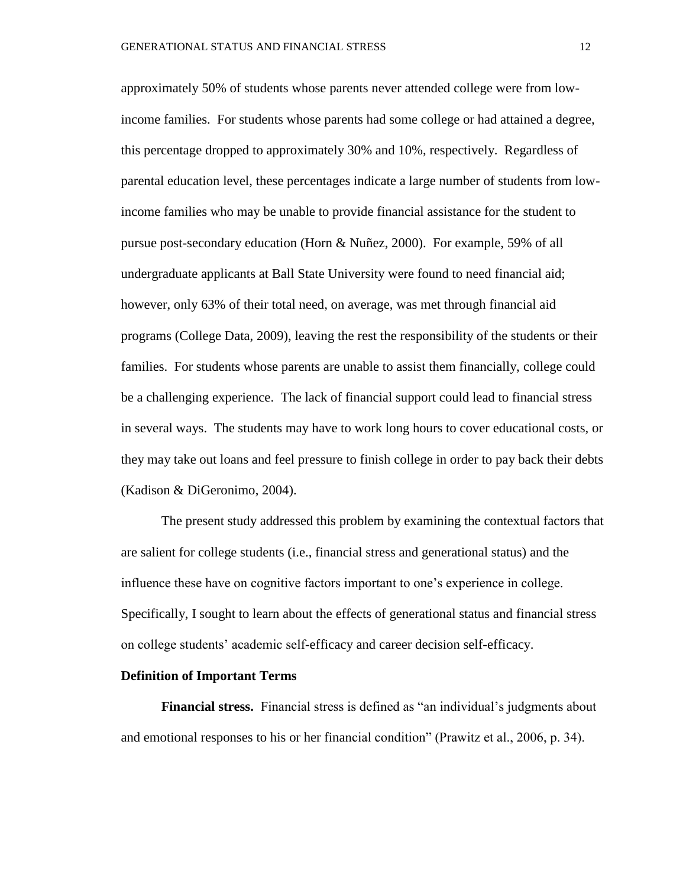approximately 50% of students whose parents never attended college were from low-income families. For students whose parents had some college or had attained a degree, this percentage dropped to approximately 30% and 10%, respectively. Regardless of parental education level, these percentages indicate a large number of students from low-income families who may be unable to provide financial assistance for the student to pursue post-secondary education (Horn & Nuñez, 2000). For example, 59% of all undergraduate applicants at Ball State University were found to need financial aid; however, only 63% of their total need, on average, was met through financial aid programs (College Data, 2009), leaving the rest the responsibility of the students or their families. For students whose parents are unable to assist them financially, college could be a challenging experience. The lack of financial support could lead to financial stress in several ways. The students may have to work long hours to cover educational costs, or they may take out loans and feel pressure to finish college in order to pay back their debts (Kadison & DiGeronimo, 2004).

The present study addressed this problem by examining the contextual factors that are salient for college students (i.e., financial stress and generational status) and the influence these have on cognitive factors important to one's experience in college. Specifically, I sought to learn about the effects of generational status and financial stress on college students' academic self-efficacy and career decision self-efficacy.

## Definition of Important Terms

**Financial stress.** Financial stress is defined as "an individual's judgments about and emotional responses to his or her financial condition" (Prawitz et al., 2006, p. 34).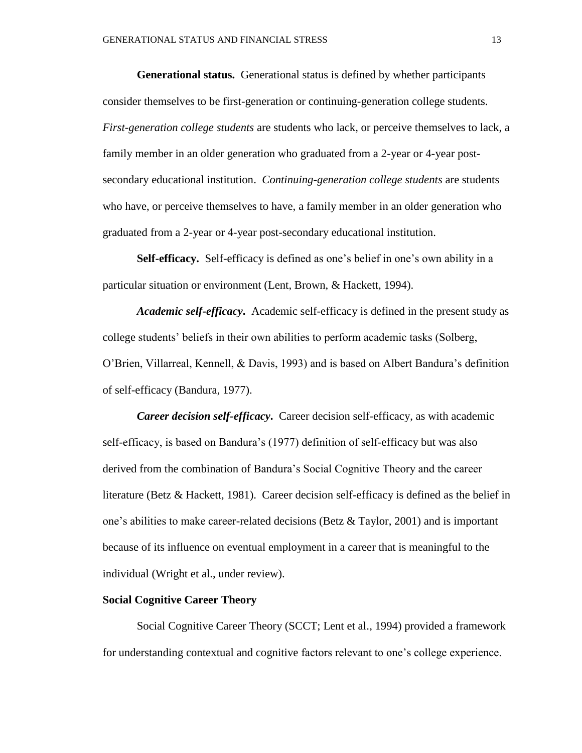**Generational status.** Generational status is defined by whether participants consider themselves to be first-generation or continuing-generation college students. *First-generation college students* are students who lack, or perceive themselves to lack, a family member in an older generation who graduated from a 2-year or 4-year post-secondary educational institution. *Continuing-generation college students* are students who have, or perceive themselves to have, a family member in an older generation who graduated from a 2-year or 4-year post-secondary educational institution.

**Self-efficacy.** Self-efficacy is defined as one's belief in one's own ability in a particular situation or environment (Lent, Brown, & Hackett, 1994).

***Academic self-efficacy*.** Academic self-efficacy is defined in the present study as college students' beliefs in their own abilities to perform academic tasks (Solberg, O'Brien, Villarreal, Kennell, & Davis, 1993) and is based on Albert Bandura's definition of self-efficacy (Bandura, 1977).

***Career decision self-efficacy*.** Career decision self-efficacy, as with academic self-efficacy, is based on Bandura's (1977) definition of self-efficacy but was also derived from the combination of Bandura's Social Cognitive Theory and the career literature (Betz & Hackett, 1981). Career decision self-efficacy is defined as the belief in one's abilities to make career-related decisions (Betz & Taylor, 2001) and is important because of its influence on eventual employment in a career that is meaningful to the individual (Wright et al., under review).

## Social Cognitive Career Theory

Social Cognitive Career Theory (SCCT; Lent et al., 1994) provided a framework for understanding contextual and cognitive factors relevant to one's college experience.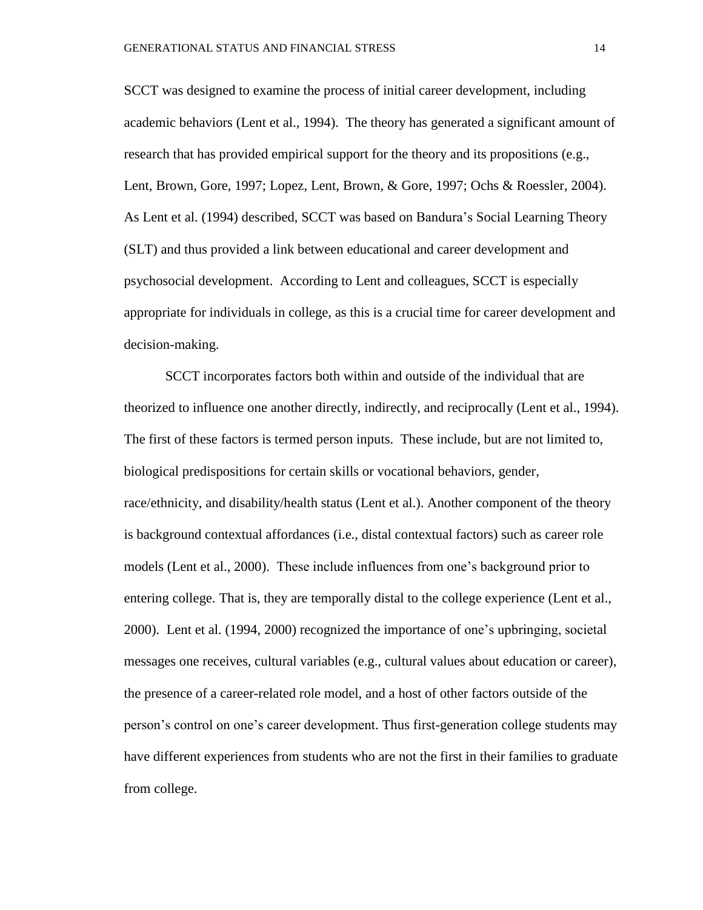SCCT was designed to examine the process of initial career development, including academic behaviors (Lent et al., 1994). The theory has generated a significant amount of research that has provided empirical support for the theory and its propositions (e.g., Lent, Brown, Gore, 1997; Lopez, Lent, Brown, & Gore, 1997; Ochs & Roessler, 2004). As Lent et al. (1994) described, SCCT was based on Bandura's Social Learning Theory (SLT) and thus provided a link between educational and career development and psychosocial development. According to Lent and colleagues, SCCT is especially appropriate for individuals in college, as this is a crucial time for career development and decision-making.

SCCT incorporates factors both within and outside of the individual that are theorized to influence one another directly, indirectly, and reciprocally (Lent et al., 1994). The first of these factors is termed person inputs. These include, but are not limited to, biological predispositions for certain skills or vocational behaviors, gender, race/ethnicity, and disability/health status (Lent et al.). Another component of the theory is background contextual affordances (i.e., distal contextual factors) such as career role models (Lent et al., 2000). These include influences from one's background prior to entering college. That is, they are temporally distal to the college experience (Lent et al., 2000). Lent et al. (1994, 2000) recognized the importance of one's upbringing, societal messages one receives, cultural variables (e.g., cultural values about education or career), the presence of a career-related role model, and a host of other factors outside of the person's control on one's career development. Thus first-generation college students may have different experiences from students who are not the first in their families to graduate from college.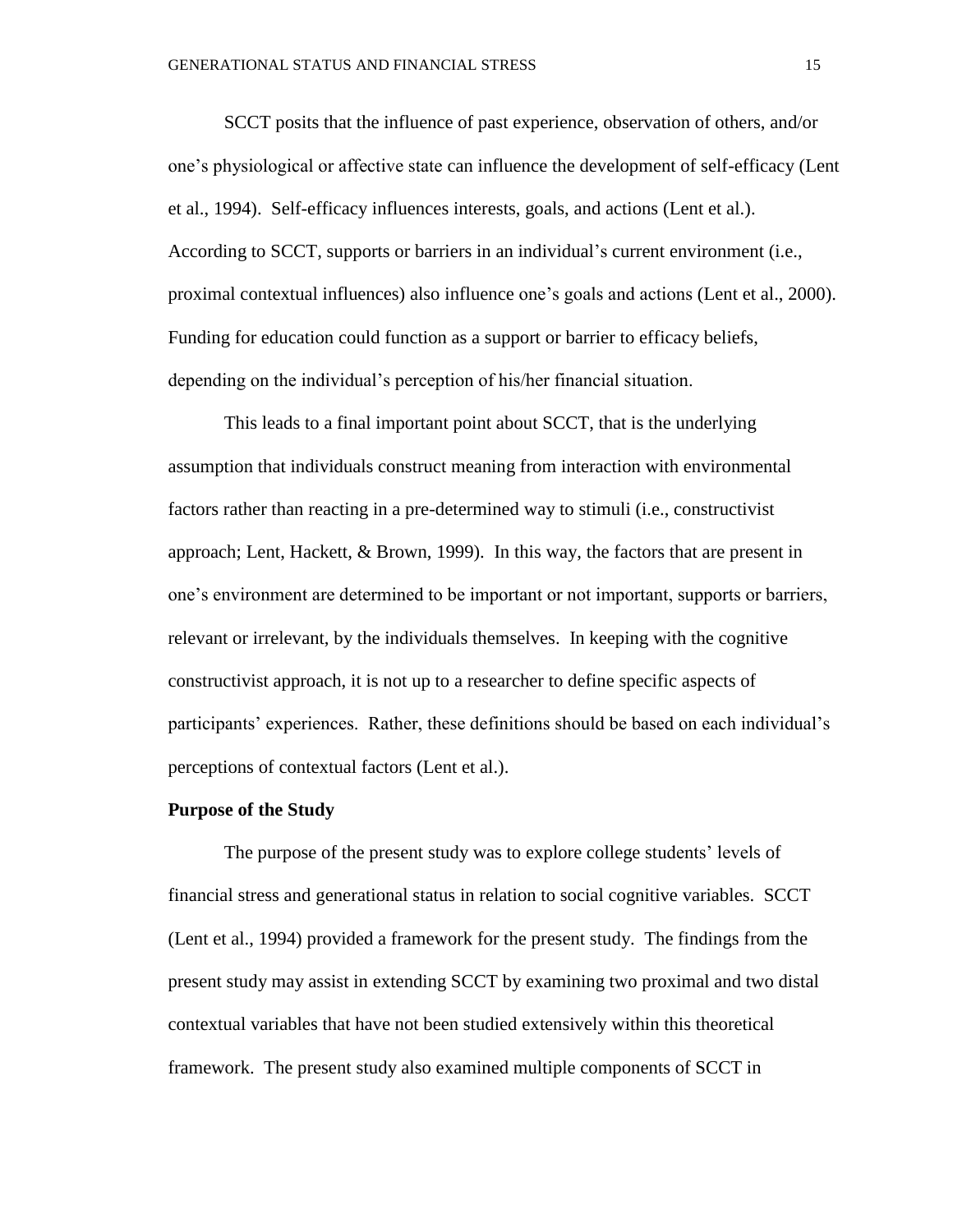SCCT posits that the influence of past experience, observation of others, and/or one's physiological or affective state can influence the development of self-efficacy (Lent et al., 1994). Self-efficacy influences interests, goals, and actions (Lent et al.). According to SCCT, supports or barriers in an individual's current environment (i.e., proximal contextual influences) also influence one's goals and actions (Lent et al., 2000). Funding for education could function as a support or barrier to efficacy beliefs, depending on the individual's perception of his/her financial situation.

This leads to a final important point about SCCT, that is the underlying assumption that individuals construct meaning from interaction with environmental factors rather than reacting in a pre-determined way to stimuli (i.e., constructivist approach; Lent, Hackett, & Brown, 1999). In this way, the factors that are present in one's environment are determined to be important or not important, supports or barriers, relevant or irrelevant, by the individuals themselves. In keeping with the cognitive constructivist approach, it is not up to a researcher to define specific aspects of participants' experiences. Rather, these definitions should be based on each individual's perceptions of contextual factors (Lent et al.).

**Purpose of the Study**

The purpose of the present study was to explore college students' levels of financial stress and generational status in relation to social cognitive variables. SCCT (Lent et al., 1994) provided a framework for the present study. The findings from the present study may assist in extending SCCT by examining two proximal and two distal contextual variables that have not been studied extensively within this theoretical framework. The present study also examined multiple components of SCCT in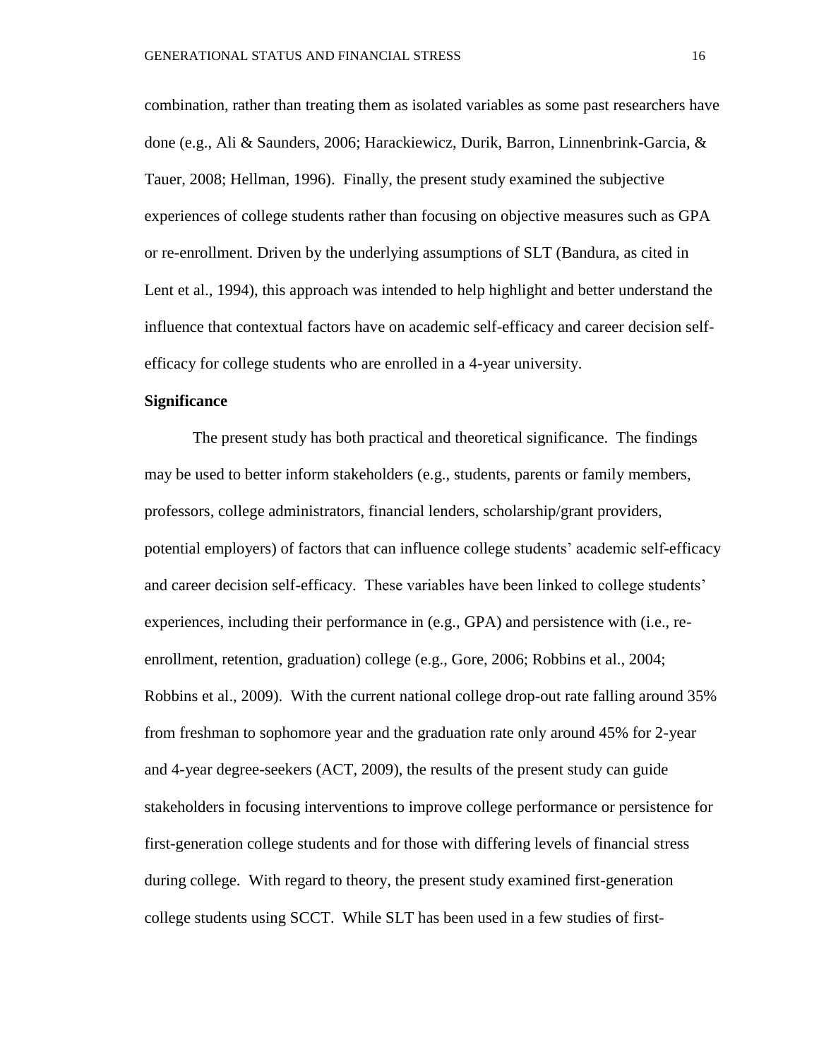combination, rather than treating them as isolated variables as some past researchers have done (e.g., Ali & Saunders, 2006; Harackiewicz, Durik, Barron, Linnenbrink-Garcia, & Tauer, 2008; Hellman, 1996). Finally, the present study examined the subjective experiences of college students rather than focusing on objective measures such as GPA or re-enrollment. Driven by the underlying assumptions of SLT (Bandura, as cited in Lent et al., 1994), this approach was intended to help highlight and better understand the influence that contextual factors have on academic self-efficacy and career decision self-efficacy for college students who are enrolled in a 4-year university.

**Significance**

The present study has both practical and theoretical significance. The findings may be used to better inform stakeholders (e.g., students, parents or family members, professors, college administrators, financial lenders, scholarship/grant providers, potential employers) of factors that can influence college students' academic self-efficacy and career decision self-efficacy. These variables have been linked to college students' experiences, including their performance in (e.g., GPA) and persistence with (i.e., re-enrollment, retention, graduation) college (e.g., Gore, 2006; Robbins et al., 2004; Robbins et al., 2009). With the current national college drop-out rate falling around 35% from freshman to sophomore year and the graduation rate only around 45% for 2-year and 4-year degree-seekers (ACT, 2009), the results of the present study can guide stakeholders in focusing interventions to improve college performance or persistence for first-generation college students and for those with differing levels of financial stress during college. With regard to theory, the present study examined first-generation college students using SCCT. While SLT has been used in a few studies of first-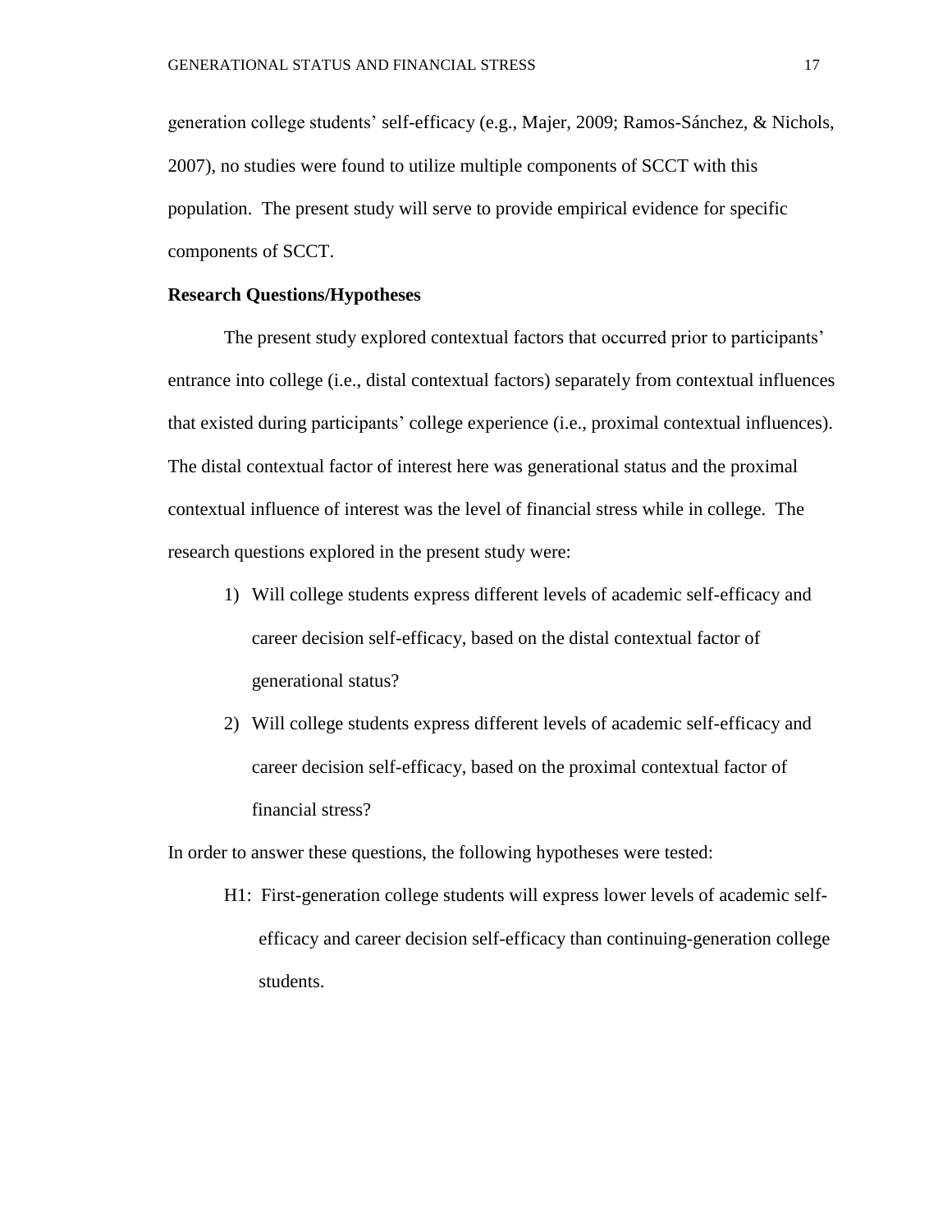generation college students' self-efficacy (e.g., Majer, 2009; Ramos-Sánchez, & Nichols, 2007), no studies were found to utilize multiple components of SCCT with this population. The present study will serve to provide empirical evidence for specific components of SCCT.

**Research Questions/Hypotheses**

The present study explored contextual factors that occurred prior to participants' entrance into college (i.e., distal contextual factors) separately from contextual influences that existed during participants' college experience (i.e., proximal contextual influences). The distal contextual factor of interest here was generational status and the proximal contextual influence of interest was the level of financial stress while in college. The research questions explored in the present study were:

1) Will college students express different levels of academic self-efficacy and career decision self-efficacy, based on the distal contextual factor of generational status?
2) Will college students express different levels of academic self-efficacy and career decision self-efficacy, based on the proximal contextual factor of financial stress?

In order to answer these questions, the following hypotheses were tested:

H1: First-generation college students will express lower levels of academic self-efficacy and career decision self-efficacy than continuing-generation college students.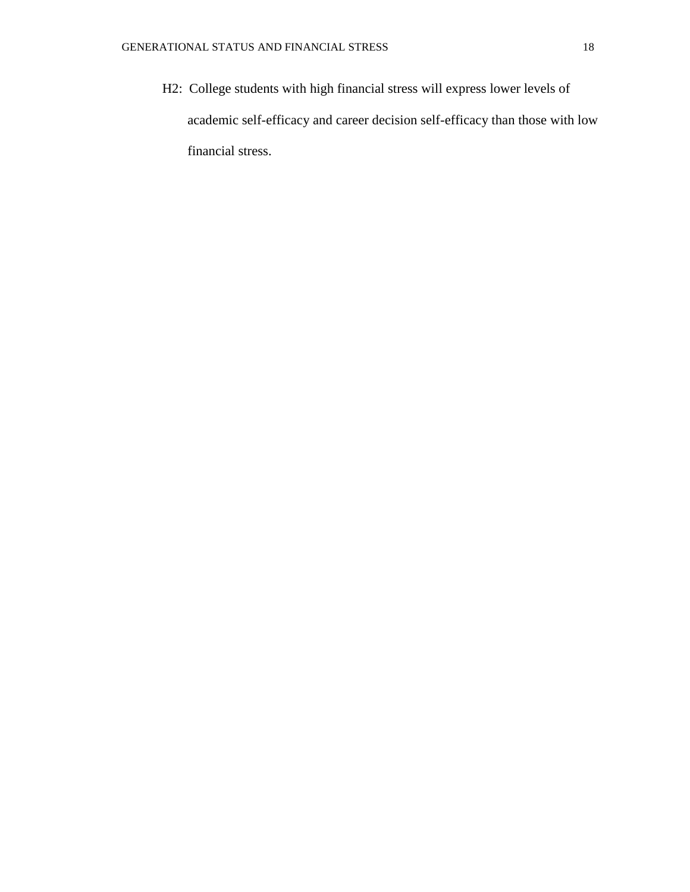H2: College students with high financial stress will express lower levels of academic self-efficacy and career decision self-efficacy than those with low financial stress.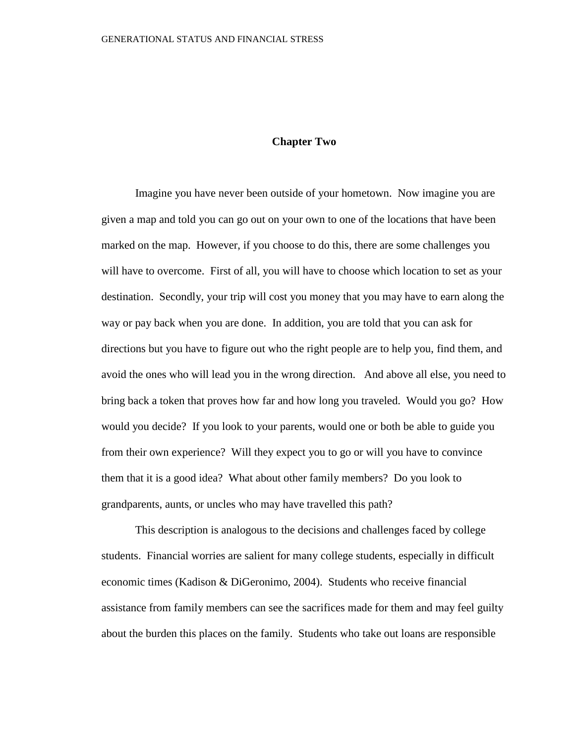# Chapter Two

Imagine you have never been outside of your hometown. Now imagine you are given a map and told you can go out on your own to one of the locations that have been marked on the map. However, if you choose to do this, there are some challenges you will have to overcome. First of all, you will have to choose which location to set as your destination. Secondly, your trip will cost you money that you may have to earn along the way or pay back when you are done. In addition, you are told that you can ask for directions but you have to figure out who the right people are to help you, find them, and avoid the ones who will lead you in the wrong direction. And above all else, you need to bring back a token that proves how far and how long you traveled. Would you go? How would you decide? If you look to your parents, would one or both be able to guide you from their own experience? Will they expect you to go or will you have to convince them that it is a good idea? What about other family members? Do you look to grandparents, aunts, or uncles who may have travelled this path?

This description is analogous to the decisions and challenges faced by college students. Financial worries are salient for many college students, especially in difficult economic times (Kadison & DiGeronimo, 2004). Students who receive financial assistance from family members can see the sacrifices made for them and may feel guilty about the burden this places on the family. Students who take out loans are responsible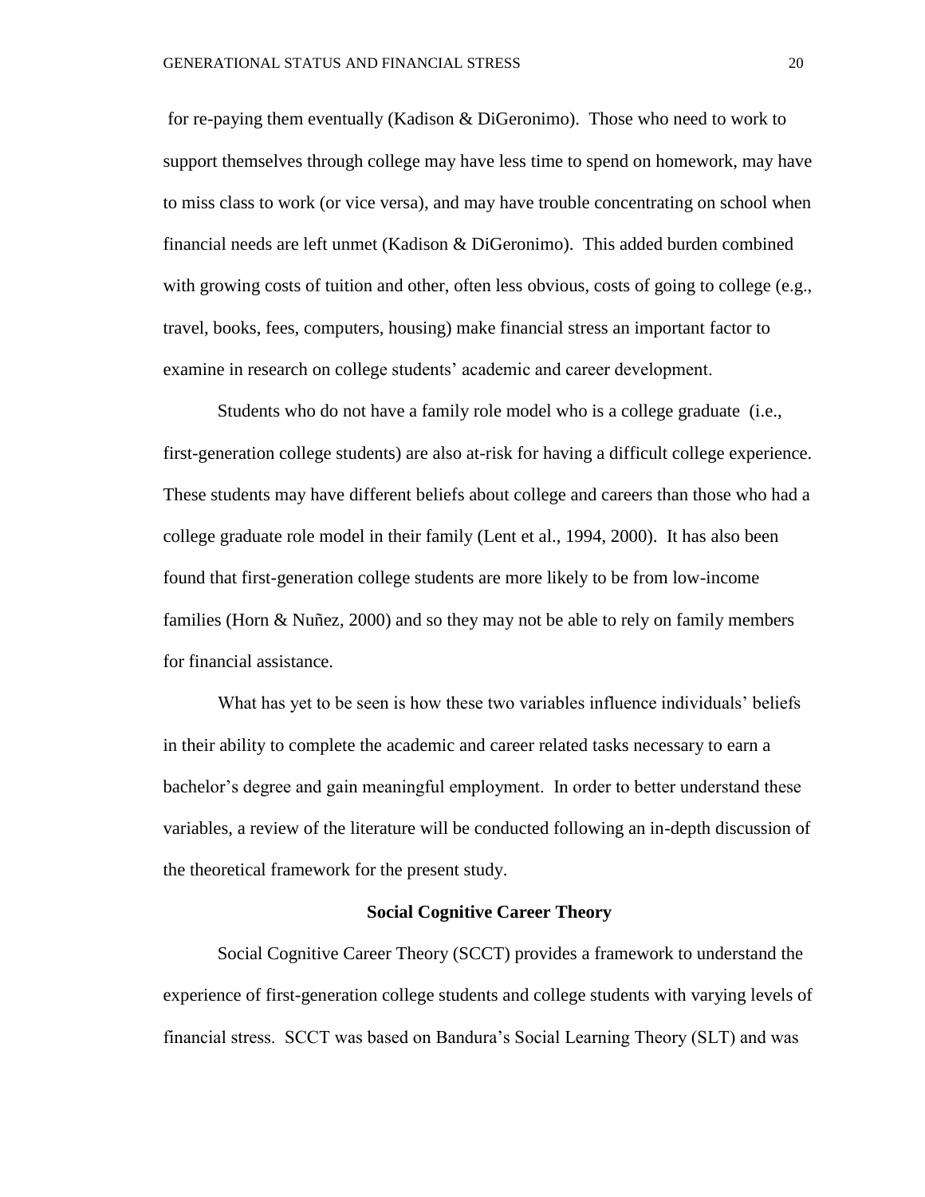for re-paying them eventually (Kadison & DiGeronimo). Those who need to work to support themselves through college may have less time to spend on homework, may have to miss class to work (or vice versa), and may have trouble concentrating on school when financial needs are left unmet (Kadison & DiGeronimo). This added burden combined with growing costs of tuition and other, often less obvious, costs of going to college (e.g., travel, books, fees, computers, housing) make financial stress an important factor to examine in research on college students' academic and career development.

Students who do not have a family role model who is a college graduate (i.e., first-generation college students) are also at-risk for having a difficult college experience. These students may have different beliefs about college and careers than those who had a college graduate role model in their family (Lent et al., 1994, 2000). It has also been found that first-generation college students are more likely to be from low-income families (Horn & Nuñez, 2000) and so they may not be able to rely on family members for financial assistance.

What has yet to be seen is how these two variables influence individuals' beliefs in their ability to complete the academic and career related tasks necessary to earn a bachelor's degree and gain meaningful employment. In order to better understand these variables, a review of the literature will be conducted following an in-depth discussion of the theoretical framework for the present study.

## Social Cognitive Career Theory

Social Cognitive Career Theory (SCCT) provides a framework to understand the experience of first-generation college students and college students with varying levels of financial stress. SCCT was based on Bandura's Social Learning Theory (SLT) and was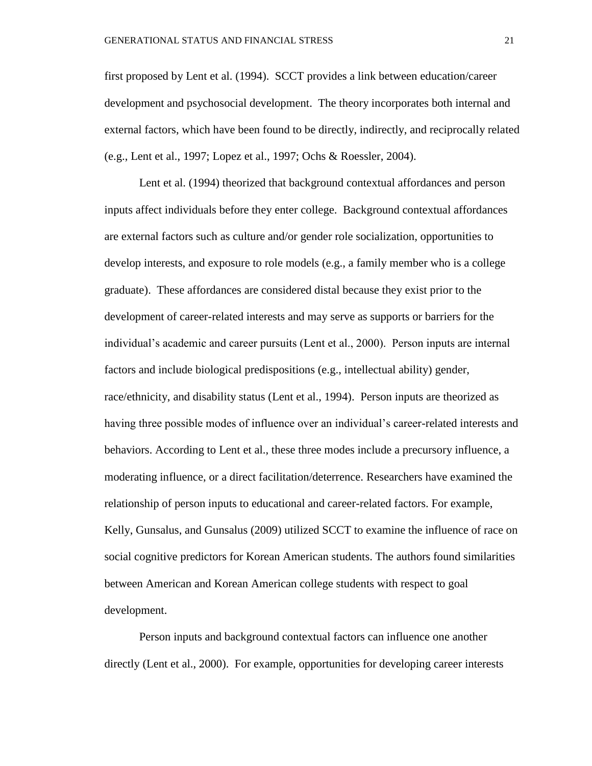first proposed by Lent et al. (1994). SCCT provides a link between education/career development and psychosocial development. The theory incorporates both internal and external factors, which have been found to be directly, indirectly, and reciprocally related (e.g., Lent et al., 1997; Lopez et al., 1997; Ochs & Roessler, 2004).

Lent et al. (1994) theorized that background contextual affordances and person inputs affect individuals before they enter college. Background contextual affordances are external factors such as culture and/or gender role socialization, opportunities to develop interests, and exposure to role models (e.g., a family member who is a college graduate). These affordances are considered distal because they exist prior to the development of career-related interests and may serve as supports or barriers for the individual's academic and career pursuits (Lent et al., 2000). Person inputs are internal factors and include biological predispositions (e.g., intellectual ability) gender, race/ethnicity, and disability status (Lent et al., 1994). Person inputs are theorized as having three possible modes of influence over an individual's career-related interests and behaviors. According to Lent et al., these three modes include a precursory influence, a moderating influence, or a direct facilitation/deterrence. Researchers have examined the relationship of person inputs to educational and career-related factors. For example, Kelly, Gunsalus, and Gunsalus (2009) utilized SCCT to examine the influence of race on social cognitive predictors for Korean American students. The authors found similarities between American and Korean American college students with respect to goal development.

Person inputs and background contextual factors can influence one another directly (Lent et al., 2000). For example, opportunities for developing career interests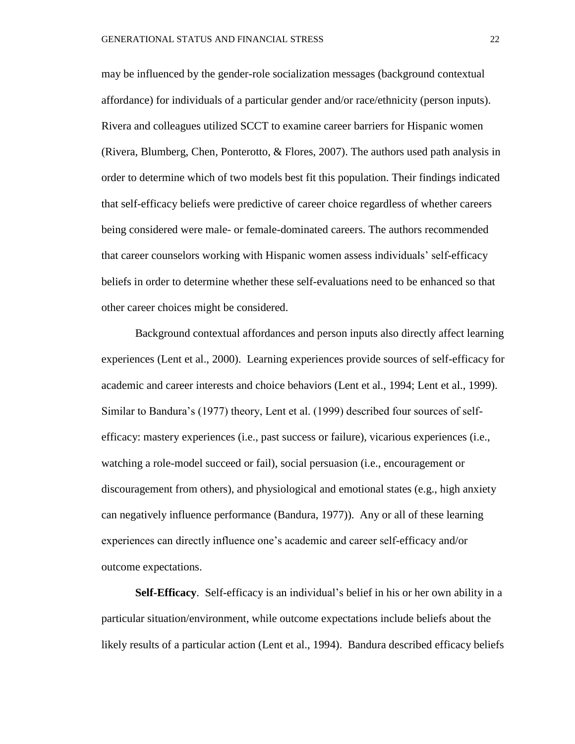may be influenced by the gender-role socialization messages (background contextual affordance) for individuals of a particular gender and/or race/ethnicity (person inputs). Rivera and colleagues utilized SCCT to examine career barriers for Hispanic women (Rivera, Blumberg, Chen, Ponterotto, & Flores, 2007). The authors used path analysis in order to determine which of two models best fit this population. Their findings indicated that self-efficacy beliefs were predictive of career choice regardless of whether careers being considered were male- or female-dominated careers. The authors recommended that career counselors working with Hispanic women assess individuals' self-efficacy beliefs in order to determine whether these self-evaluations need to be enhanced so that other career choices might be considered.

Background contextual affordances and person inputs also directly affect learning experiences (Lent et al., 2000). Learning experiences provide sources of self-efficacy for academic and career interests and choice behaviors (Lent et al., 1994; Lent et al., 1999). Similar to Bandura's (1977) theory, Lent et al. (1999) described four sources of self-efficacy: mastery experiences (i.e., past success or failure), vicarious experiences (i.e., watching a role-model succeed or fail), social persuasion (i.e., encouragement or discouragement from others), and physiological and emotional states (e.g., high anxiety can negatively influence performance (Bandura, 1977)). Any or all of these learning experiences can directly influence one's academic and career self-efficacy and/or outcome expectations.

**Self-Efficacy**. Self-efficacy is an individual's belief in his or her own ability in a particular situation/environment, while outcome expectations include beliefs about the likely results of a particular action (Lent et al., 1994). Bandura described efficacy beliefs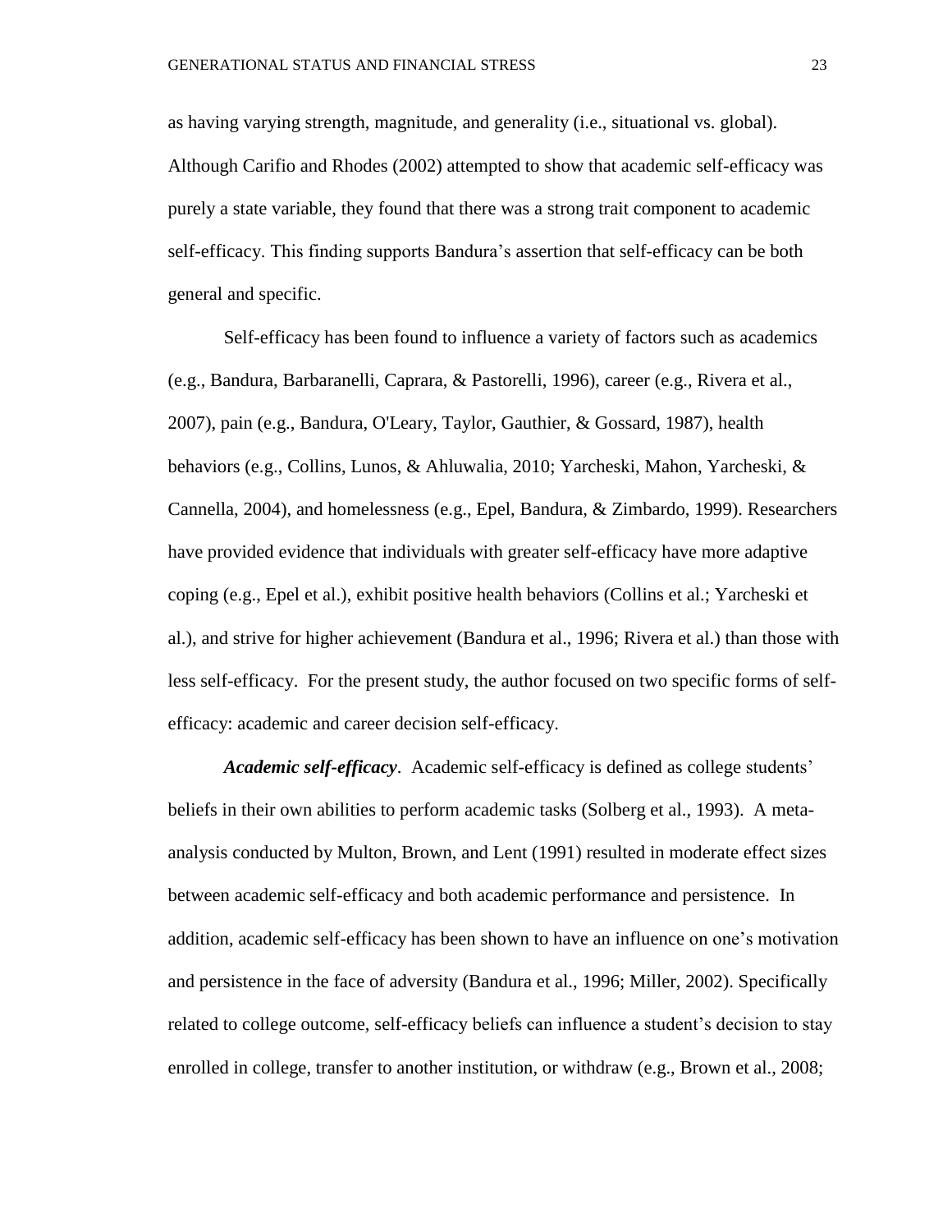as having varying strength, magnitude, and generality (i.e., situational vs. global). Although Carifio and Rhodes (2002) attempted to show that academic self-efficacy was purely a state variable, they found that there was a strong trait component to academic self-efficacy. This finding supports Bandura's assertion that self-efficacy can be both general and specific.

Self-efficacy has been found to influence a variety of factors such as academics (e.g., Bandura, Barbaranelli, Caprara, & Pastorelli, 1996), career (e.g., Rivera et al., 2007), pain (e.g., Bandura, O'Leary, Taylor, Gauthier, & Gossard, 1987), health behaviors (e.g., Collins, Lunos, & Ahluwalia, 2010; Yarcheski, Mahon, Yarcheski, & Cannella, 2004), and homelessness (e.g., Epel, Bandura, & Zimbardo, 1999). Researchers have provided evidence that individuals with greater self-efficacy have more adaptive coping (e.g., Epel et al.), exhibit positive health behaviors (Collins et al.; Yarcheski et al.), and strive for higher achievement (Bandura et al., 1996; Rivera et al.) than those with less self-efficacy. For the present study, the author focused on two specific forms of self-efficacy: academic and career decision self-efficacy.

***Academic self-efficacy***. Academic self-efficacy is defined as college students' beliefs in their own abilities to perform academic tasks (Solberg et al., 1993). A meta-analysis conducted by Multon, Brown, and Lent (1991) resulted in moderate effect sizes between academic self-efficacy and both academic performance and persistence. In addition, academic self-efficacy has been shown to have an influence on one's motivation and persistence in the face of adversity (Bandura et al., 1996; Miller, 2002). Specifically related to college outcome, self-efficacy beliefs can influence a student's decision to stay enrolled in college, transfer to another institution, or withdraw (e.g., Brown et al., 2008;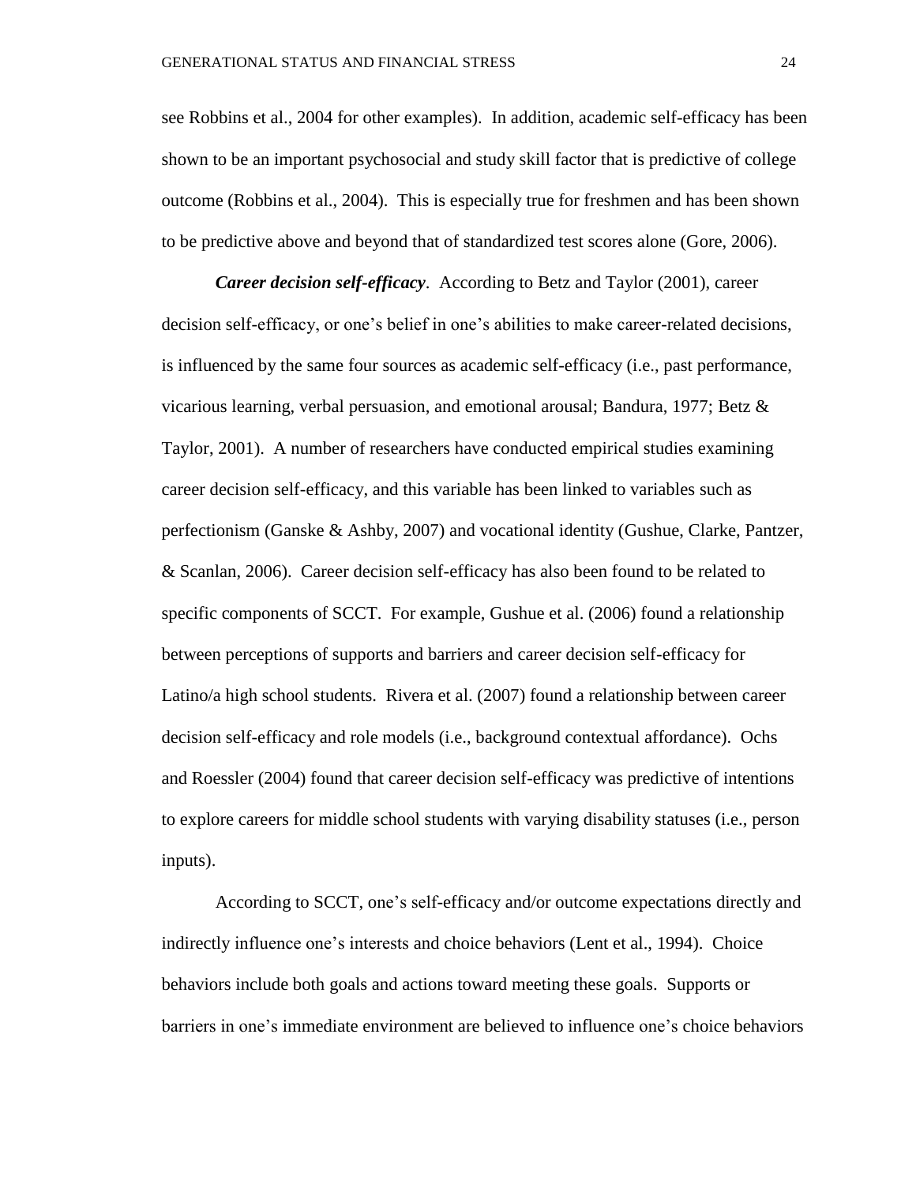see Robbins et al., 2004 for other examples). In addition, academic self-efficacy has been shown to be an important psychosocial and study skill factor that is predictive of college outcome (Robbins et al., 2004). This is especially true for freshmen and has been shown to be predictive above and beyond that of standardized test scores alone (Gore, 2006).

***Career decision self-efficacy***. According to Betz and Taylor (2001), career decision self-efficacy, or one's belief in one's abilities to make career-related decisions, is influenced by the same four sources as academic self-efficacy (i.e., past performance, vicarious learning, verbal persuasion, and emotional arousal; Bandura, 1977; Betz & Taylor, 2001). A number of researchers have conducted empirical studies examining career decision self-efficacy, and this variable has been linked to variables such as perfectionism (Ganske & Ashby, 2007) and vocational identity (Gushue, Clarke, Pantzer, & Scanlan, 2006). Career decision self-efficacy has also been found to be related to specific components of SCCT. For example, Gushue et al. (2006) found a relationship between perceptions of supports and barriers and career decision self-efficacy for Latino/a high school students. Rivera et al. (2007) found a relationship between career decision self-efficacy and role models (i.e., background contextual affordance). Ochs and Roessler (2004) found that career decision self-efficacy was predictive of intentions to explore careers for middle school students with varying disability statuses (i.e., person inputs).

According to SCCT, one's self-efficacy and/or outcome expectations directly and indirectly influence one's interests and choice behaviors (Lent et al., 1994). Choice behaviors include both goals and actions toward meeting these goals. Supports or barriers in one's immediate environment are believed to influence one's choice behaviors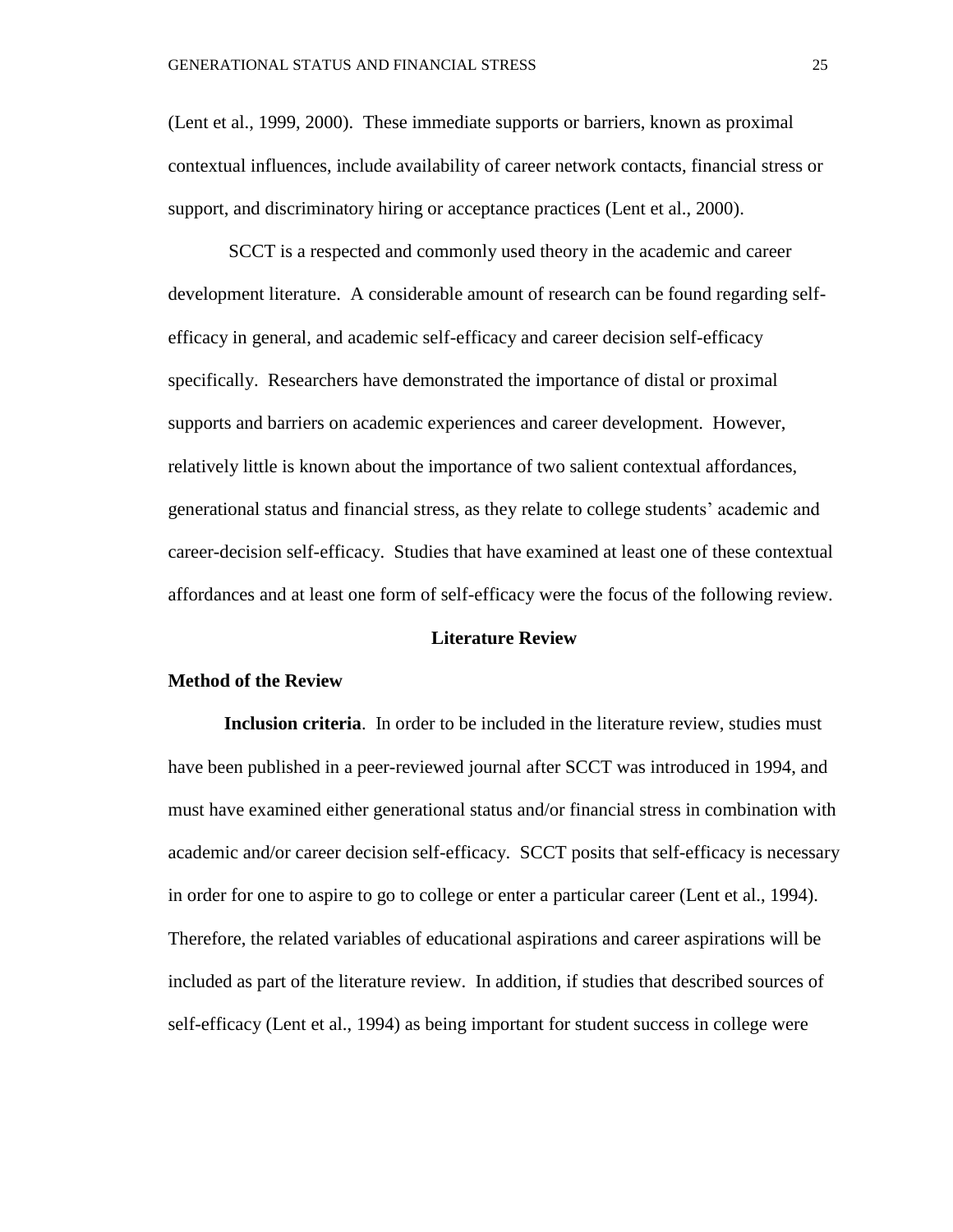(Lent et al., 1999, 2000). These immediate supports or barriers, known as proximal contextual influences, include availability of career network contacts, financial stress or support, and discriminatory hiring or acceptance practices (Lent et al., 2000).

SCCT is a respected and commonly used theory in the academic and career development literature. A considerable amount of research can be found regarding self-efficacy in general, and academic self-efficacy and career decision self-efficacy specifically. Researchers have demonstrated the importance of distal or proximal supports and barriers on academic experiences and career development. However, relatively little is known about the importance of two salient contextual affordances, generational status and financial stress, as they relate to college students' academic and career-decision self-efficacy. Studies that have examined at least one of these contextual affordances and at least one form of self-efficacy were the focus of the following review.

## Literature Review

### Method of the Review

**Inclusion criteria**. In order to be included in the literature review, studies must have been published in a peer-reviewed journal after SCCT was introduced in 1994, and must have examined either generational status and/or financial stress in combination with academic and/or career decision self-efficacy. SCCT posits that self-efficacy is necessary in order for one to aspire to go to college or enter a particular career (Lent et al., 1994). Therefore, the related variables of educational aspirations and career aspirations will be included as part of the literature review. In addition, if studies that described sources of self-efficacy (Lent et al., 1994) as being important for student success in college were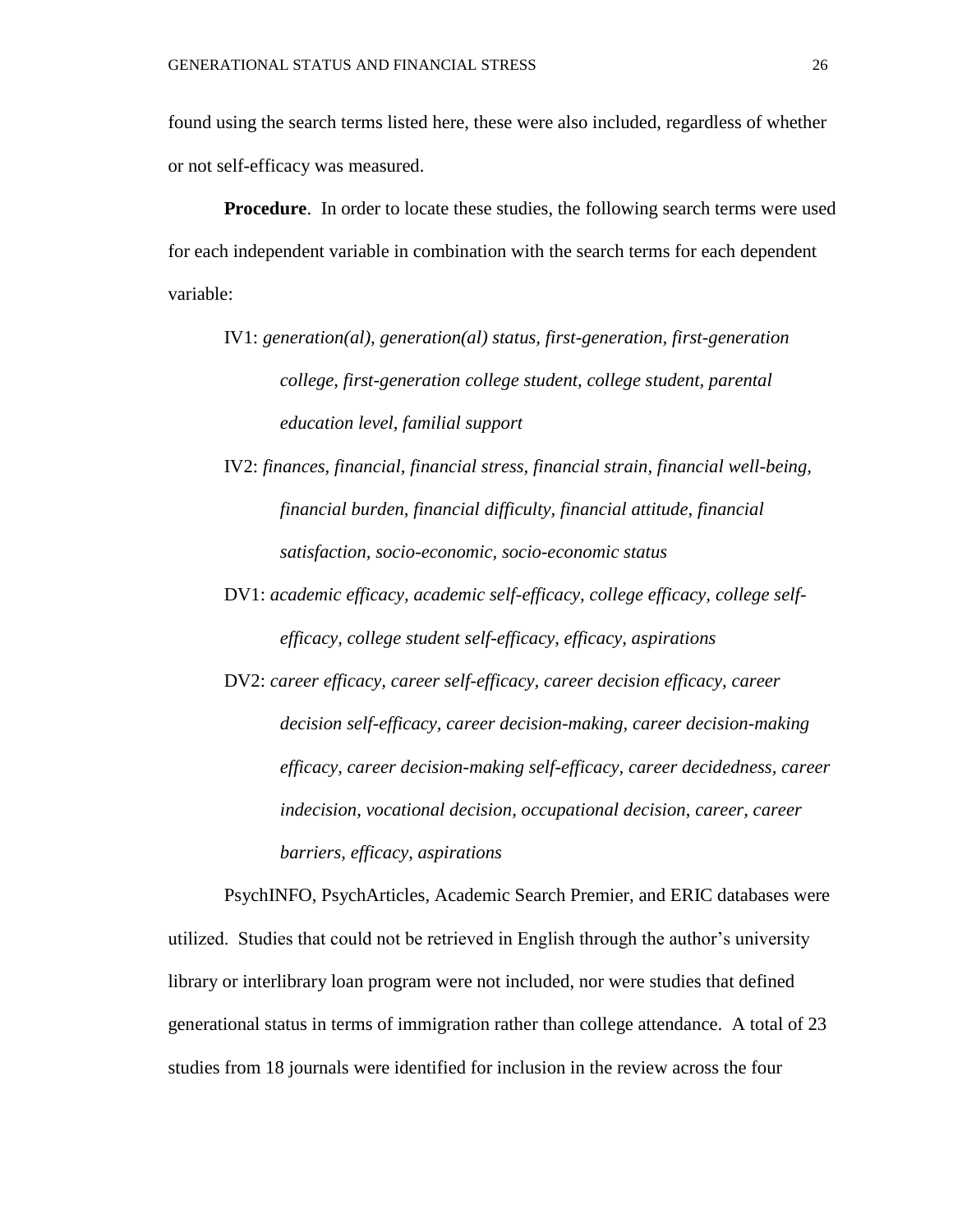found using the search terms listed here, these were also included, regardless of whether or not self-efficacy was measured.

**Procedure**. In order to locate these studies, the following search terms were used for each independent variable in combination with the search terms for each dependent variable:

IV1: *generation(al), generation(al) status, first-generation, first-generation college, first-generation college student, college student, parental education level, familial support*

IV2: *finances, financial, financial stress, financial strain, financial well-being, financial burden, financial difficulty, financial attitude, financial satisfaction, socio-economic, socio-economic status*

DV1: *academic efficacy, academic self-efficacy, college efficacy, college self-efficacy, college student self-efficacy, efficacy, aspirations*

DV2: *career efficacy, career self-efficacy, career decision efficacy, career decision self-efficacy, career decision-making, career decision-making efficacy, career decision-making self-efficacy, career decidedness, career indecision, vocational decision, occupational decision, career, career barriers, efficacy, aspirations*

PsychINFO, PsychArticles, Academic Search Premier, and ERIC databases were utilized. Studies that could not be retrieved in English through the author's university library or interlibrary loan program were not included, nor were studies that defined generational status in terms of immigration rather than college attendance. A total of 23 studies from 18 journals were identified for inclusion in the review across the four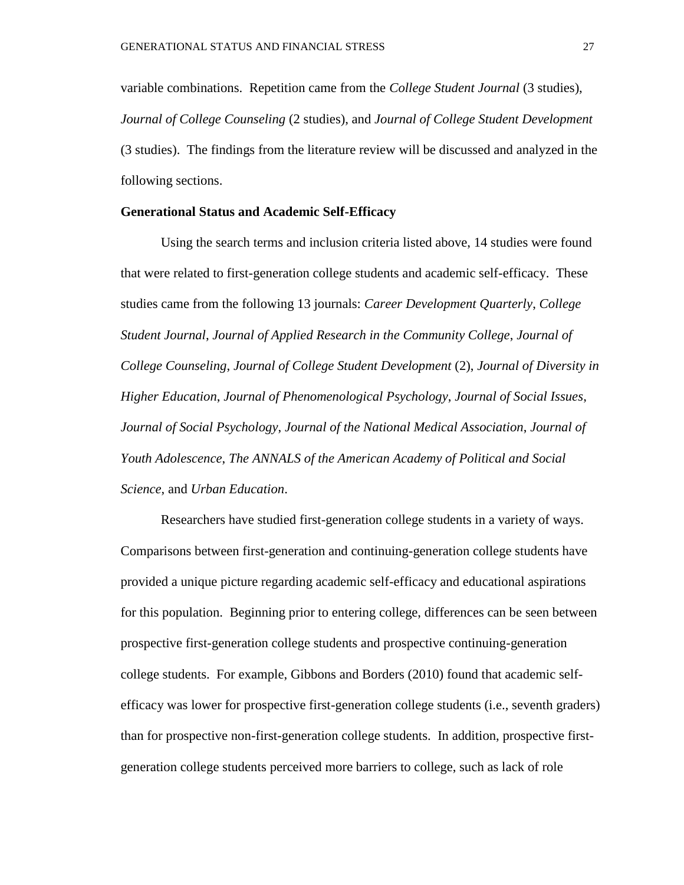variable combinations. Repetition came from the *College Student Journal* (3 studies), *Journal of College Counseling* (2 studies), and *Journal of College Student Development* (3 studies). The findings from the literature review will be discussed and analyzed in the following sections.

**Generational Status and Academic Self-Efficacy**

Using the search terms and inclusion criteria listed above, 14 studies were found that were related to first-generation college students and academic self-efficacy. These studies came from the following 13 journals: *Career Development Quarterly*, *College Student Journal*, *Journal of Applied Research in the Community College*, *Journal of College Counseling*, *Journal of College Student Development* (2), *Journal of Diversity in Higher Education*, *Journal of Phenomenological Psychology*, *Journal of Social Issues*, *Journal of Social Psychology*, *Journal of the National Medical Association*, *Journal of Youth Adolescence*, *The ANNALS of the American Academy of Political and Social Science*, and *Urban Education*.

Researchers have studied first-generation college students in a variety of ways. Comparisons between first-generation and continuing-generation college students have provided a unique picture regarding academic self-efficacy and educational aspirations for this population. Beginning prior to entering college, differences can be seen between prospective first-generation college students and prospective continuing-generation college students. For example, Gibbons and Borders (2010) found that academic self-efficacy was lower for prospective first-generation college students (i.e., seventh graders) than for prospective non-first-generation college students. In addition, prospective first-generation college students perceived more barriers to college, such as lack of role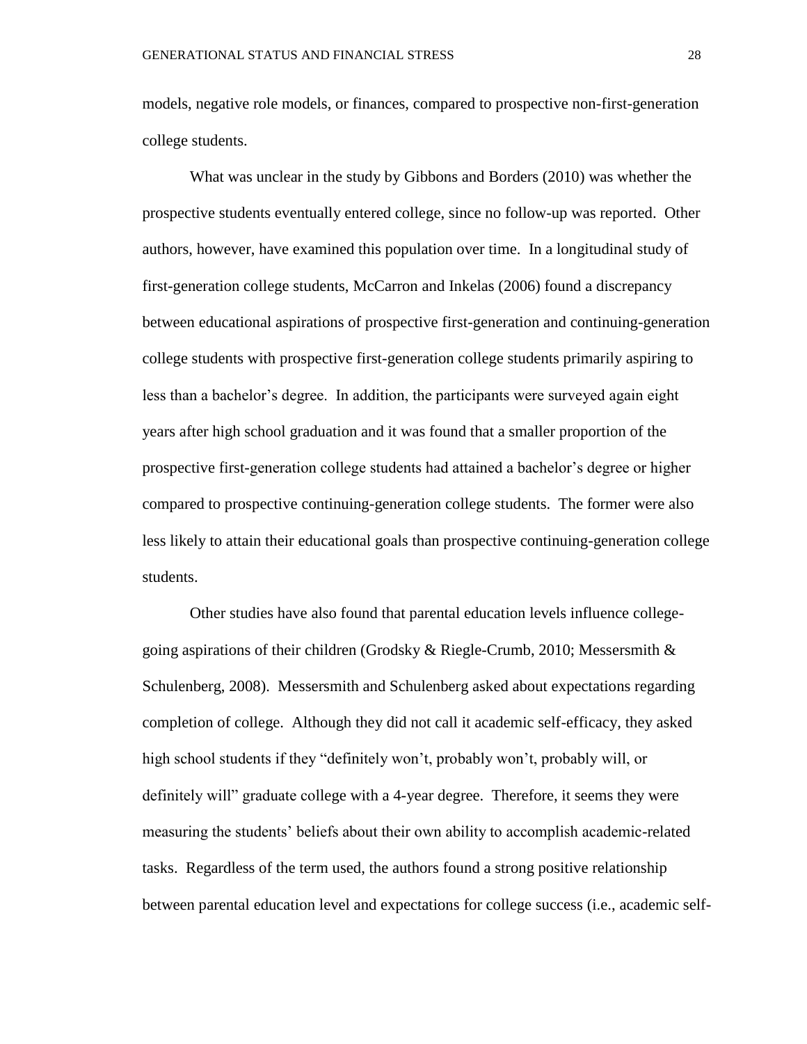models, negative role models, or finances, compared to prospective non-first-generation college students.

What was unclear in the study by Gibbons and Borders (2010) was whether the prospective students eventually entered college, since no follow-up was reported. Other authors, however, have examined this population over time. In a longitudinal study of first-generation college students, McCarron and Inkelas (2006) found a discrepancy between educational aspirations of prospective first-generation and continuing-generation college students with prospective first-generation college students primarily aspiring to less than a bachelor's degree. In addition, the participants were surveyed again eight years after high school graduation and it was found that a smaller proportion of the prospective first-generation college students had attained a bachelor's degree or higher compared to prospective continuing-generation college students. The former were also less likely to attain their educational goals than prospective continuing-generation college students.

Other studies have also found that parental education levels influence college-going aspirations of their children (Grodsky & Riegle-Crumb, 2010; Messersmith & Schulenberg, 2008). Messersmith and Schulenberg asked about expectations regarding completion of college. Although they did not call it academic self-efficacy, they asked high school students if they "definitely won't, probably won't, probably will, or definitely will" graduate college with a 4-year degree. Therefore, it seems they were measuring the students' beliefs about their own ability to accomplish academic-related tasks. Regardless of the term used, the authors found a strong positive relationship between parental education level and expectations for college success (i.e., academic self-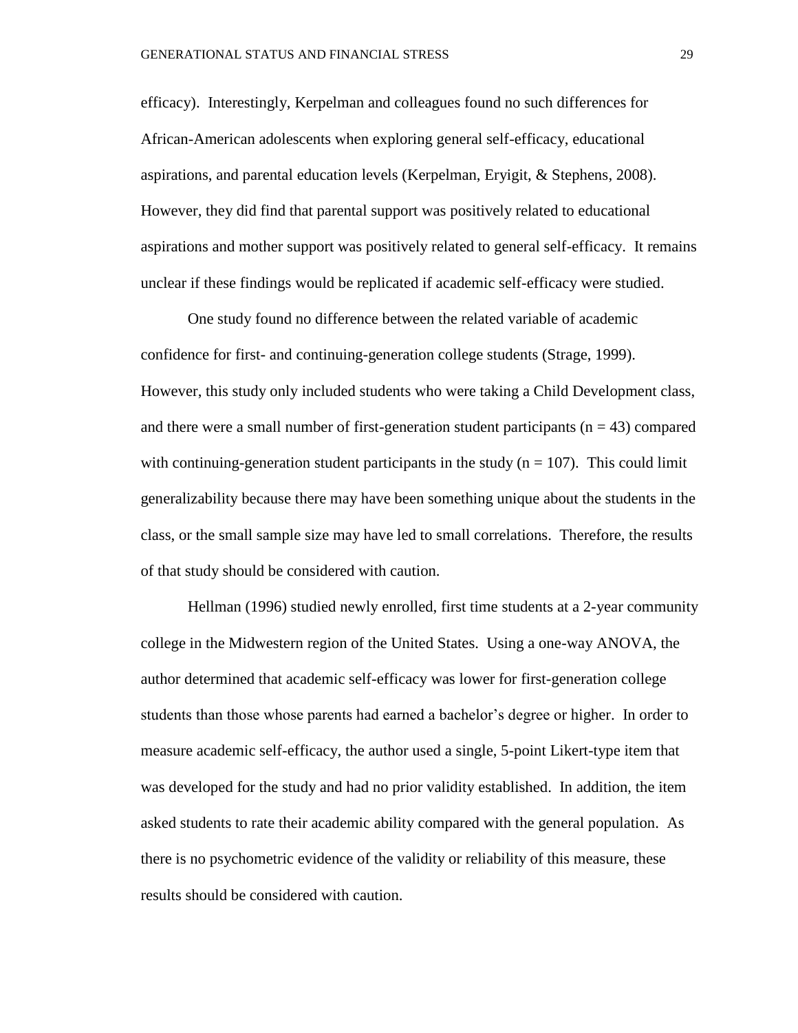efficacy). Interestingly, Kerpelman and colleagues found no such differences for African-American adolescents when exploring general self-efficacy, educational aspirations, and parental education levels (Kerpelman, Eryigit, & Stephens, 2008). However, they did find that parental support was positively related to educational aspirations and mother support was positively related to general self-efficacy. It remains unclear if these findings would be replicated if academic self-efficacy were studied.

One study found no difference between the related variable of academic confidence for first- and continuing-generation college students (Strage, 1999). However, this study only included students who were taking a Child Development class, and there were a small number of first-generation student participants ($n = 43$) compared with continuing-generation student participants in the study ($n = 107$). This could limit generalizability because there may have been something unique about the students in the class, or the small sample size may have led to small correlations. Therefore, the results of that study should be considered with caution.

Hellman (1996) studied newly enrolled, first time students at a 2-year community college in the Midwestern region of the United States. Using a one-way ANOVA, the author determined that academic self-efficacy was lower for first-generation college students than those whose parents had earned a bachelor's degree or higher. In order to measure academic self-efficacy, the author used a single, 5-point Likert-type item that was developed for the study and had no prior validity established. In addition, the item asked students to rate their academic ability compared with the general population. As there is no psychometric evidence of the validity or reliability of this measure, these results should be considered with caution.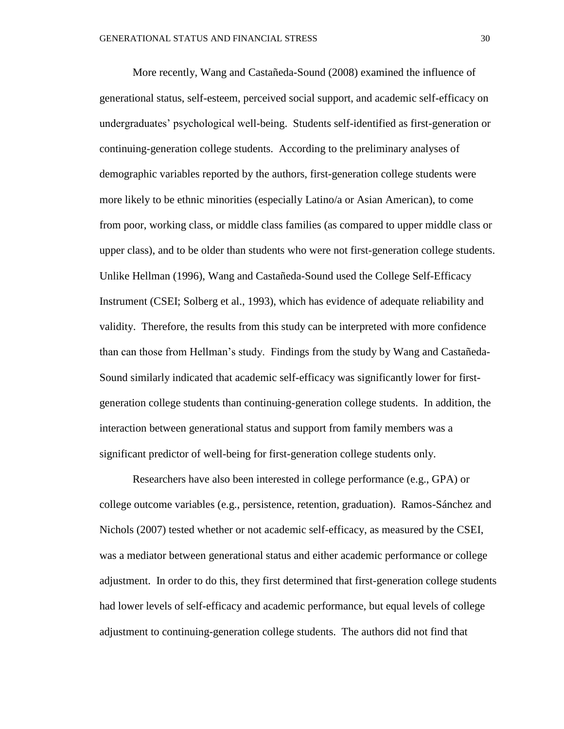More recently, Wang and Castañeda-Sound (2008) examined the influence of generational status, self-esteem, perceived social support, and academic self-efficacy on undergraduates' psychological well-being. Students self-identified as first-generation or continuing-generation college students. According to the preliminary analyses of demographic variables reported by the authors, first-generation college students were more likely to be ethnic minorities (especially Latino/a or Asian American), to come from poor, working class, or middle class families (as compared to upper middle class or upper class), and to be older than students who were not first-generation college students. Unlike Hellman (1996), Wang and Castañeda-Sound used the College Self-Efficacy Instrument (CSEI; Solberg et al., 1993), which has evidence of adequate reliability and validity. Therefore, the results from this study can be interpreted with more confidence than can those from Hellman's study. Findings from the study by Wang and Castañeda-Sound similarly indicated that academic self-efficacy was significantly lower for first-generation college students than continuing-generation college students. In addition, the interaction between generational status and support from family members was a significant predictor of well-being for first-generation college students only.

Researchers have also been interested in college performance (e.g., GPA) or college outcome variables (e.g., persistence, retention, graduation). Ramos-Sánchez and Nichols (2007) tested whether or not academic self-efficacy, as measured by the CSEI, was a mediator between generational status and either academic performance or college adjustment. In order to do this, they first determined that first-generation college students had lower levels of self-efficacy and academic performance, but equal levels of college adjustment to continuing-generation college students. The authors did not find that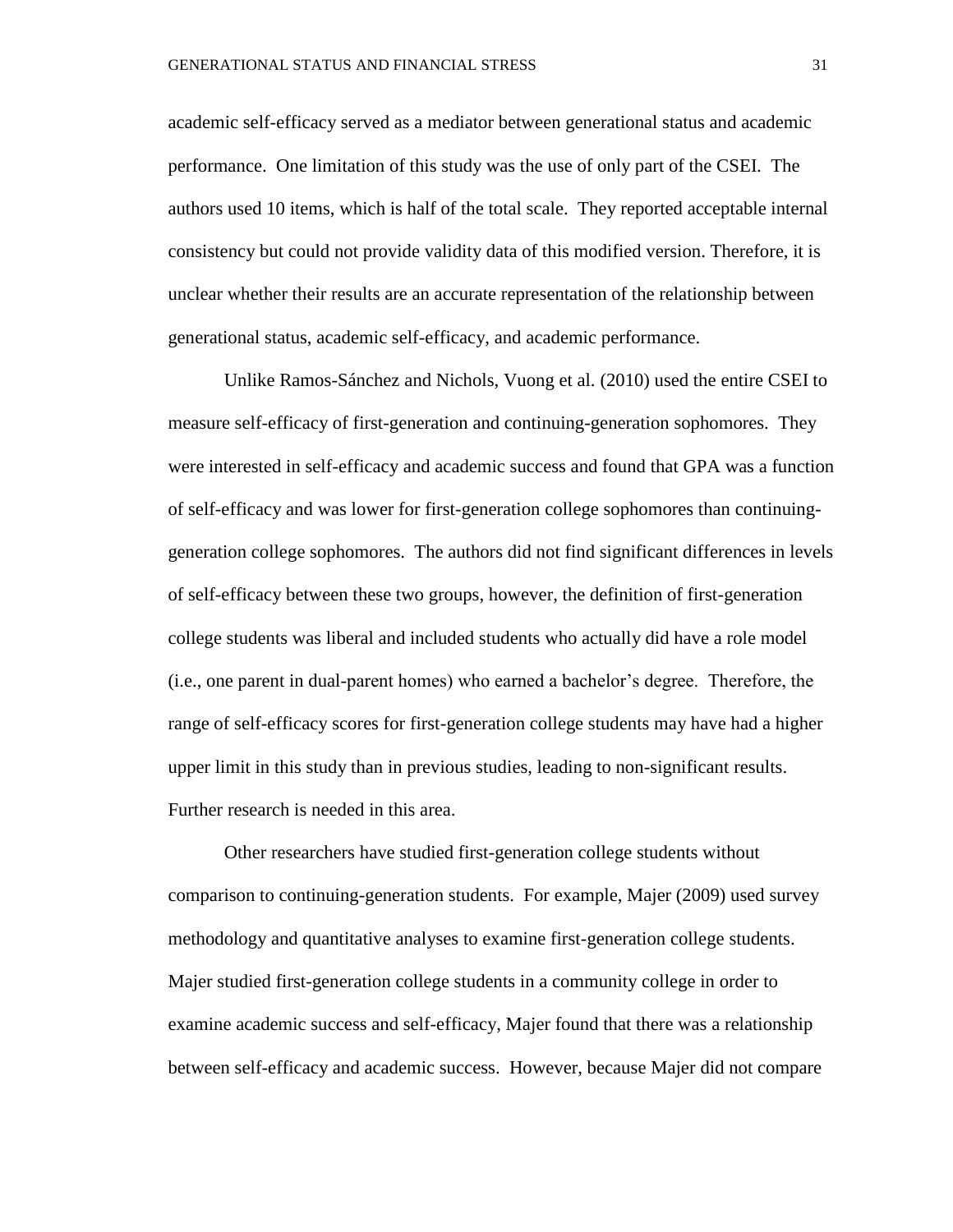academic self-efficacy served as a mediator between generational status and academic performance. One limitation of this study was the use of only part of the CSEI. The authors used 10 items, which is half of the total scale. They reported acceptable internal consistency but could not provide validity data of this modified version. Therefore, it is unclear whether their results are an accurate representation of the relationship between generational status, academic self-efficacy, and academic performance.

Unlike Ramos-Sánchez and Nichols, Vuong et al. (2010) used the entire CSEI to measure self-efficacy of first-generation and continuing-generation sophomores. They were interested in self-efficacy and academic success and found that GPA was a function of self-efficacy and was lower for first-generation college sophomores than continuing-generation college sophomores. The authors did not find significant differences in levels of self-efficacy between these two groups, however, the definition of first-generation college students was liberal and included students who actually did have a role model (i.e., one parent in dual-parent homes) who earned a bachelor's degree. Therefore, the range of self-efficacy scores for first-generation college students may have had a higher upper limit in this study than in previous studies, leading to non-significant results. Further research is needed in this area.

Other researchers have studied first-generation college students without comparison to continuing-generation students. For example, Majer (2009) used survey methodology and quantitative analyses to examine first-generation college students. Majer studied first-generation college students in a community college in order to examine academic success and self-efficacy, Majer found that there was a relationship between self-efficacy and academic success. However, because Majer did not compare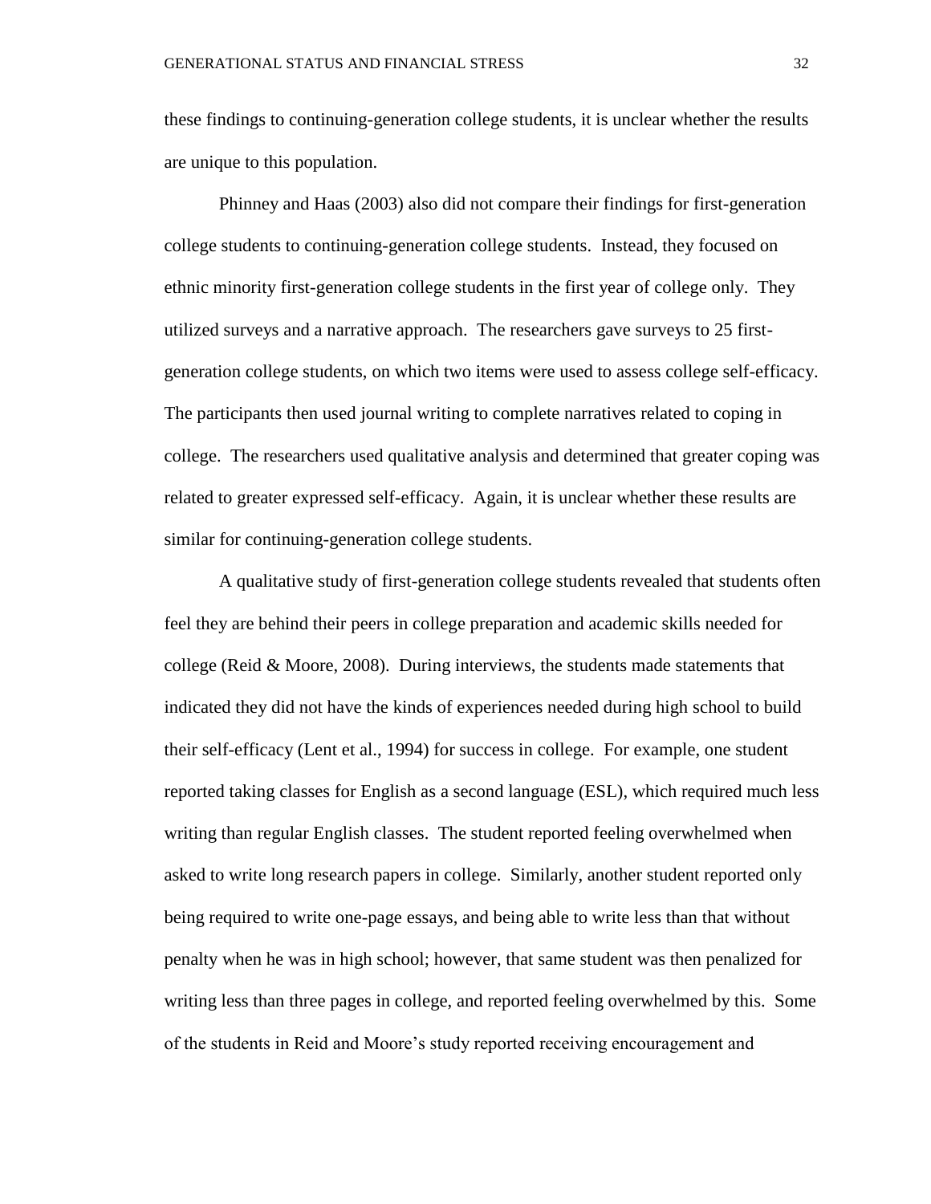these findings to continuing-generation college students, it is unclear whether the results are unique to this population.

Phinney and Haas (2003) also did not compare their findings for first-generation college students to continuing-generation college students. Instead, they focused on ethnic minority first-generation college students in the first year of college only. They utilized surveys and a narrative approach. The researchers gave surveys to 25 first-generation college students, on which two items were used to assess college self-efficacy. The participants then used journal writing to complete narratives related to coping in college. The researchers used qualitative analysis and determined that greater coping was related to greater expressed self-efficacy. Again, it is unclear whether these results are similar for continuing-generation college students.

A qualitative study of first-generation college students revealed that students often feel they are behind their peers in college preparation and academic skills needed for college (Reid & Moore, 2008). During interviews, the students made statements that indicated they did not have the kinds of experiences needed during high school to build their self-efficacy (Lent et al., 1994) for success in college. For example, one student reported taking classes for English as a second language (ESL), which required much less writing than regular English classes. The student reported feeling overwhelmed when asked to write long research papers in college. Similarly, another student reported only being required to write one-page essays, and being able to write less than that without penalty when he was in high school; however, that same student was then penalized for writing less than three pages in college, and reported feeling overwhelmed by this. Some of the students in Reid and Moore's study reported receiving encouragement and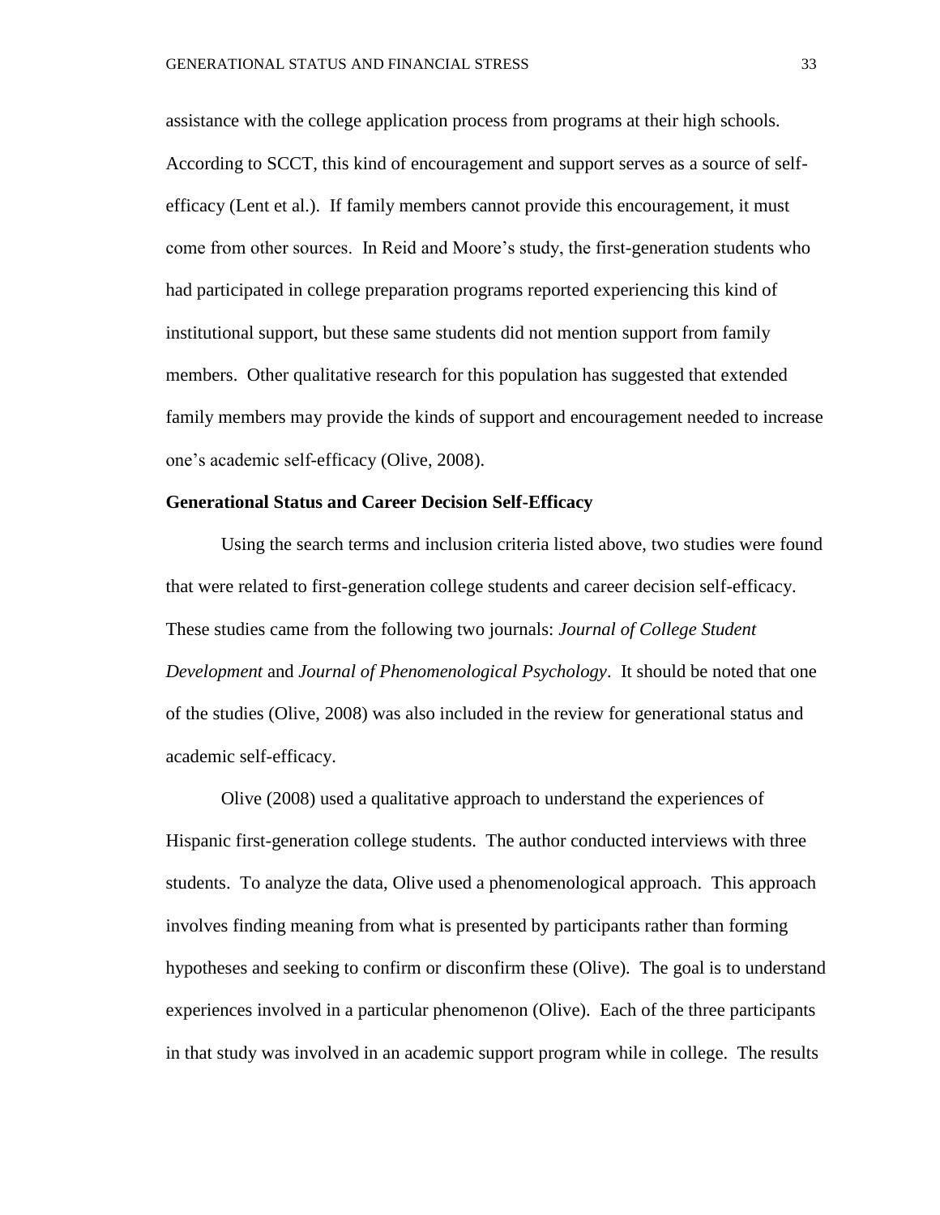assistance with the college application process from programs at their high schools. According to SCCT, this kind of encouragement and support serves as a source of self-efficacy (Lent et al.). If family members cannot provide this encouragement, it must come from other sources. In Reid and Moore's study, the first-generation students who had participated in college preparation programs reported experiencing this kind of institutional support, but these same students did not mention support from family members. Other qualitative research for this population has suggested that extended family members may provide the kinds of support and encouragement needed to increase one's academic self-efficacy (Olive, 2008).

## Generational Status and Career Decision Self-Efficacy

Using the search terms and inclusion criteria listed above, two studies were found that were related to first-generation college students and career decision self-efficacy. These studies came from the following two journals: *Journal of College Student Development* and *Journal of Phenomenological Psychology*. It should be noted that one of the studies (Olive, 2008) was also included in the review for generational status and academic self-efficacy.

Olive (2008) used a qualitative approach to understand the experiences of Hispanic first-generation college students. The author conducted interviews with three students. To analyze the data, Olive used a phenomenological approach. This approach involves finding meaning from what is presented by participants rather than forming hypotheses and seeking to confirm or disconfirm these (Olive). The goal is to understand experiences involved in a particular phenomenon (Olive). Each of the three participants in that study was involved in an academic support program while in college. The results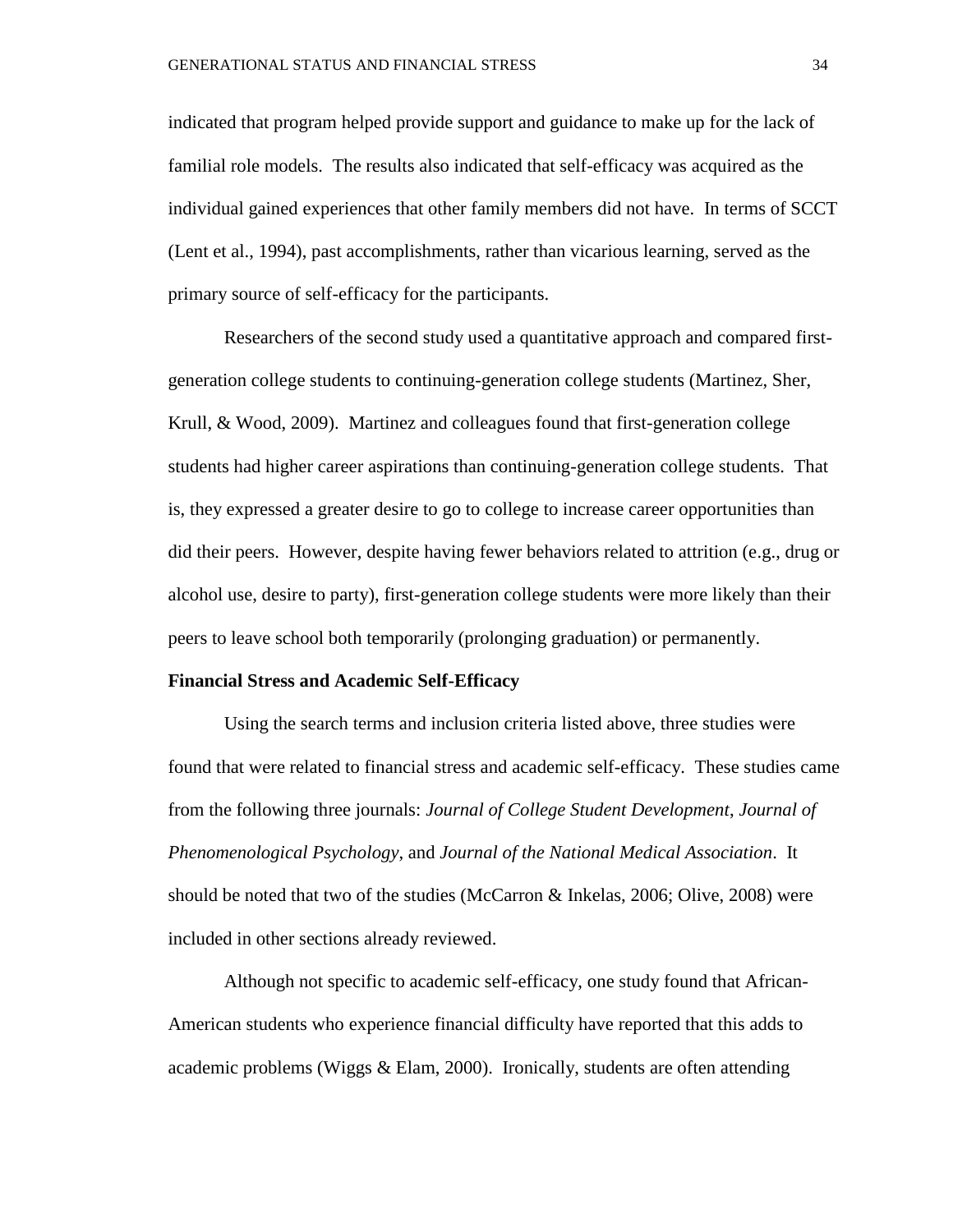indicated that program helped provide support and guidance to make up for the lack of familial role models. The results also indicated that self-efficacy was acquired as the individual gained experiences that other family members did not have. In terms of SCCT (Lent et al., 1994), past accomplishments, rather than vicarious learning, served as the primary source of self-efficacy for the participants.

Researchers of the second study used a quantitative approach and compared first-generation college students to continuing-generation college students (Martinez, Sher, Krull, & Wood, 2009). Martinez and colleagues found that first-generation college students had higher career aspirations than continuing-generation college students. That is, they expressed a greater desire to go to college to increase career opportunities than did their peers. However, despite having fewer behaviors related to attrition (e.g., drug or alcohol use, desire to party), first-generation college students were more likely than their peers to leave school both temporarily (prolonging graduation) or permanently.

**Financial Stress and Academic Self-Efficacy**

Using the search terms and inclusion criteria listed above, three studies were found that were related to financial stress and academic self-efficacy. These studies came from the following three journals: *Journal of College Student Development*, *Journal of Phenomenological Psychology*, and *Journal of the National Medical Association*. It should be noted that two of the studies (McCarron & Inkelas, 2006; Olive, 2008) were included in other sections already reviewed.

Although not specific to academic self-efficacy, one study found that African-American students who experience financial difficulty have reported that this adds to academic problems (Wiggs & Elam, 2000). Ironically, students are often attending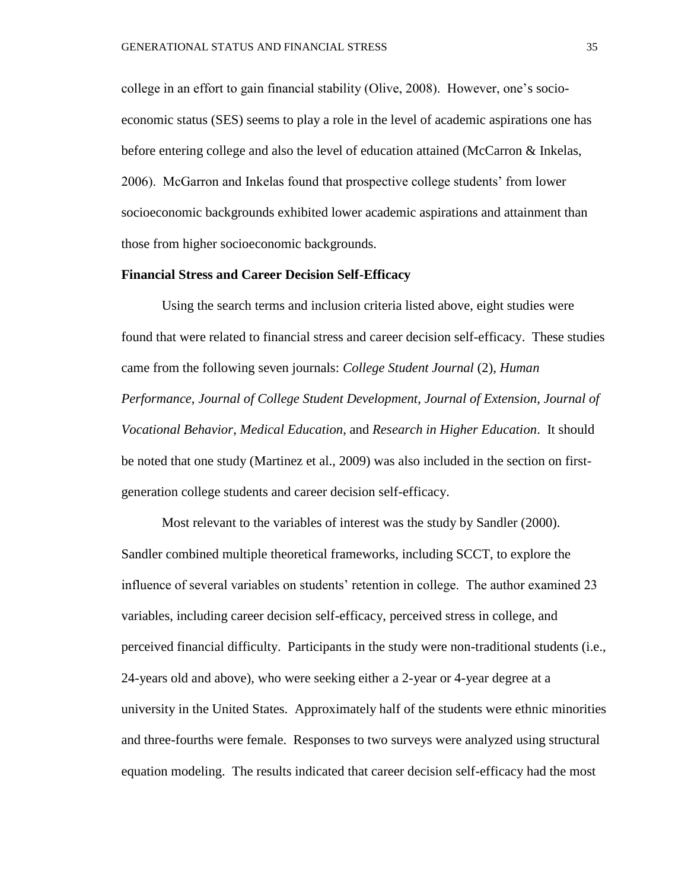college in an effort to gain financial stability (Olive, 2008). However, one's socio-economic status (SES) seems to play a role in the level of academic aspirations one has before entering college and also the level of education attained (McCarron & Inkelas, 2006). McGarron and Inkelas found that prospective college students' from lower socioeconomic backgrounds exhibited lower academic aspirations and attainment than those from higher socioeconomic backgrounds.

**Financial Stress and Career Decision Self-Efficacy**

Using the search terms and inclusion criteria listed above, eight studies were found that were related to financial stress and career decision self-efficacy. These studies came from the following seven journals: *College Student Journal* (2), *Human Performance*, *Journal of College Student Development*, *Journal of Extension*, *Journal of Vocational Behavior*, *Medical Education*, and *Research in Higher Education*. It should be noted that one study (Martinez et al., 2009) was also included in the section on first-generation college students and career decision self-efficacy.

Most relevant to the variables of interest was the study by Sandler (2000). Sandler combined multiple theoretical frameworks, including SCCT, to explore the influence of several variables on students' retention in college. The author examined 23 variables, including career decision self-efficacy, perceived stress in college, and perceived financial difficulty. Participants in the study were non-traditional students (i.e., 24-years old and above), who were seeking either a 2-year or 4-year degree at a university in the United States. Approximately half of the students were ethnic minorities and three-fourths were female. Responses to two surveys were analyzed using structural equation modeling. The results indicated that career decision self-efficacy had the most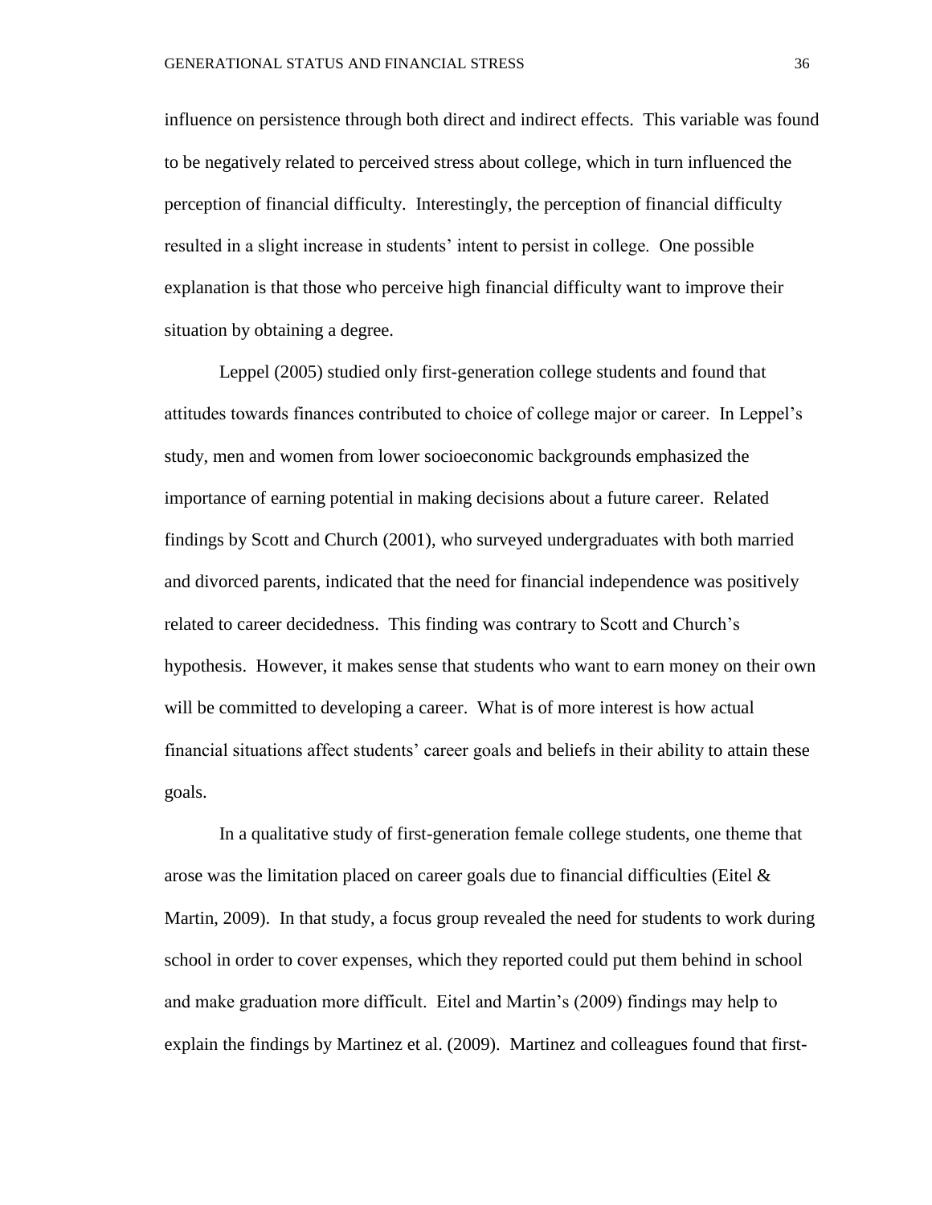influence on persistence through both direct and indirect effects. This variable was found to be negatively related to perceived stress about college, which in turn influenced the perception of financial difficulty. Interestingly, the perception of financial difficulty resulted in a slight increase in students' intent to persist in college. One possible explanation is that those who perceive high financial difficulty want to improve their situation by obtaining a degree.

Leppel (2005) studied only first-generation college students and found that attitudes towards finances contributed to choice of college major or career. In Leppel's study, men and women from lower socioeconomic backgrounds emphasized the importance of earning potential in making decisions about a future career. Related findings by Scott and Church (2001), who surveyed undergraduates with both married and divorced parents, indicated that the need for financial independence was positively related to career decidedness. This finding was contrary to Scott and Church's hypothesis. However, it makes sense that students who want to earn money on their own will be committed to developing a career. What is of more interest is how actual financial situations affect students' career goals and beliefs in their ability to attain these goals.

In a qualitative study of first-generation female college students, one theme that arose was the limitation placed on career goals due to financial difficulties (Eitel & Martin, 2009). In that study, a focus group revealed the need for students to work during school in order to cover expenses, which they reported could put them behind in school and make graduation more difficult. Eitel and Martin's (2009) findings may help to explain the findings by Martinez et al. (2009). Martinez and colleagues found that first-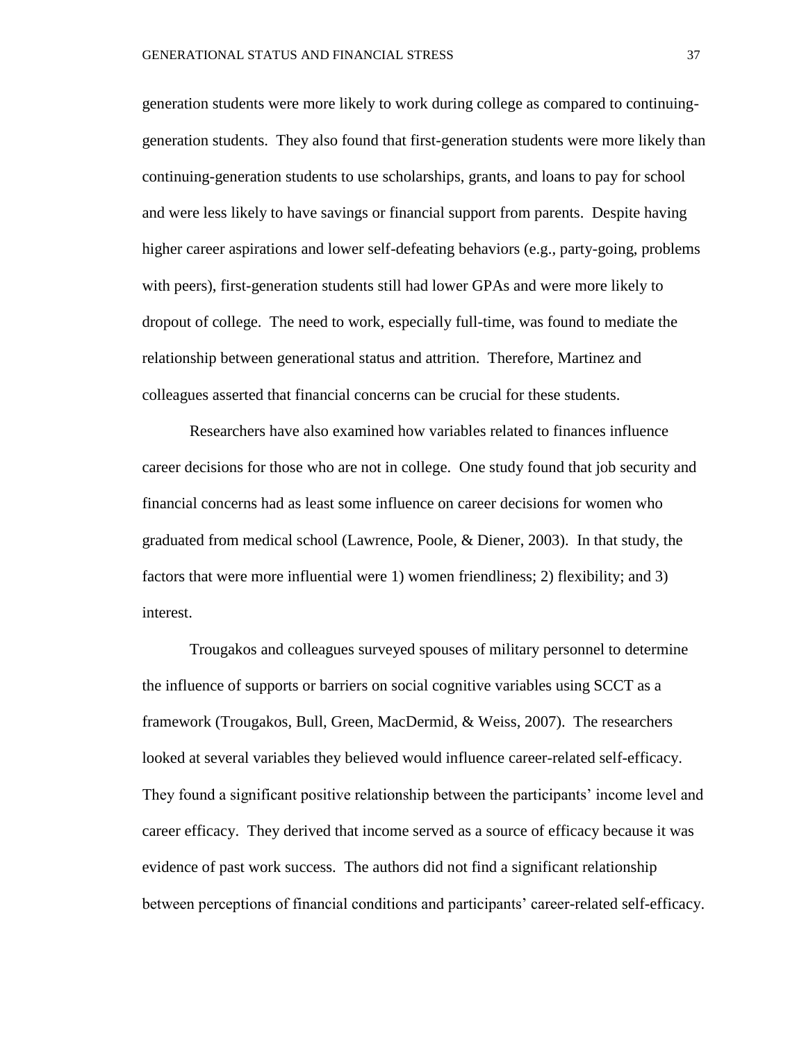generation students were more likely to work during college as compared to continuing-generation students. They also found that first-generation students were more likely than continuing-generation students to use scholarships, grants, and loans to pay for school and were less likely to have savings or financial support from parents. Despite having higher career aspirations and lower self-defeating behaviors (e.g., party-going, problems with peers), first-generation students still had lower GPAs and were more likely to dropout of college. The need to work, especially full-time, was found to mediate the relationship between generational status and attrition. Therefore, Martinez and colleagues asserted that financial concerns can be crucial for these students.

Researchers have also examined how variables related to finances influence career decisions for those who are not in college. One study found that job security and financial concerns had as least some influence on career decisions for women who graduated from medical school (Lawrence, Poole, & Diener, 2003). In that study, the factors that were more influential were 1) women friendliness; 2) flexibility; and 3) interest.

Trougakos and colleagues surveyed spouses of military personnel to determine the influence of supports or barriers on social cognitive variables using SCCT as a framework (Trougakos, Bull, Green, MacDermid, & Weiss, 2007). The researchers looked at several variables they believed would influence career-related self-efficacy. They found a significant positive relationship between the participants' income level and career efficacy. They derived that income served as a source of efficacy because it was evidence of past work success. The authors did not find a significant relationship between perceptions of financial conditions and participants' career-related self-efficacy.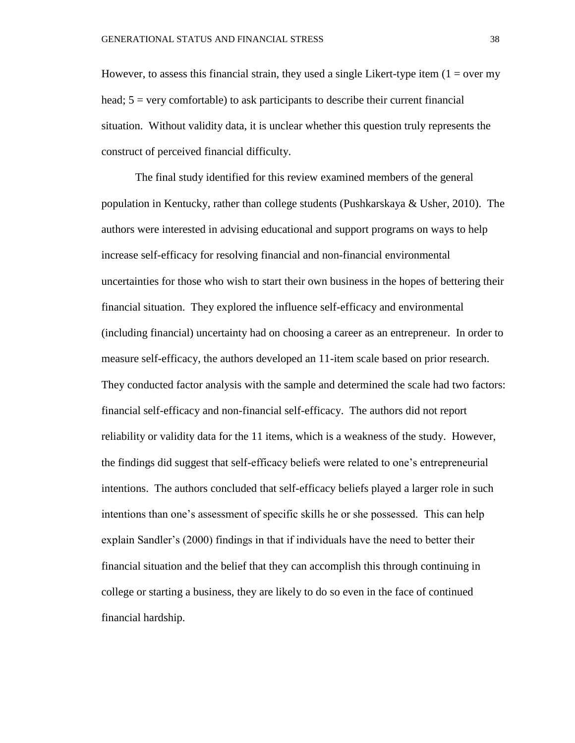However, to assess this financial strain, they used a single Likert-type item (1 = over my head; 5 = very comfortable) to ask participants to describe their current financial situation. Without validity data, it is unclear whether this question truly represents the construct of perceived financial difficulty.

The final study identified for this review examined members of the general population in Kentucky, rather than college students (Pushkarskaya & Usher, 2010). The authors were interested in advising educational and support programs on ways to help increase self-efficacy for resolving financial and non-financial environmental uncertainties for those who wish to start their own business in the hopes of bettering their financial situation. They explored the influence self-efficacy and environmental (including financial) uncertainty had on choosing a career as an entrepreneur. In order to measure self-efficacy, the authors developed an 11-item scale based on prior research. They conducted factor analysis with the sample and determined the scale had two factors: financial self-efficacy and non-financial self-efficacy. The authors did not report reliability or validity data for the 11 items, which is a weakness of the study. However, the findings did suggest that self-efficacy beliefs were related to one's entrepreneurial intentions. The authors concluded that self-efficacy beliefs played a larger role in such intentions than one's assessment of specific skills he or she possessed. This can help explain Sandler's (2000) findings in that if individuals have the need to better their financial situation and the belief that they can accomplish this through continuing in college or starting a business, they are likely to do so even in the face of continued financial hardship.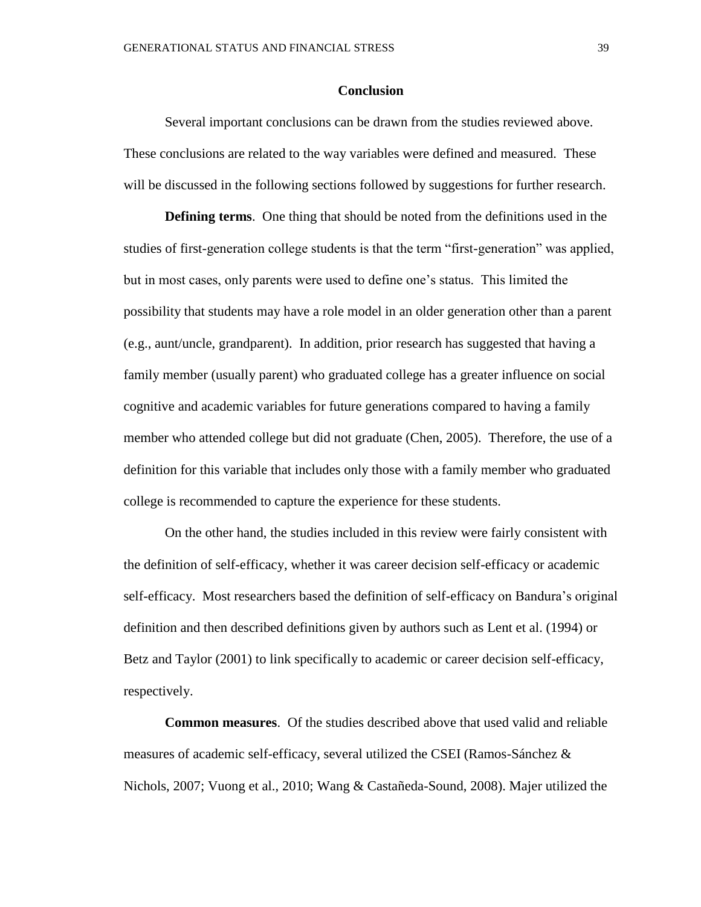## Conclusion

Several important conclusions can be drawn from the studies reviewed above. These conclusions are related to the way variables were defined and measured. These will be discussed in the following sections followed by suggestions for further research.

**Defining terms**. One thing that should be noted from the definitions used in the studies of first-generation college students is that the term "first-generation" was applied, but in most cases, only parents were used to define one's status. This limited the possibility that students may have a role model in an older generation other than a parent (e.g., aunt/uncle, grandparent). In addition, prior research has suggested that having a family member (usually parent) who graduated college has a greater influence on social cognitive and academic variables for future generations compared to having a family member who attended college but did not graduate (Chen, 2005). Therefore, the use of a definition for this variable that includes only those with a family member who graduated college is recommended to capture the experience for these students.

On the other hand, the studies included in this review were fairly consistent with the definition of self-efficacy, whether it was career decision self-efficacy or academic self-efficacy. Most researchers based the definition of self-efficacy on Bandura's original definition and then described definitions given by authors such as Lent et al. (1994) or Betz and Taylor (2001) to link specifically to academic or career decision self-efficacy, respectively.

**Common measures**. Of the studies described above that used valid and reliable measures of academic self-efficacy, several utilized the CSEI (Ramos-Sánchez & Nichols, 2007; Vuong et al., 2010; Wang & Castañeda-Sound, 2008). Majer utilized the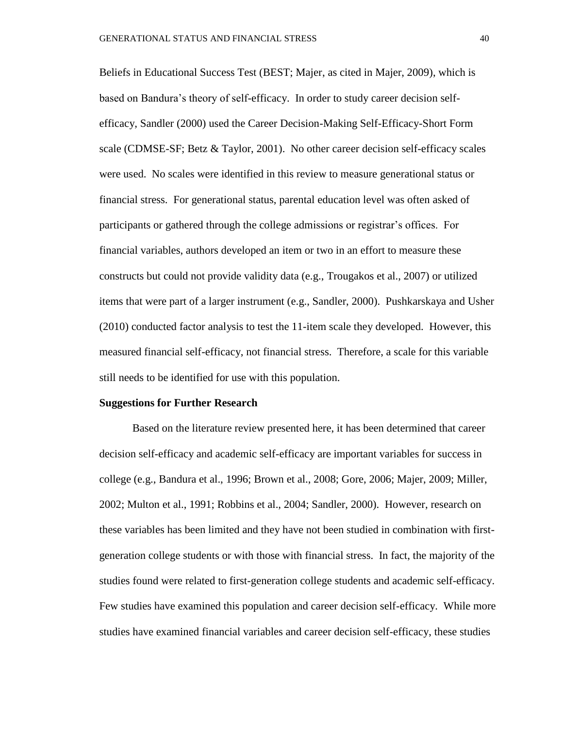Beliefs in Educational Success Test (BEST; Majer, as cited in Majer, 2009), which is based on Bandura's theory of self-efficacy. In order to study career decision self-efficacy, Sandler (2000) used the Career Decision-Making Self-Efficacy-Short Form scale (CDMSE-SF; Betz & Taylor, 2001). No other career decision self-efficacy scales were used. No scales were identified in this review to measure generational status or financial stress. For generational status, parental education level was often asked of participants or gathered through the college admissions or registrar's offices. For financial variables, authors developed an item or two in an effort to measure these constructs but could not provide validity data (e.g., Trougakos et al., 2007) or utilized items that were part of a larger instrument (e.g., Sandler, 2000). Pushkarskaya and Usher (2010) conducted factor analysis to test the 11-item scale they developed. However, this measured financial self-efficacy, not financial stress. Therefore, a scale for this variable still needs to be identified for use with this population.

## Suggestions for Further Research

Based on the literature review presented here, it has been determined that career decision self-efficacy and academic self-efficacy are important variables for success in college (e.g., Bandura et al., 1996; Brown et al., 2008; Gore, 2006; Majer, 2009; Miller, 2002; Multon et al., 1991; Robbins et al., 2004; Sandler, 2000). However, research on these variables has been limited and they have not been studied in combination with first-generation college students or with those with financial stress. In fact, the majority of the studies found were related to first-generation college students and academic self-efficacy. Few studies have examined this population and career decision self-efficacy. While more studies have examined financial variables and career decision self-efficacy, these studies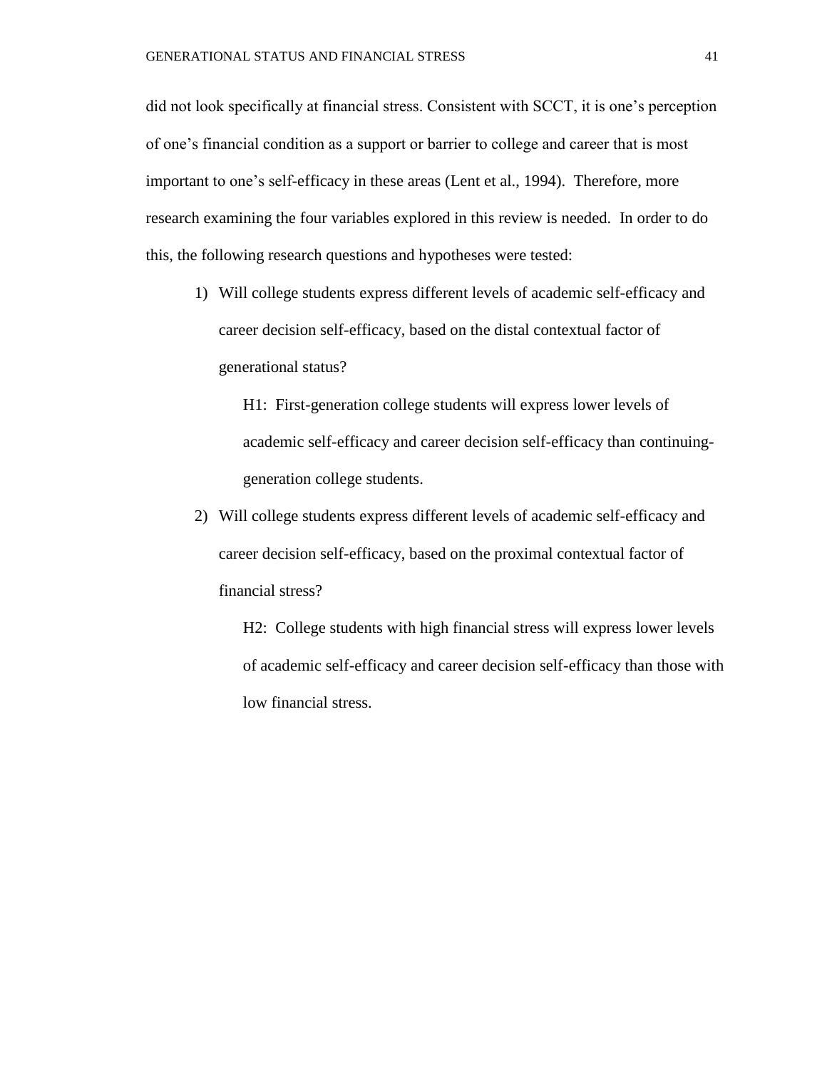did not look specifically at financial stress. Consistent with SCCT, it is one's perception of one's financial condition as a support or barrier to college and career that is most important to one's self-efficacy in these areas (Lent et al., 1994). Therefore, more research examining the four variables explored in this review is needed. In order to do this, the following research questions and hypotheses were tested:

1) Will college students express different levels of academic self-efficacy and career decision self-efficacy, based on the distal contextual factor of generational status?

    H1: First-generation college students will express lower levels of academic self-efficacy and career decision self-efficacy than continuing-generation college students.

2) Will college students express different levels of academic self-efficacy and career decision self-efficacy, based on the proximal contextual factor of financial stress?

    H2: College students with high financial stress will express lower levels of academic self-efficacy and career decision self-efficacy than those with low financial stress.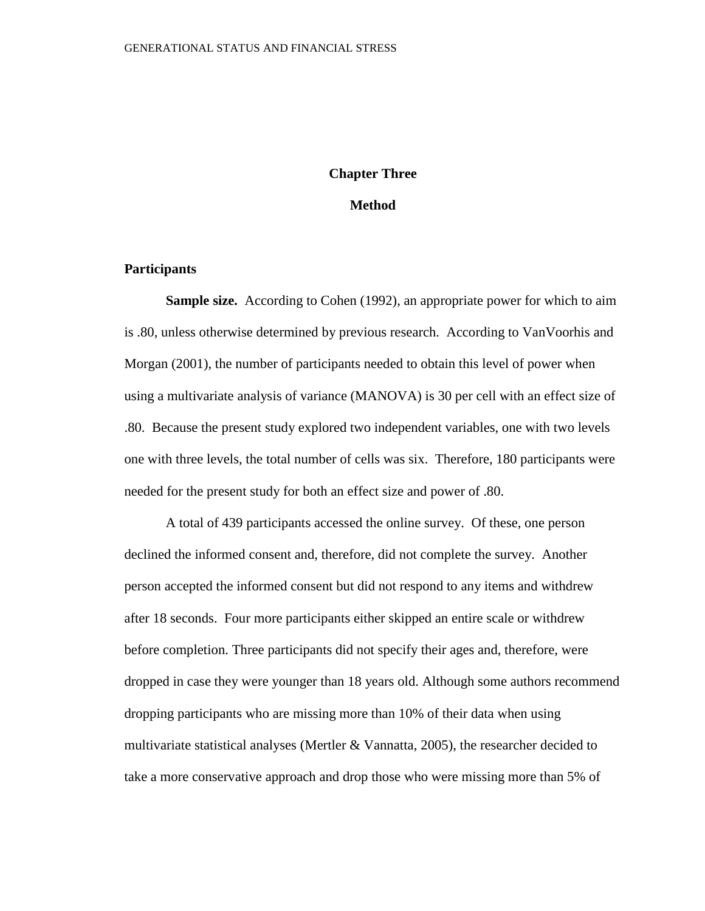# Chapter Three

# Method

## Participants

**Sample size.** According to Cohen (1992), an appropriate power for which to aim is .80, unless otherwise determined by previous research. According to VanVoorhis and Morgan (2001), the number of participants needed to obtain this level of power when using a multivariate analysis of variance (MANOVA) is 30 per cell with an effect size of .80. Because the present study explored two independent variables, one with two levels one with three levels, the total number of cells was six. Therefore, 180 participants were needed for the present study for both an effect size and power of .80.

A total of 439 participants accessed the online survey. Of these, one person declined the informed consent and, therefore, did not complete the survey. Another person accepted the informed consent but did not respond to any items and withdrew after 18 seconds. Four more participants either skipped an entire scale or withdrew before completion. Three participants did not specify their ages and, therefore, were dropped in case they were younger than 18 years old. Although some authors recommend dropping participants who are missing more than 10% of their data when using multivariate statistical analyses (Mertler & Vannatta, 2005), the researcher decided to take a more conservative approach and drop those who were missing more than 5% of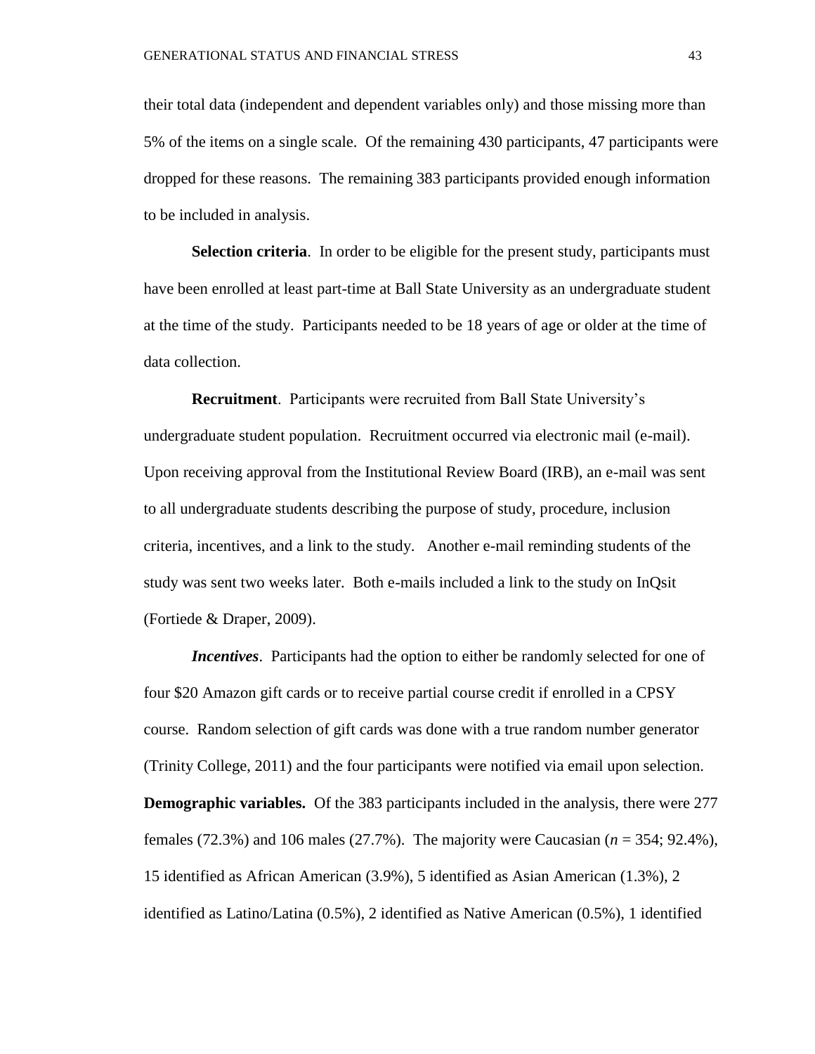their total data (independent and dependent variables only) and those missing more than 5% of the items on a single scale. Of the remaining 430 participants, 47 participants were dropped for these reasons. The remaining 383 participants provided enough information to be included in analysis.

**Selection criteria**. In order to be eligible for the present study, participants must have been enrolled at least part-time at Ball State University as an undergraduate student at the time of the study. Participants needed to be 18 years of age or older at the time of data collection.

**Recruitment**. Participants were recruited from Ball State University's undergraduate student population. Recruitment occurred via electronic mail (e-mail). Upon receiving approval from the Institutional Review Board (IRB), an e-mail was sent to all undergraduate students describing the purpose of study, procedure, inclusion criteria, incentives, and a link to the study. Another e-mail reminding students of the study was sent two weeks later. Both e-mails included a link to the study on InQsit (Fortiede & Draper, 2009).

***Incentives***. Participants had the option to either be randomly selected for one of four $20 Amazon gift cards or to receive partial course credit if enrolled in a CPSY course. Random selection of gift cards was done with a true random number generator (Trinity College, 2011) and the four participants were notified via email upon selection.

**Demographic variables.** Of the 383 participants included in the analysis, there were 277 females (72.3%) and 106 males (27.7%). The majority were Caucasian (*n* = 354; 92.4%), 15 identified as African American (3.9%), 5 identified as Asian American (1.3%), 2 identified as Latino/Latina (0.5%), 2 identified as Native American (0.5%), 1 identified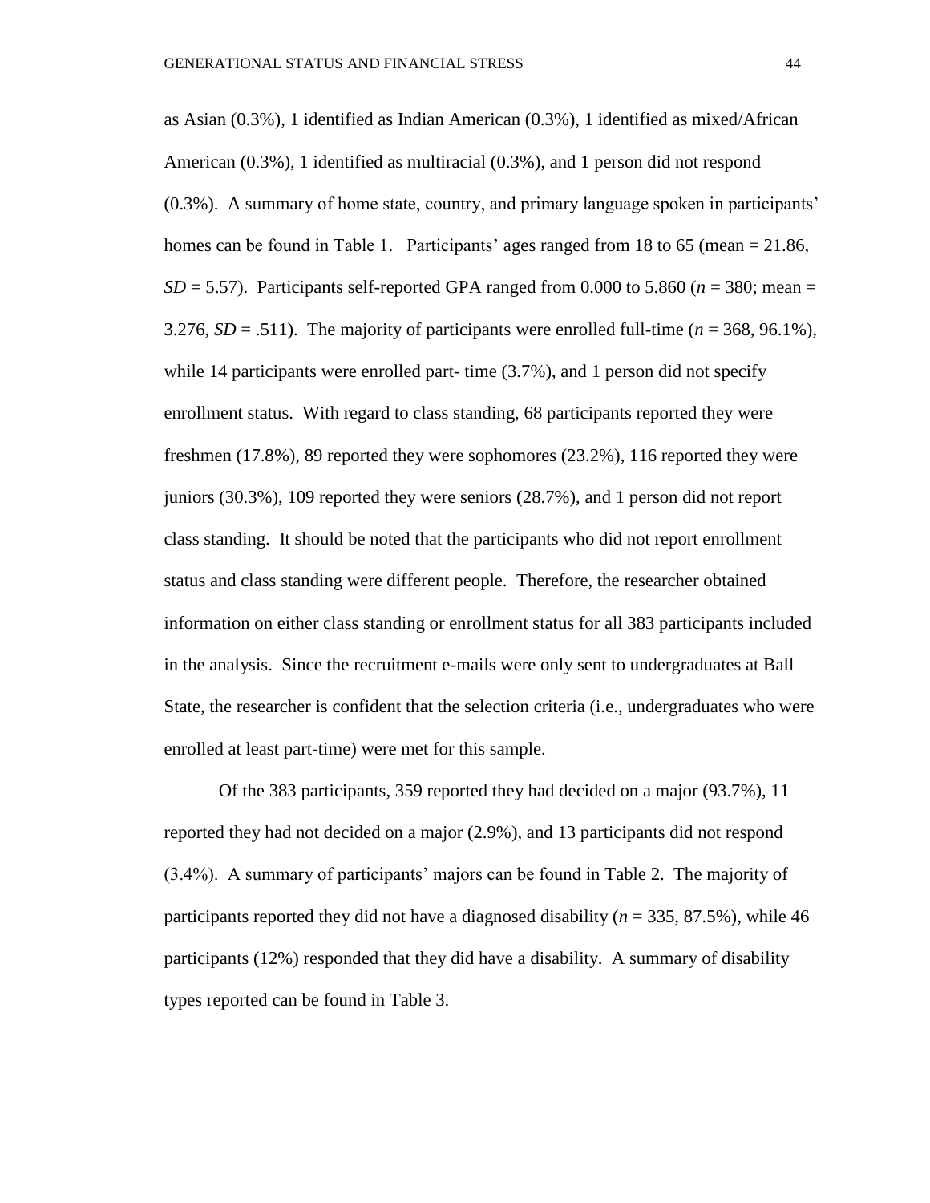as Asian (0.3%), 1 identified as Indian American (0.3%), 1 identified as mixed/African American (0.3%), 1 identified as multiracial (0.3%), and 1 person did not respond (0.3%). A summary of home state, country, and primary language spoken in participants' homes can be found in Table 1. Participants' ages ranged from 18 to 65 (mean = 21.86, *SD* = 5.57). Participants self-reported GPA ranged from 0.000 to 5.860 (*n* = 380; mean = 3.276, *SD* = .511). The majority of participants were enrolled full-time (*n* = 368, 96.1%), while 14 participants were enrolled part- time (3.7%), and 1 person did not specify enrollment status. With regard to class standing, 68 participants reported they were freshmen (17.8%), 89 reported they were sophomores (23.2%), 116 reported they were juniors (30.3%), 109 reported they were seniors (28.7%), and 1 person did not report class standing. It should be noted that the participants who did not report enrollment status and class standing were different people. Therefore, the researcher obtained information on either class standing or enrollment status for all 383 participants included in the analysis. Since the recruitment e-mails were only sent to undergraduates at Ball State, the researcher is confident that the selection criteria (i.e., undergraduates who were enrolled at least part-time) were met for this sample.

Of the 383 participants, 359 reported they had decided on a major (93.7%), 11 reported they had not decided on a major (2.9%), and 13 participants did not respond (3.4%). A summary of participants' majors can be found in Table 2. The majority of participants reported they did not have a diagnosed disability (*n* = 335, 87.5%), while 46 participants (12%) responded that they did have a disability. A summary of disability types reported can be found in Table 3.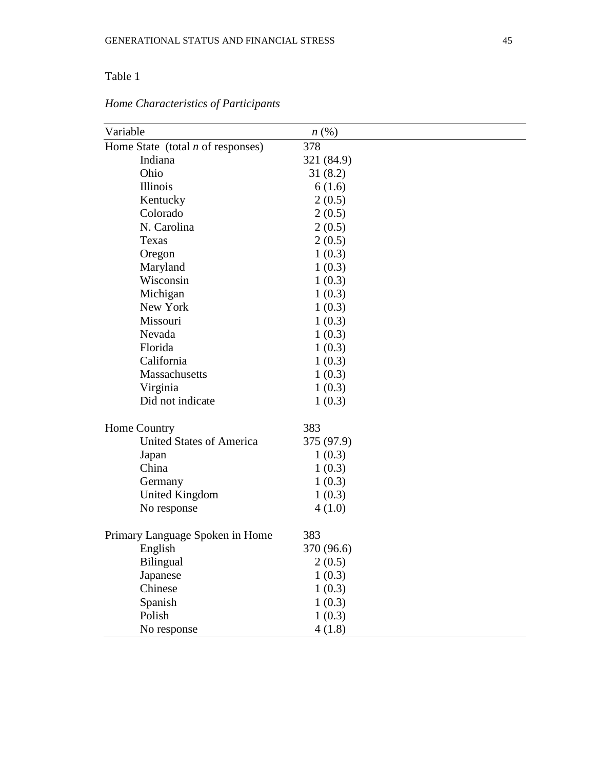Table 1

*Home Characteristics of Participants*

| Variable | *n* (%) |
|---|---|
| Home State (total *n* of responses) | 378 |
| Indiana | 321 (84.9) |
| Ohio | 31 (8.2) |
| Illinois | 6 (1.6) |
| Kentucky | 2 (0.5) |
| Colorado | 2 (0.5) |
| N. Carolina | 2 (0.5) |
| Texas | 2 (0.5) |
| Oregon | 1 (0.3) |
| Maryland | 1 (0.3) |
| Wisconsin | 1 (0.3) |
| Michigan | 1 (0.3) |
| New York | 1 (0.3) |
| Missouri | 1 (0.3) |
| Nevada | 1 (0.3) |
| Florida | 1 (0.3) |
| California | 1 (0.3) |
| Massachusetts | 1 (0.3) |
| Virginia | 1 (0.3) |
| Did not indicate | 1 (0.3) |
| | |
| Home Country | 383 |
| United States of America | 375 (97.9) |
| Japan | 1 (0.3) |
| China | 1 (0.3) |
| Germany | 1 (0.3) |
| United Kingdom | 1 (0.3) |
| No response | 4 (1.0) |
| | |
| Primary Language Spoken in Home | 383 |
| English | 370 (96.6) |
| Bilingual | 2 (0.5) |
| Japanese | 1 (0.3) |
| Chinese | 1 (0.3) |
| Spanish | 1 (0.3) |
| Polish | 1 (0.3) |
| No response | 4 (1.8) |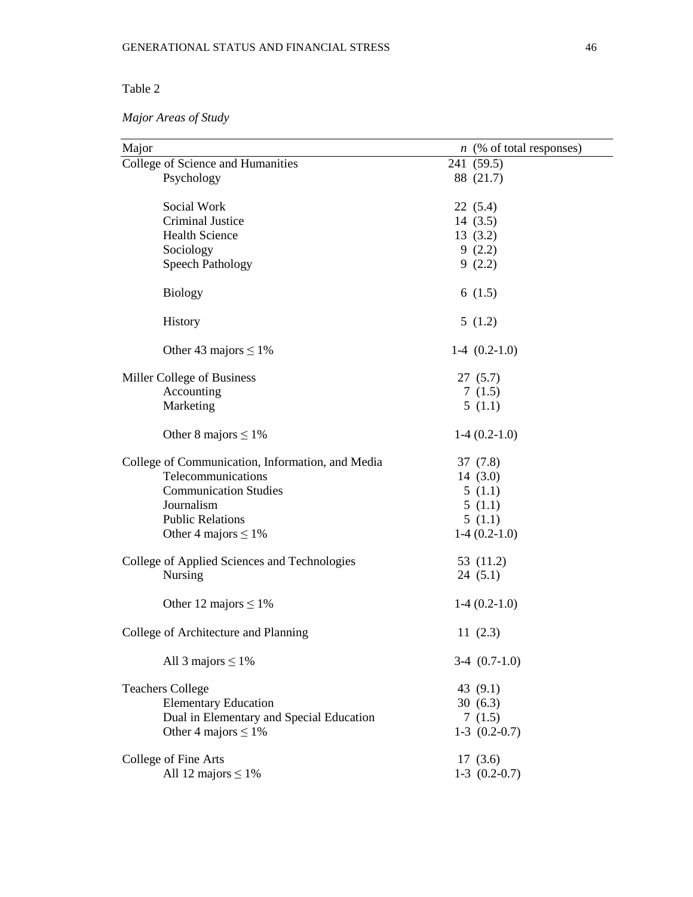Table 2

*Major Areas of Study*

| Major | *n* (% of total responses) |
|---|---|
| College of Science and Humanities | 241 (59.5) |
| Psychology | 88 (21.7) |
| Social Work | 22 (5.4) |
| Criminal Justice | 14 (3.5) |
| Health Science | 13 (3.2) |
| Sociology | 9 (2.2) |
| Speech Pathology | 9 (2.2) |
| Biology | 6 (1.5) |
| History | 5 (1.2) |
| Other 43 majors ≤ 1% | 1-4 (0.2-1.0) |
| Miller College of Business | 27 (5.7) |
| Accounting | 7 (1.5) |
| Marketing | 5 (1.1) |
| Other 8 majors ≤ 1% | 1-4 (0.2-1.0) |
| College of Communication, Information, and Media | 37 (7.8) |
| Telecommunications | 14 (3.0) |
| Communication Studies | 5 (1.1) |
| Journalism | 5 (1.1) |
| Public Relations | 5 (1.1) |
| Other 4 majors ≤ 1% | 1-4 (0.2-1.0) |
| College of Applied Sciences and Technologies | 53 (11.2) |
| Nursing | 24 (5.1) |
| Other 12 majors ≤ 1% | 1-4 (0.2-1.0) |
| College of Architecture and Planning | 11 (2.3) |
| All 3 majors ≤ 1% | 3-4 (0.7-1.0) |
| Teachers College | 43 (9.1) |
| Elementary Education | 30 (6.3) |
| Dual in Elementary and Special Education | 7 (1.5) |
| Other 4 majors ≤ 1% | 1-3 (0.2-0.7) |
| College of Fine Arts | 17 (3.6) |
| All 12 majors ≤ 1% | 1-3 (0.2-0.7) |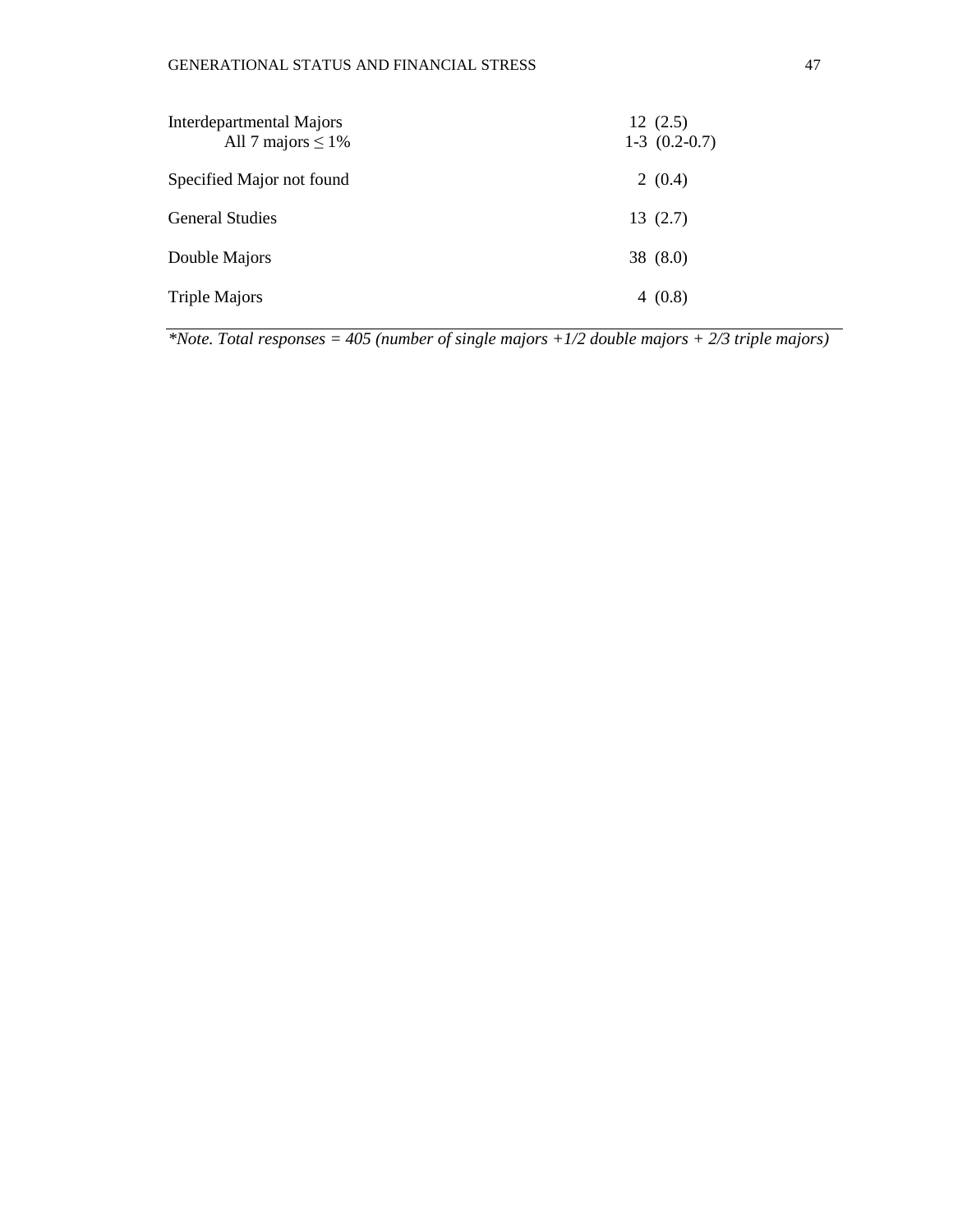| | |
|---|---|
| Interdepartmental Majors | 12 (2.5) |
| All 7 majors ≤ 1% | 1-3 (0.2-0.7) |
| Specified Major not found | 2 (0.4) |
| General Studies | 13 (2.7) |
| Double Majors | 38 (8.0) |
| Triple Majors | 4 (0.8) |

*\*Note. Total responses = 405 (number of single majors +1/2 double majors + 2/3 triple majors)*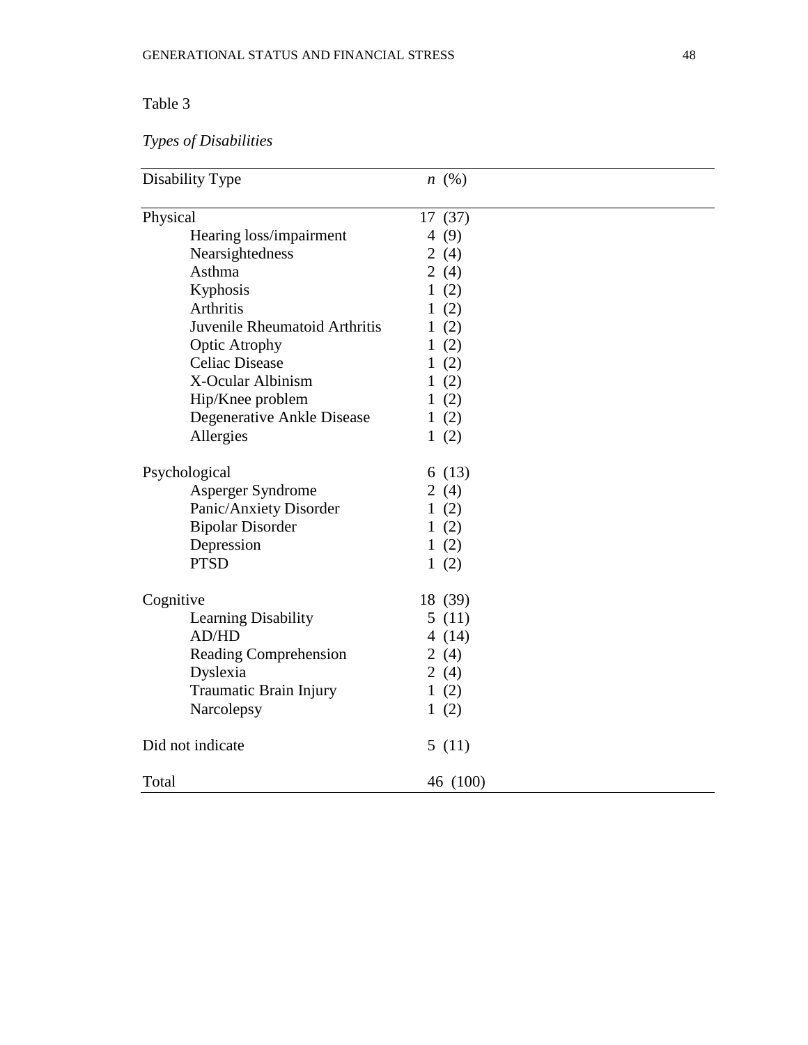Table 3

*Types of Disabilities*

| Disability Type | *n* (%) |
|---|---|
| Physical | 17 (37) |
| Hearing loss/impairment | 4 (9) |
| Nearsightedness | 2 (4) |
| Asthma | 2 (4) |
| Kyphosis | 1 (2) |
| Arthritis | 1 (2) |
| Juvenile Rheumatoid Arthritis | 1 (2) |
| Optic Atrophy | 1 (2) |
| Celiac Disease | 1 (2) |
| X-Ocular Albinism | 1 (2) |
| Hip/Knee problem | 1 (2) |
| Degenerative Ankle Disease | 1 (2) |
| Allergies | 1 (2) |
| Psychological | 6 (13) |
| Asperger Syndrome | 2 (4) |
| Panic/Anxiety Disorder | 1 (2) |
| Bipolar Disorder | 1 (2) |
| Depression | 1 (2) |
| PTSD | 1 (2) |
| Cognitive | 18 (39) |
| Learning Disability | 5 (11) |
| AD/HD | 4 (14) |
| Reading Comprehension | 2 (4) |
| Dyslexia | 2 (4) |
| Traumatic Brain Injury | 1 (2) |
| Narcolepsy | 1 (2) |
| Did not indicate | 5 (11) |
| Total | 46 (100) |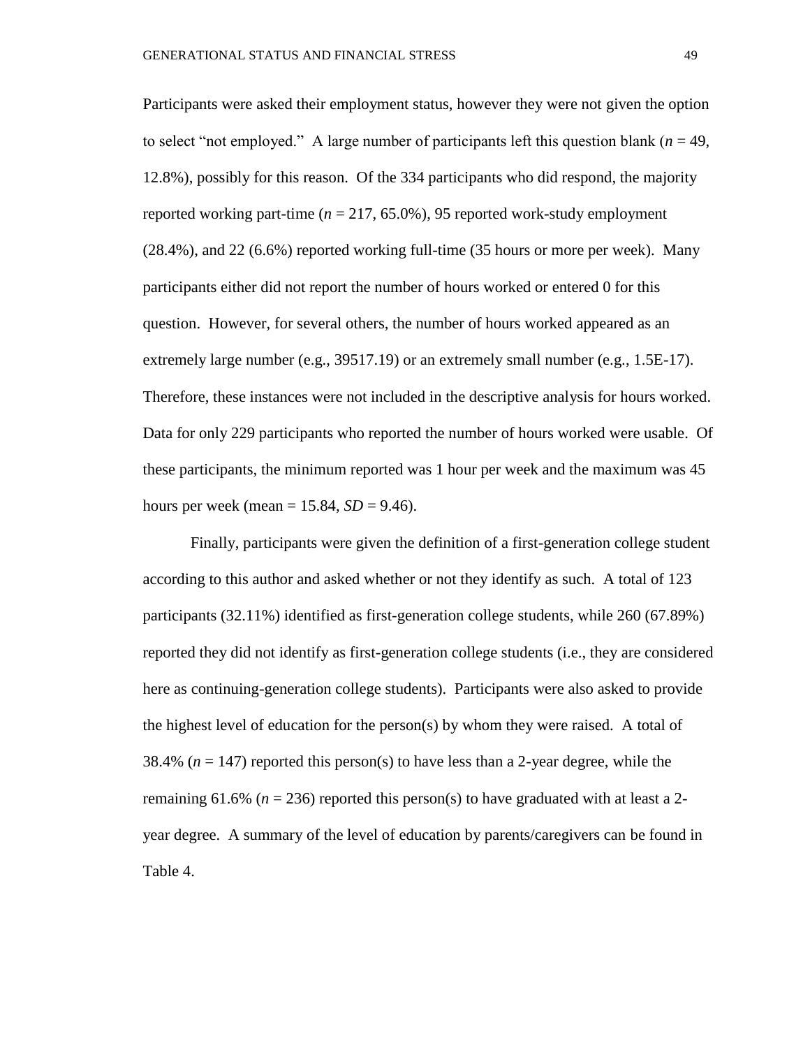Participants were asked their employment status, however they were not given the option to select "not employed." A large number of participants left this question blank ($n$ = 49, 12.8%), possibly for this reason. Of the 334 participants who did respond, the majority reported working part-time ($n$ = 217, 65.0%), 95 reported work-study employment (28.4%), and 22 (6.6%) reported working full-time (35 hours or more per week). Many participants either did not report the number of hours worked or entered 0 for this question. However, for several others, the number of hours worked appeared as an extremely large number (e.g., 39517.19) or an extremely small number (e.g., 1.5E-17). Therefore, these instances were not included in the descriptive analysis for hours worked. Data for only 229 participants who reported the number of hours worked were usable. Of these participants, the minimum reported was 1 hour per week and the maximum was 45 hours per week (mean = 15.84, $SD$ = 9.46).

Finally, participants were given the definition of a first-generation college student according to this author and asked whether or not they identify as such. A total of 123 participants (32.11%) identified as first-generation college students, while 260 (67.89%) reported they did not identify as first-generation college students (i.e., they are considered here as continuing-generation college students). Participants were also asked to provide the highest level of education for the person(s) by whom they were raised. A total of 38.4% ($n$ = 147) reported this person(s) to have less than a 2-year degree, while the remaining 61.6% ($n$ = 236) reported this person(s) to have graduated with at least a 2-year degree. A summary of the level of education by parents/caregivers can be found in Table 4.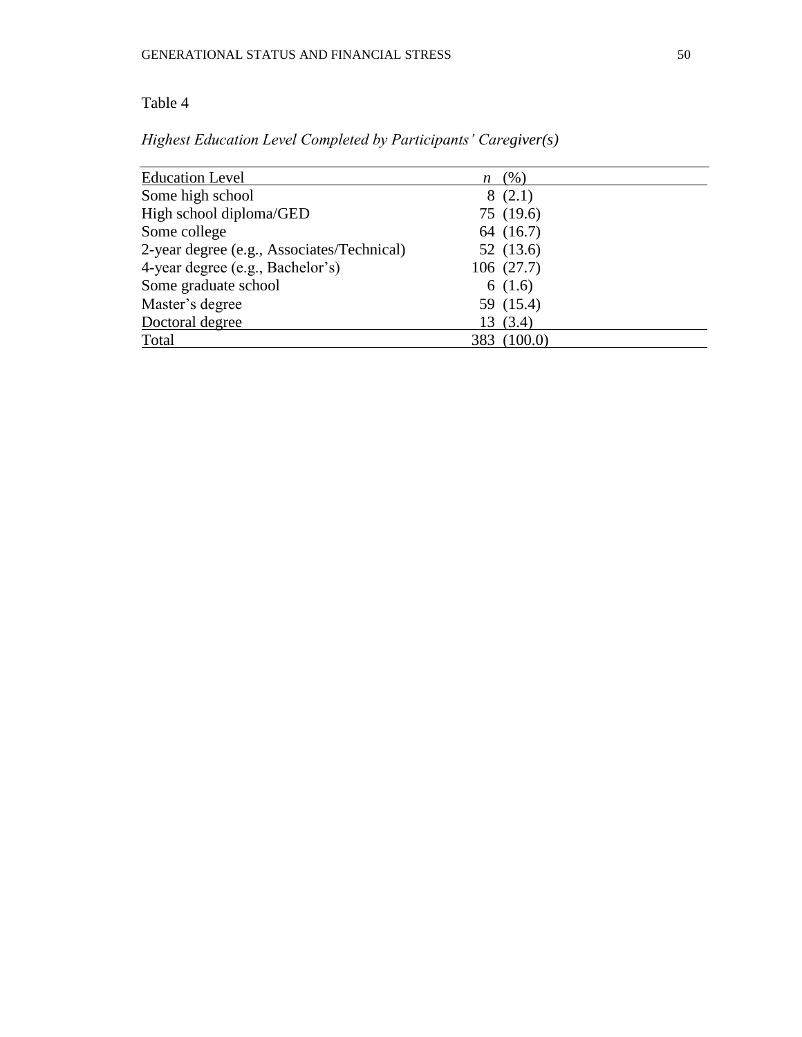Table 4

*Highest Education Level Completed by Participants' Caregiver(s)*

| Education Level | *n* (%) |
|---|---|
| Some high school | 8 (2.1) |
| High school diploma/GED | 75 (19.6) |
| Some college | 64 (16.7) |
| 2-year degree (e.g., Associates/Technical) | 52 (13.6) |
| 4-year degree (e.g., Bachelor's) | 106 (27.7) |
| Some graduate school | 6 (1.6) |
| Master's degree | 59 (15.4) |
| Doctoral degree | 13 (3.4) |
| Total | 383 (100.0) |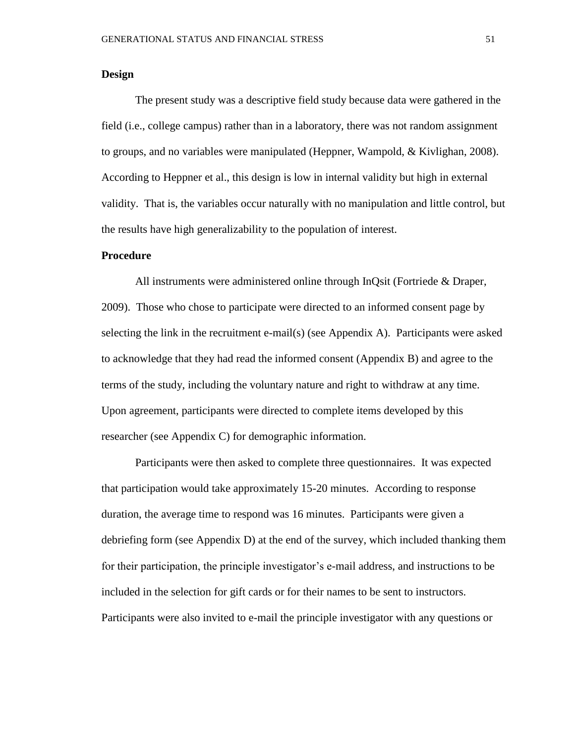## Design

The present study was a descriptive field study because data were gathered in the field (i.e., college campus) rather than in a laboratory, there was not random assignment to groups, and no variables were manipulated (Heppner, Wampold, & Kivlighan, 2008). According to Heppner et al., this design is low in internal validity but high in external validity. That is, the variables occur naturally with no manipulation and little control, but the results have high generalizability to the population of interest.

## Procedure

All instruments were administered online through InQsit (Fortriede & Draper, 2009). Those who chose to participate were directed to an informed consent page by selecting the link in the recruitment e-mail(s) (see Appendix A). Participants were asked to acknowledge that they had read the informed consent (Appendix B) and agree to the terms of the study, including the voluntary nature and right to withdraw at any time. Upon agreement, participants were directed to complete items developed by this researcher (see Appendix C) for demographic information.

Participants were then asked to complete three questionnaires. It was expected that participation would take approximately 15-20 minutes. According to response duration, the average time to respond was 16 minutes. Participants were given a debriefing form (see Appendix D) at the end of the survey, which included thanking them for their participation, the principle investigator's e-mail address, and instructions to be included in the selection for gift cards or for their names to be sent to instructors. Participants were also invited to e-mail the principle investigator with any questions or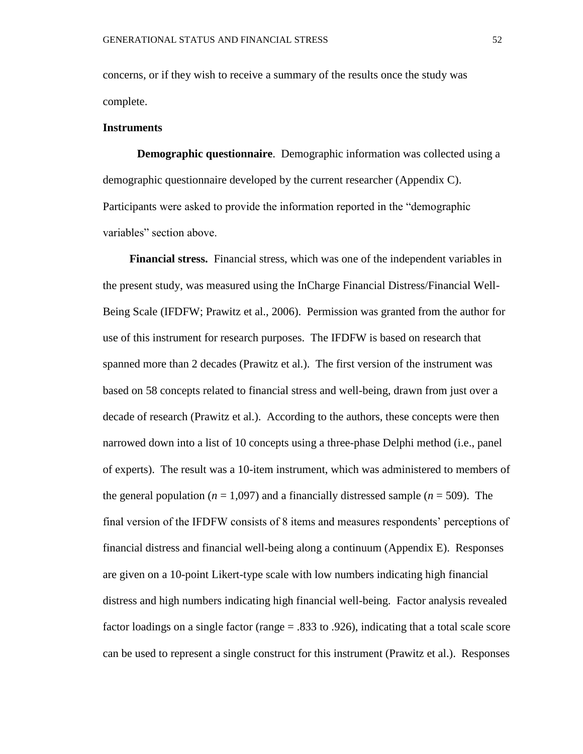concerns, or if they wish to receive a summary of the results once the study was complete.

## Instruments

**Demographic questionnaire**. Demographic information was collected using a demographic questionnaire developed by the current researcher (Appendix C). Participants were asked to provide the information reported in the “demographic variables” section above.

**Financial stress.** Financial stress, which was one of the independent variables in the present study, was measured using the InCharge Financial Distress/Financial Well-Being Scale (IFDFW; Prawitz et al., 2006). Permission was granted from the author for use of this instrument for research purposes. The IFDFW is based on research that spanned more than 2 decades (Prawitz et al.). The first version of the instrument was based on 58 concepts related to financial stress and well-being, drawn from just over a decade of research (Prawitz et al.). According to the authors, these concepts were then narrowed down into a list of 10 concepts using a three-phase Delphi method (i.e., panel of experts). The result was a 10-item instrument, which was administered to members of the general population ($n$ = 1,097) and a financially distressed sample ($n$ = 509). The final version of the IFDFW consists of 8 items and measures respondents’ perceptions of financial distress and financial well-being along a continuum (Appendix E). Responses are given on a 10-point Likert-type scale with low numbers indicating high financial distress and high numbers indicating high financial well-being. Factor analysis revealed factor loadings on a single factor (range = .833 to .926), indicating that a total scale score can be used to represent a single construct for this instrument (Prawitz et al.). Responses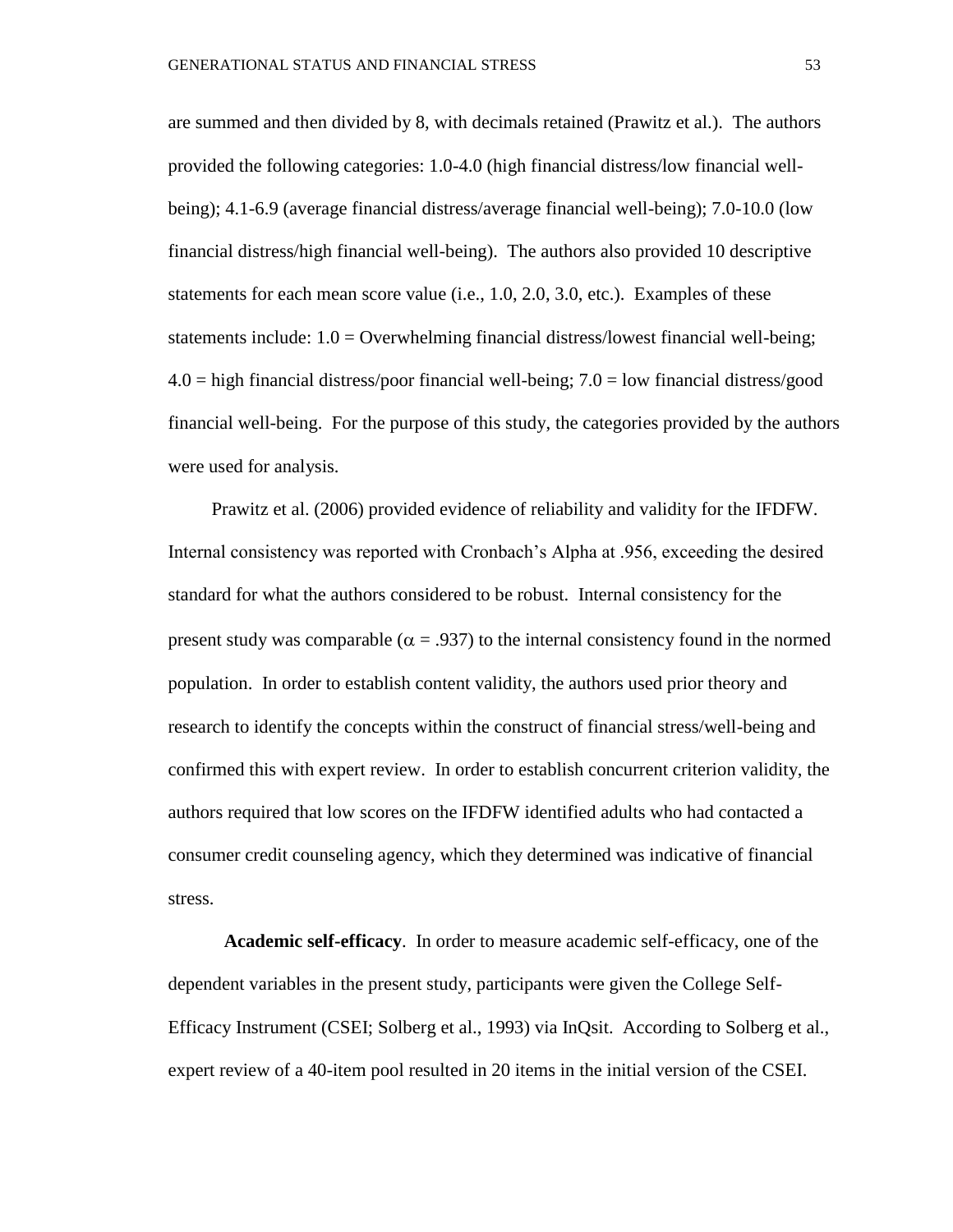are summed and then divided by 8, with decimals retained (Prawitz et al.). The authors provided the following categories: 1.0-4.0 (high financial distress/low financial well-being); 4.1-6.9 (average financial distress/average financial well-being); 7.0-10.0 (low financial distress/high financial well-being). The authors also provided 10 descriptive statements for each mean score value (i.e., 1.0, 2.0, 3.0, etc.). Examples of these statements include: 1.0 = Overwhelming financial distress/lowest financial well-being; 4.0 = high financial distress/poor financial well-being; 7.0 = low financial distress/good financial well-being. For the purpose of this study, the categories provided by the authors were used for analysis.

Prawitz et al. (2006) provided evidence of reliability and validity for the IFDFW. Internal consistency was reported with Cronbach's Alpha at .956, exceeding the desired standard for what the authors considered to be robust. Internal consistency for the present study was comparable ($\alpha = .937$) to the internal consistency found in the normed population. In order to establish content validity, the authors used prior theory and research to identify the concepts within the construct of financial stress/well-being and confirmed this with expert review. In order to establish concurrent criterion validity, the authors required that low scores on the IFDFW identified adults who had contacted a consumer credit counseling agency, which they determined was indicative of financial stress.

**Academic self-efficacy**. In order to measure academic self-efficacy, one of the dependent variables in the present study, participants were given the College Self-Efficacy Instrument (CSEI; Solberg et al., 1993) via InQsit. According to Solberg et al., expert review of a 40-item pool resulted in 20 items in the initial version of the CSEI.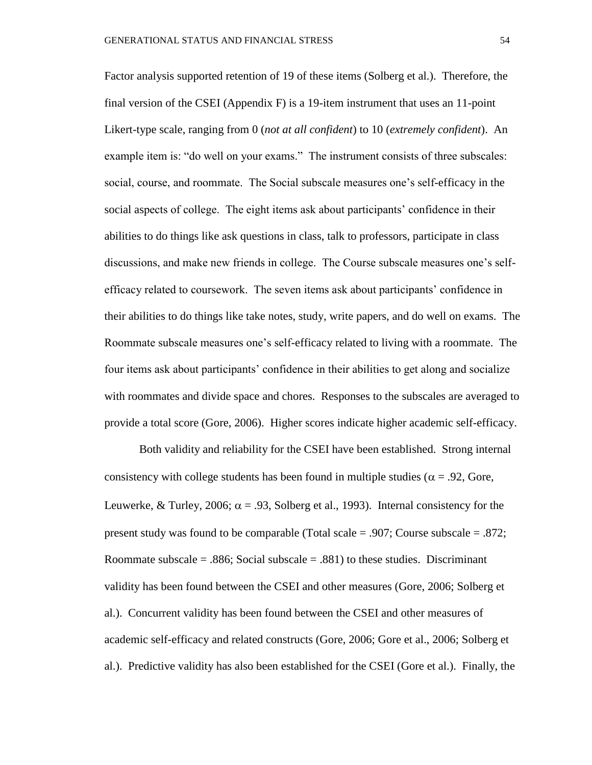Factor analysis supported retention of 19 of these items (Solberg et al.). Therefore, the final version of the CSEI (Appendix F) is a 19-item instrument that uses an 11-point Likert-type scale, ranging from 0 (*not at all confident*) to 10 (*extremely confident*). An example item is: "do well on your exams." The instrument consists of three subscales: social, course, and roommate. The Social subscale measures one's self-efficacy in the social aspects of college. The eight items ask about participants' confidence in their abilities to do things like ask questions in class, talk to professors, participate in class discussions, and make new friends in college. The Course subscale measures one's self-efficacy related to coursework. The seven items ask about participants' confidence in their abilities to do things like take notes, study, write papers, and do well on exams. The Roommate subscale measures one's self-efficacy related to living with a roommate. The four items ask about participants' confidence in their abilities to get along and socialize with roommates and divide space and chores. Responses to the subscales are averaged to provide a total score (Gore, 2006). Higher scores indicate higher academic self-efficacy.

Both validity and reliability for the CSEI have been established. Strong internal consistency with college students has been found in multiple studies ($\alpha = .92$, Gore, Leuwerke, & Turley, 2006; $\alpha = .93$, Solberg et al., 1993). Internal consistency for the present study was found to be comparable (Total scale = .907; Course subscale = .872; Roommate subscale = .886; Social subscale = .881) to these studies. Discriminant validity has been found between the CSEI and other measures (Gore, 2006; Solberg et al.). Concurrent validity has been found between the CSEI and other measures of academic self-efficacy and related constructs (Gore, 2006; Gore et al., 2006; Solberg et al.). Predictive validity has also been established for the CSEI (Gore et al.). Finally, the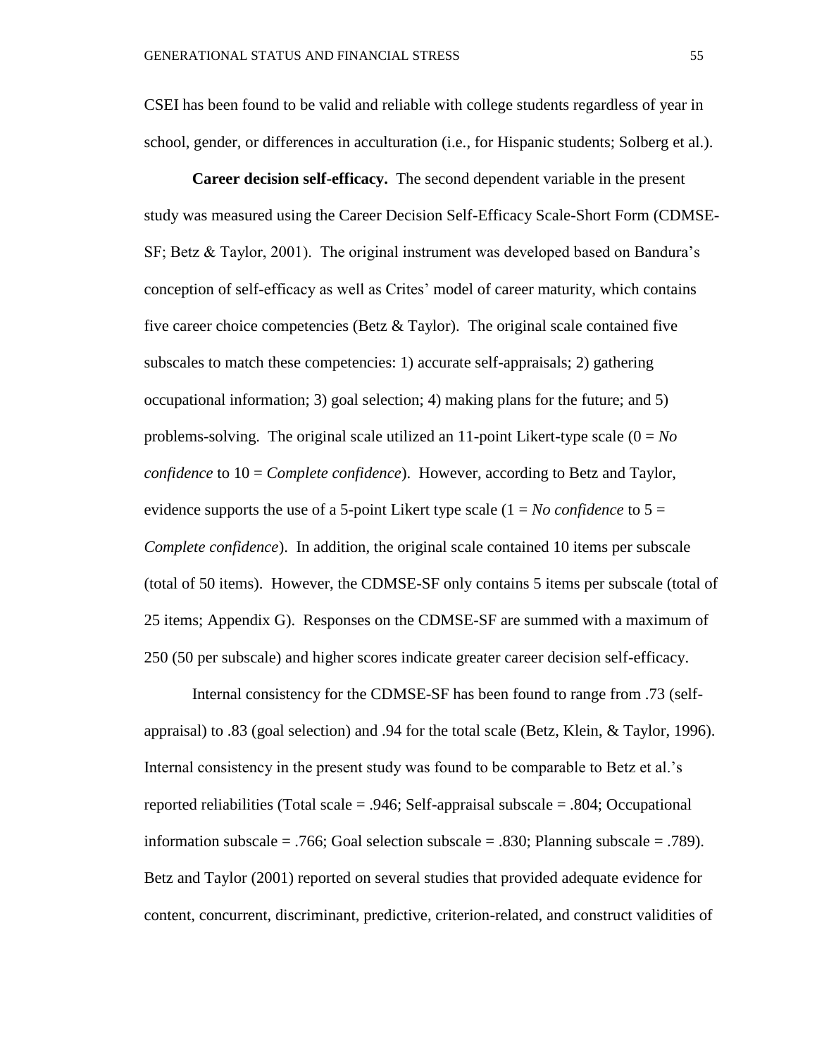CSEI has been found to be valid and reliable with college students regardless of year in school, gender, or differences in acculturation (i.e., for Hispanic students; Solberg et al.).

**Career decision self-efficacy.** The second dependent variable in the present study was measured using the Career Decision Self-Efficacy Scale-Short Form (CDMSE-SF; Betz & Taylor, 2001). The original instrument was developed based on Bandura's conception of self-efficacy as well as Crites' model of career maturity, which contains five career choice competencies (Betz & Taylor). The original scale contained five subscales to match these competencies: 1) accurate self-appraisals; 2) gathering occupational information; 3) goal selection; 4) making plans for the future; and 5) problems-solving. The original scale utilized an 11-point Likert-type scale (0 = *No confidence* to 10 = *Complete confidence*). However, according to Betz and Taylor, evidence supports the use of a 5-point Likert type scale (1 = *No confidence* to 5 = *Complete confidence*). In addition, the original scale contained 10 items per subscale (total of 50 items). However, the CDMSE-SF only contains 5 items per subscale (total of 25 items; Appendix G). Responses on the CDMSE-SF are summed with a maximum of 250 (50 per subscale) and higher scores indicate greater career decision self-efficacy.

Internal consistency for the CDMSE-SF has been found to range from .73 (self-appraisal) to .83 (goal selection) and .94 for the total scale (Betz, Klein, & Taylor, 1996). Internal consistency in the present study was found to be comparable to Betz et al.'s reported reliabilities (Total scale = .946; Self-appraisal subscale = .804; Occupational information subscale = .766; Goal selection subscale = .830; Planning subscale = .789). Betz and Taylor (2001) reported on several studies that provided adequate evidence for content, concurrent, discriminant, predictive, criterion-related, and construct validities of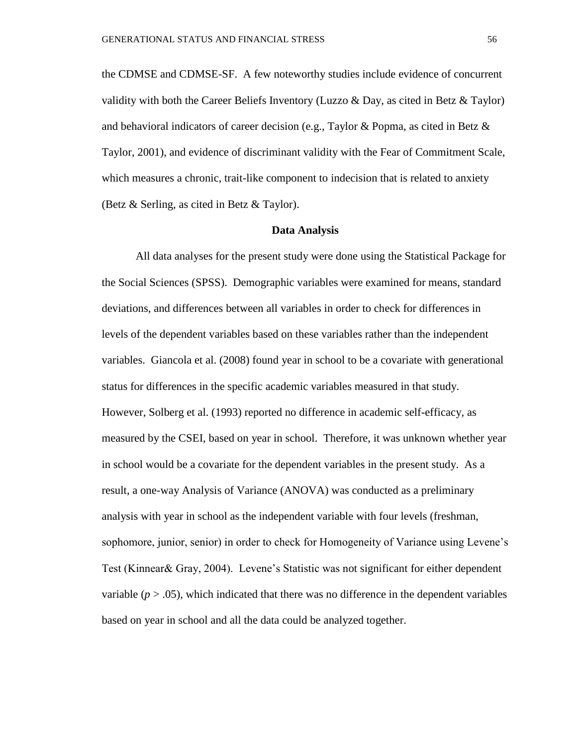the CDMSE and CDMSE-SF. A few noteworthy studies include evidence of concurrent validity with both the Career Beliefs Inventory (Luzzo & Day, as cited in Betz & Taylor) and behavioral indicators of career decision (e.g., Taylor & Popma, as cited in Betz & Taylor, 2001), and evidence of discriminant validity with the Fear of Commitment Scale, which measures a chronic, trait-like component to indecision that is related to anxiety (Betz & Serling, as cited in Betz & Taylor).

## Data Analysis

All data analyses for the present study were done using the Statistical Package for the Social Sciences (SPSS). Demographic variables were examined for means, standard deviations, and differences between all variables in order to check for differences in levels of the dependent variables based on these variables rather than the independent variables. Giancola et al. (2008) found year in school to be a covariate with generational status for differences in the specific academic variables measured in that study. However, Solberg et al. (1993) reported no difference in academic self-efficacy, as measured by the CSEI, based on year in school. Therefore, it was unknown whether year in school would be a covariate for the dependent variables in the present study. As a result, a one-way Analysis of Variance (ANOVA) was conducted as a preliminary analysis with year in school as the independent variable with four levels (freshman, sophomore, junior, senior) in order to check for Homogeneity of Variance using Levene's Test (Kinnear& Gray, 2004). Levene's Statistic was not significant for either dependent variable ($p > .05$), which indicated that there was no difference in the dependent variables based on year in school and all the data could be analyzed together.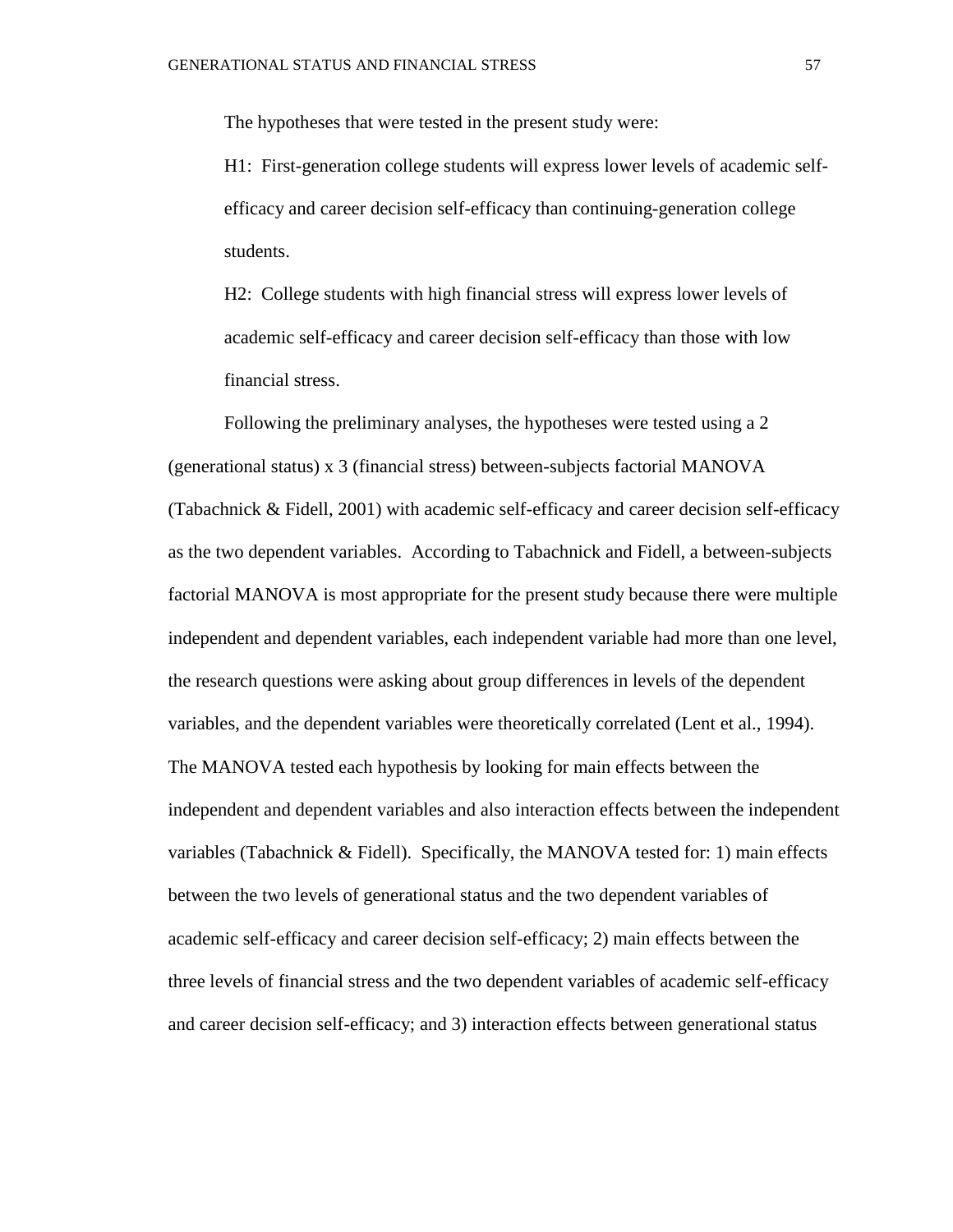The hypotheses that were tested in the present study were:

H1: First-generation college students will express lower levels of academic self-efficacy and career decision self-efficacy than continuing-generation college students.

H2: College students with high financial stress will express lower levels of academic self-efficacy and career decision self-efficacy than those with low financial stress.

Following the preliminary analyses, the hypotheses were tested using a 2 (generational status) x 3 (financial stress) between-subjects factorial MANOVA (Tabachnick & Fidell, 2001) with academic self-efficacy and career decision self-efficacy as the two dependent variables. According to Tabachnick and Fidell, a between-subjects factorial MANOVA is most appropriate for the present study because there were multiple independent and dependent variables, each independent variable had more than one level, the research questions were asking about group differences in levels of the dependent variables, and the dependent variables were theoretically correlated (Lent et al., 1994). The MANOVA tested each hypothesis by looking for main effects between the independent and dependent variables and also interaction effects between the independent variables (Tabachnick & Fidell). Specifically, the MANOVA tested for: 1) main effects between the two levels of generational status and the two dependent variables of academic self-efficacy and career decision self-efficacy; 2) main effects between the three levels of financial stress and the two dependent variables of academic self-efficacy and career decision self-efficacy; and 3) interaction effects between generational status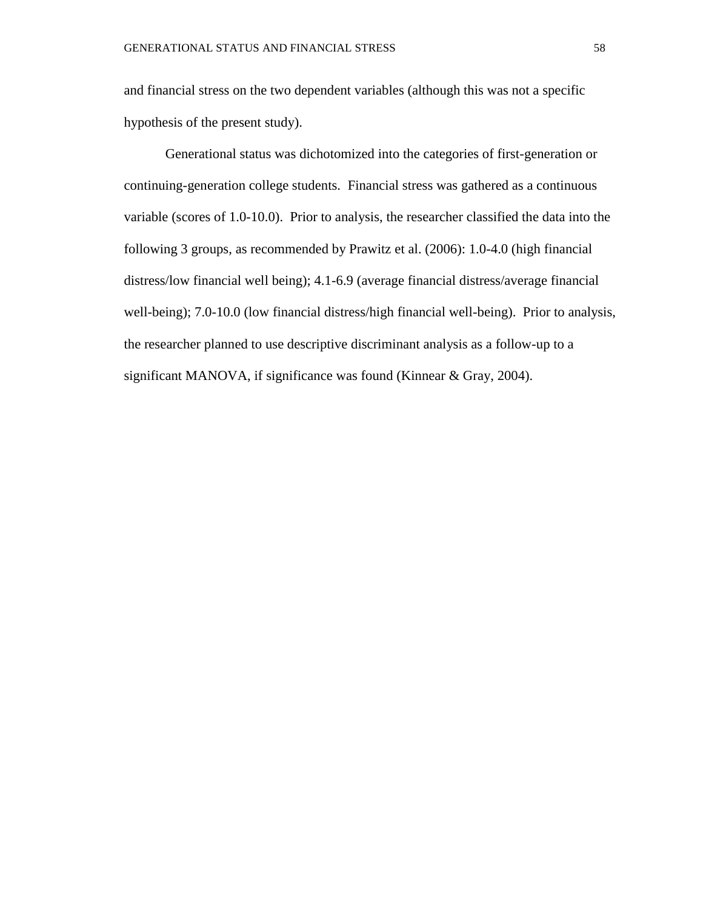and financial stress on the two dependent variables (although this was not a specific hypothesis of the present study).

Generational status was dichotomized into the categories of first-generation or continuing-generation college students. Financial stress was gathered as a continuous variable (scores of 1.0-10.0). Prior to analysis, the researcher classified the data into the following 3 groups, as recommended by Prawitz et al. (2006): 1.0-4.0 (high financial distress/low financial well being); 4.1-6.9 (average financial distress/average financial well-being); 7.0-10.0 (low financial distress/high financial well-being). Prior to analysis, the researcher planned to use descriptive discriminant analysis as a follow-up to a significant MANOVA, if significance was found (Kinnear & Gray, 2004).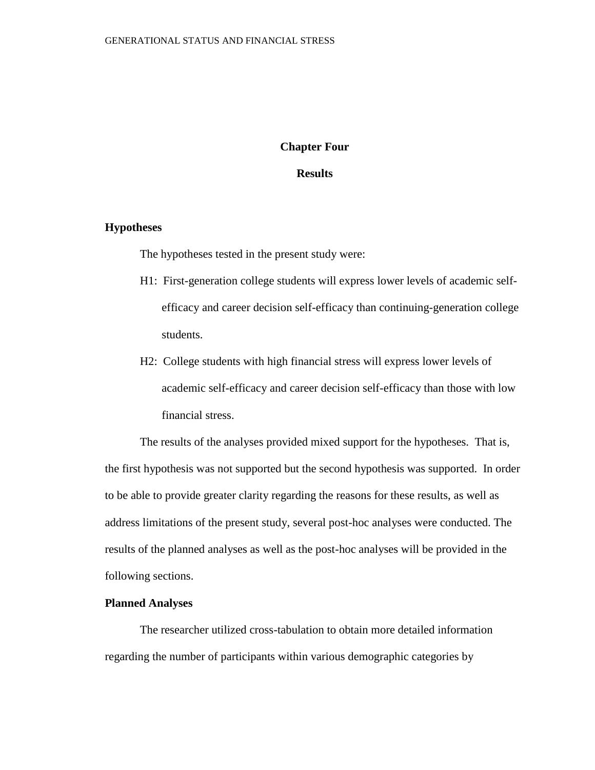# Chapter Four

# Results

## Hypotheses

The hypotheses tested in the present study were:

H1: First-generation college students will express lower levels of academic self-efficacy and career decision self-efficacy than continuing-generation college students.

H2: College students with high financial stress will express lower levels of academic self-efficacy and career decision self-efficacy than those with low financial stress.

The results of the analyses provided mixed support for the hypotheses. That is, the first hypothesis was not supported but the second hypothesis was supported. In order to be able to provide greater clarity regarding the reasons for these results, as well as address limitations of the present study, several post-hoc analyses were conducted. The results of the planned analyses as well as the post-hoc analyses will be provided in the following sections.

## Planned Analyses

The researcher utilized cross-tabulation to obtain more detailed information regarding the number of participants within various demographic categories by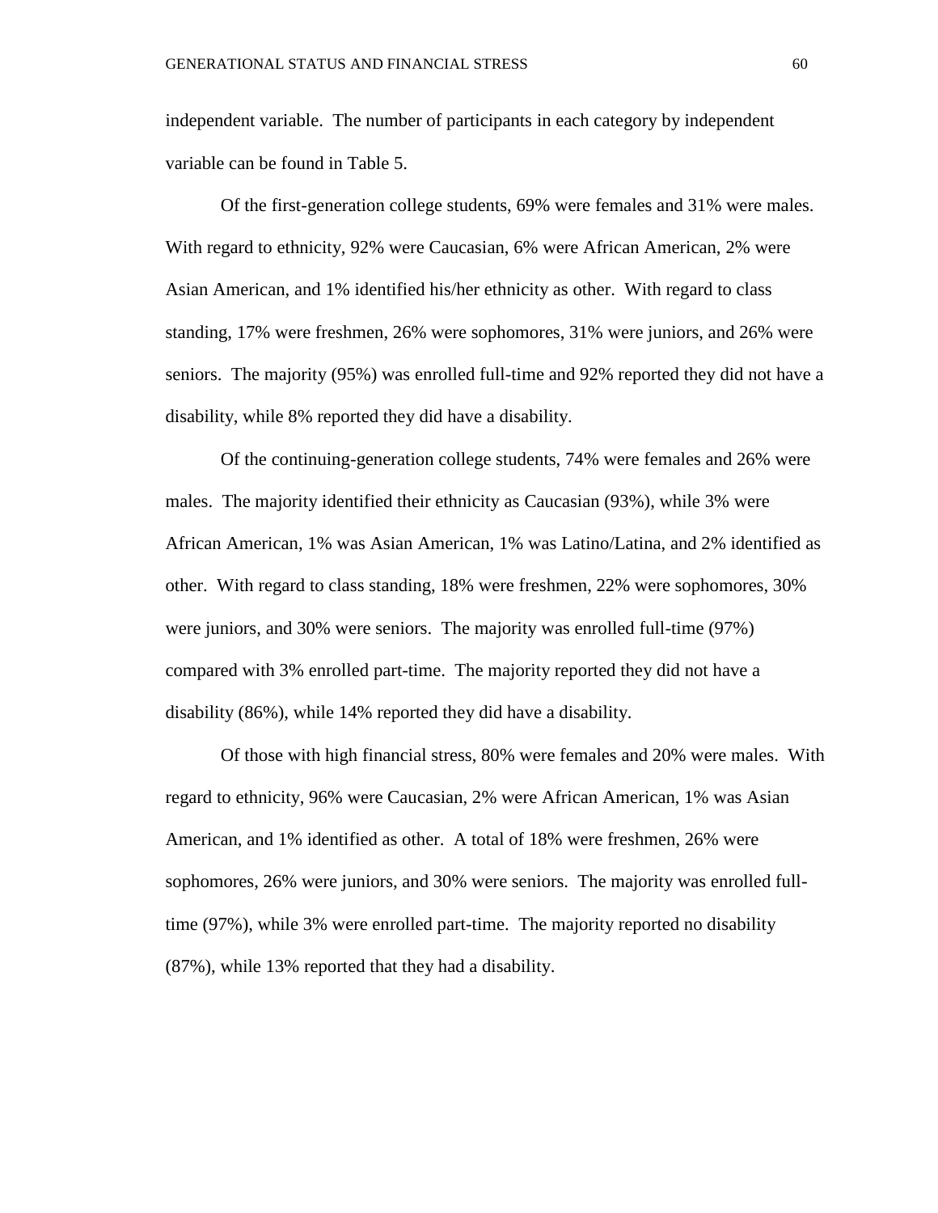independent variable. The number of participants in each category by independent variable can be found in Table 5.

Of the first-generation college students, 69% were females and 31% were males. With regard to ethnicity, 92% were Caucasian, 6% were African American, 2% were Asian American, and 1% identified his/her ethnicity as other. With regard to class standing, 17% were freshmen, 26% were sophomores, 31% were juniors, and 26% were seniors. The majority (95%) was enrolled full-time and 92% reported they did not have a disability, while 8% reported they did have a disability.

Of the continuing-generation college students, 74% were females and 26% were males. The majority identified their ethnicity as Caucasian (93%), while 3% were African American, 1% was Asian American, 1% was Latino/Latina, and 2% identified as other. With regard to class standing, 18% were freshmen, 22% were sophomores, 30% were juniors, and 30% were seniors. The majority was enrolled full-time (97%) compared with 3% enrolled part-time. The majority reported they did not have a disability (86%), while 14% reported they did have a disability.

Of those with high financial stress, 80% were females and 20% were males. With regard to ethnicity, 96% were Caucasian, 2% were African American, 1% was Asian American, and 1% identified as other. A total of 18% were freshmen, 26% were sophomores, 26% were juniors, and 30% were seniors. The majority was enrolled full-time (97%), while 3% were enrolled part-time. The majority reported no disability (87%), while 13% reported that they had a disability.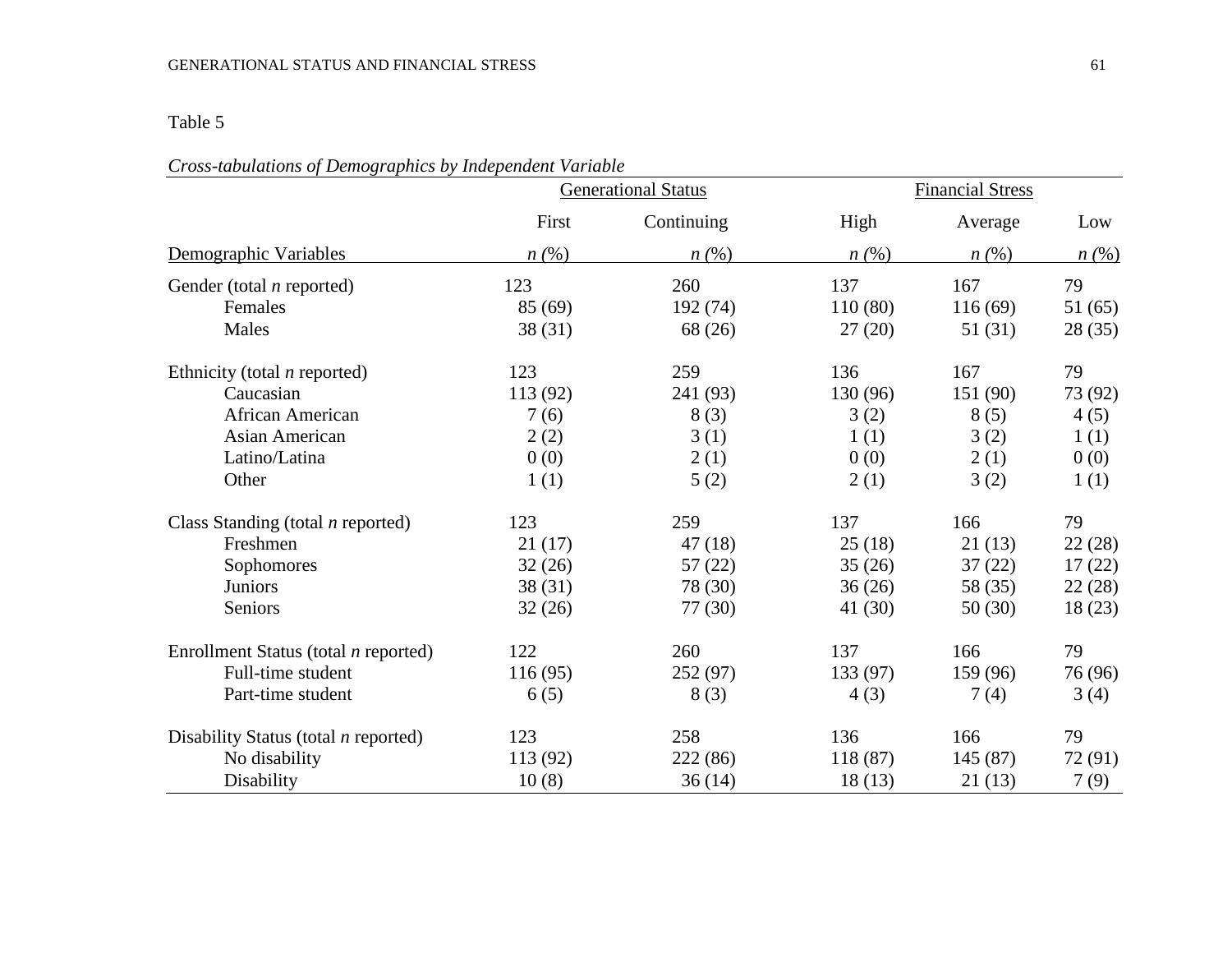Table 5

*Cross-tabulations of Demographics by Independent Variable*

| | Generational Status | | Financial Stress | | |
|---|---|---|---|---|---|
| | First | Continuing | High | Average | Low |
| Demographic Variables | *n* (%) | *n* (%) | *n* (%) | *n* (%) | *n* (%) |
| Gender (total *n* reported) | 123 | 260 | 137 | 167 | 79 |
| Females | 85 (69) | 192 (74) | 110 (80) | 116 (69) | 51 (65) |
| Males | 38 (31) | 68 (26) | 27 (20) | 51 (31) | 28 (35) |
| Ethnicity (total *n* reported) | 123 | 259 | 136 | 167 | 79 |
| Caucasian | 113 (92) | 241 (93) | 130 (96) | 151 (90) | 73 (92) |
| African American | 7 (6) | 8 (3) | 3 (2) | 8 (5) | 4 (5) |
| Asian American | 2 (2) | 3 (1) | 1 (1) | 3 (2) | 1 (1) |
| Latino/Latina | 0 (0) | 2 (1) | 0 (0) | 2 (1) | 0 (0) |
| Other | 1 (1) | 5 (2) | 2 (1) | 3 (2) | 1 (1) |
| Class Standing (total *n* reported) | 123 | 259 | 137 | 166 | 79 |
| Freshmen | 21 (17) | 47 (18) | 25 (18) | 21 (13) | 22 (28) |
| Sophomores | 32 (26) | 57 (22) | 35 (26) | 37 (22) | 17 (22) |
| Juniors | 38 (31) | 78 (30) | 36 (26) | 58 (35) | 22 (28) |
| Seniors | 32 (26) | 77 (30) | 41 (30) | 50 (30) | 18 (23) |
| Enrollment Status (total *n* reported) | 122 | 260 | 137 | 166 | 79 |
| Full-time student | 116 (95) | 252 (97) | 133 (97) | 159 (96) | 76 (96) |
| Part-time student | 6 (5) | 8 (3) | 4 (3) | 7 (4) | 3 (4) |
| Disability Status (total *n* reported) | 123 | 258 | 136 | 166 | 79 |
| No disability | 113 (92) | 222 (86) | 118 (87) | 145 (87) | 72 (91) |
| Disability | 10 (8) | 36 (14) | 18 (13) | 21 (13) | 7 (9) |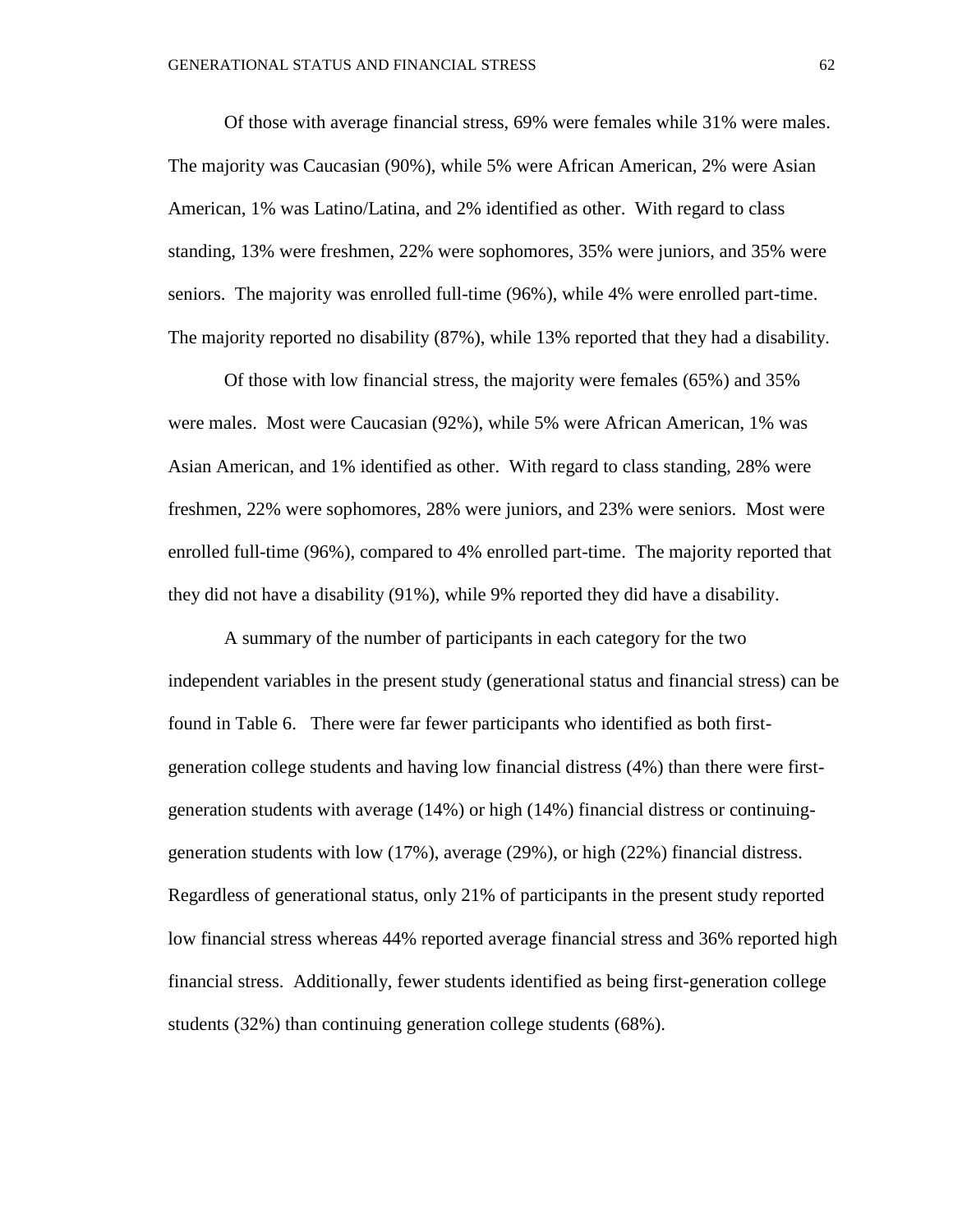Of those with average financial stress, 69% were females while 31% were males. The majority was Caucasian (90%), while 5% were African American, 2% were Asian American, 1% was Latino/Latina, and 2% identified as other. With regard to class standing, 13% were freshmen, 22% were sophomores, 35% were juniors, and 35% were seniors. The majority was enrolled full-time (96%), while 4% were enrolled part-time. The majority reported no disability (87%), while 13% reported that they had a disability.

Of those with low financial stress, the majority were females (65%) and 35% were males. Most were Caucasian (92%), while 5% were African American, 1% was Asian American, and 1% identified as other. With regard to class standing, 28% were freshmen, 22% were sophomores, 28% were juniors, and 23% were seniors. Most were enrolled full-time (96%), compared to 4% enrolled part-time. The majority reported that they did not have a disability (91%), while 9% reported they did have a disability.

A summary of the number of participants in each category for the two independent variables in the present study (generational status and financial stress) can be found in Table 6. There were far fewer participants who identified as both first-generation college students and having low financial distress (4%) than there were first-generation students with average (14%) or high (14%) financial distress or continuing-generation students with low (17%), average (29%), or high (22%) financial distress. Regardless of generational status, only 21% of participants in the present study reported low financial stress whereas 44% reported average financial stress and 36% reported high financial stress. Additionally, fewer students identified as being first-generation college students (32%) than continuing generation college students (68%).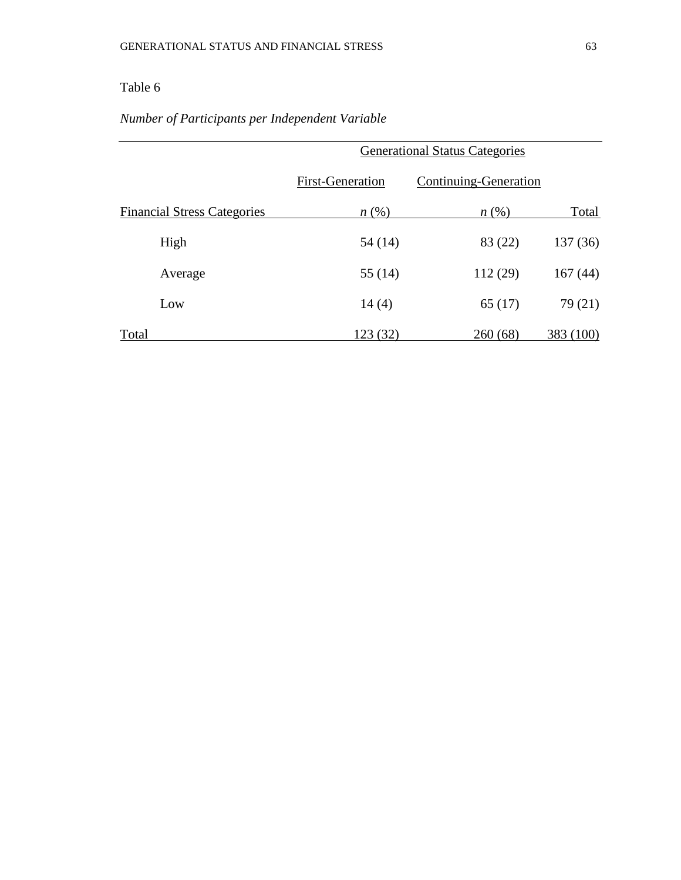Table 6

*Number of Participants per Independent Variable*

| | Generational Status Categories | | |
|---|---|---|---|
| | First-Generation | Continuing-Generation | |
| Financial Stress Categories | *n* (%) | *n* (%) | Total |
| High | 54 (14) | 83 (22) | 137 (36) |
| Average | 55 (14) | 112 (29) | 167 (44) |
| Low | 14 (4) | 65 (17) | 79 (21) |
| Total | 123 (32) | 260 (68) | 383 (100) |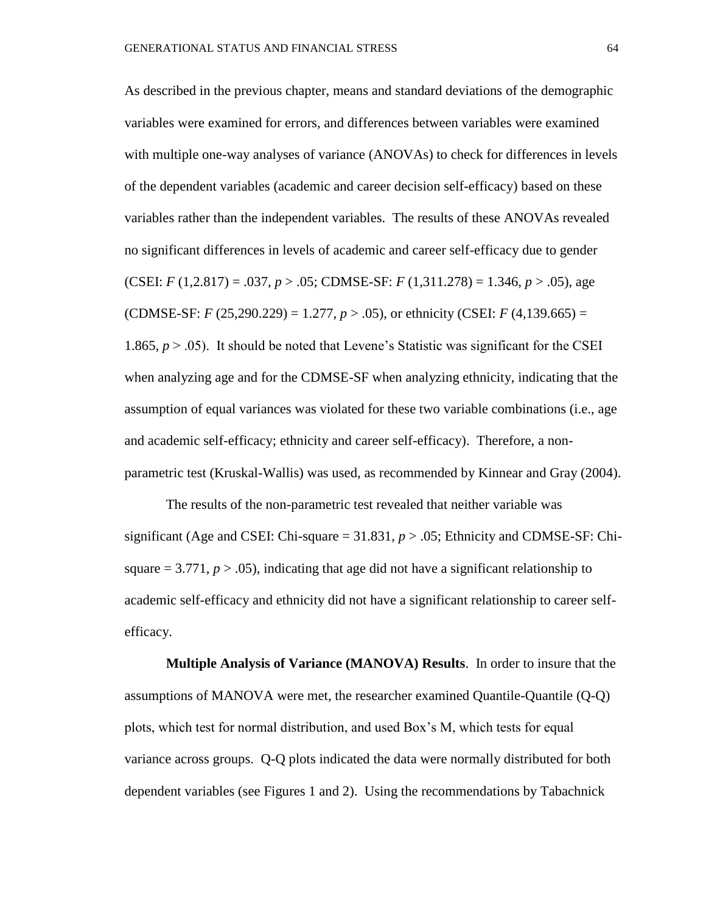As described in the previous chapter, means and standard deviations of the demographic variables were examined for errors, and differences between variables were examined with multiple one-way analyses of variance (ANOVAs) to check for differences in levels of the dependent variables (academic and career decision self-efficacy) based on these variables rather than the independent variables. The results of these ANOVAs revealed no significant differences in levels of academic and career self-efficacy due to gender (CSEI: $F$ (1,2.817) = .037, $p > .05$; CDMSE-SF: $F$ (1,311.278) = 1.346, $p > .05$), age (CDMSE-SF: $F$ (25,290.229) = 1.277, $p > .05$), or ethnicity (CSEI: $F$ (4,139.665) = 1.865, $p > .05$). It should be noted that Levene's Statistic was significant for the CSEI when analyzing age and for the CDMSE-SF when analyzing ethnicity, indicating that the assumption of equal variances was violated for these two variable combinations (i.e., age and academic self-efficacy; ethnicity and career self-efficacy). Therefore, a non-parametric test (Kruskal-Wallis) was used, as recommended by Kinnear and Gray (2004).

The results of the non-parametric test revealed that neither variable was significant (Age and CSEI: Chi-square = 31.831, $p > .05$; Ethnicity and CDMSE-SF: Chi-square = 3.771, $p > .05$), indicating that age did not have a significant relationship to academic self-efficacy and ethnicity did not have a significant relationship to career self-efficacy.

**Multiple Analysis of Variance (MANOVA) Results**. In order to insure that the assumptions of MANOVA were met, the researcher examined Quantile-Quantile (Q-Q) plots, which test for normal distribution, and used Box's M, which tests for equal variance across groups. Q-Q plots indicated the data were normally distributed for both dependent variables (see Figures 1 and 2). Using the recommendations by Tabachnick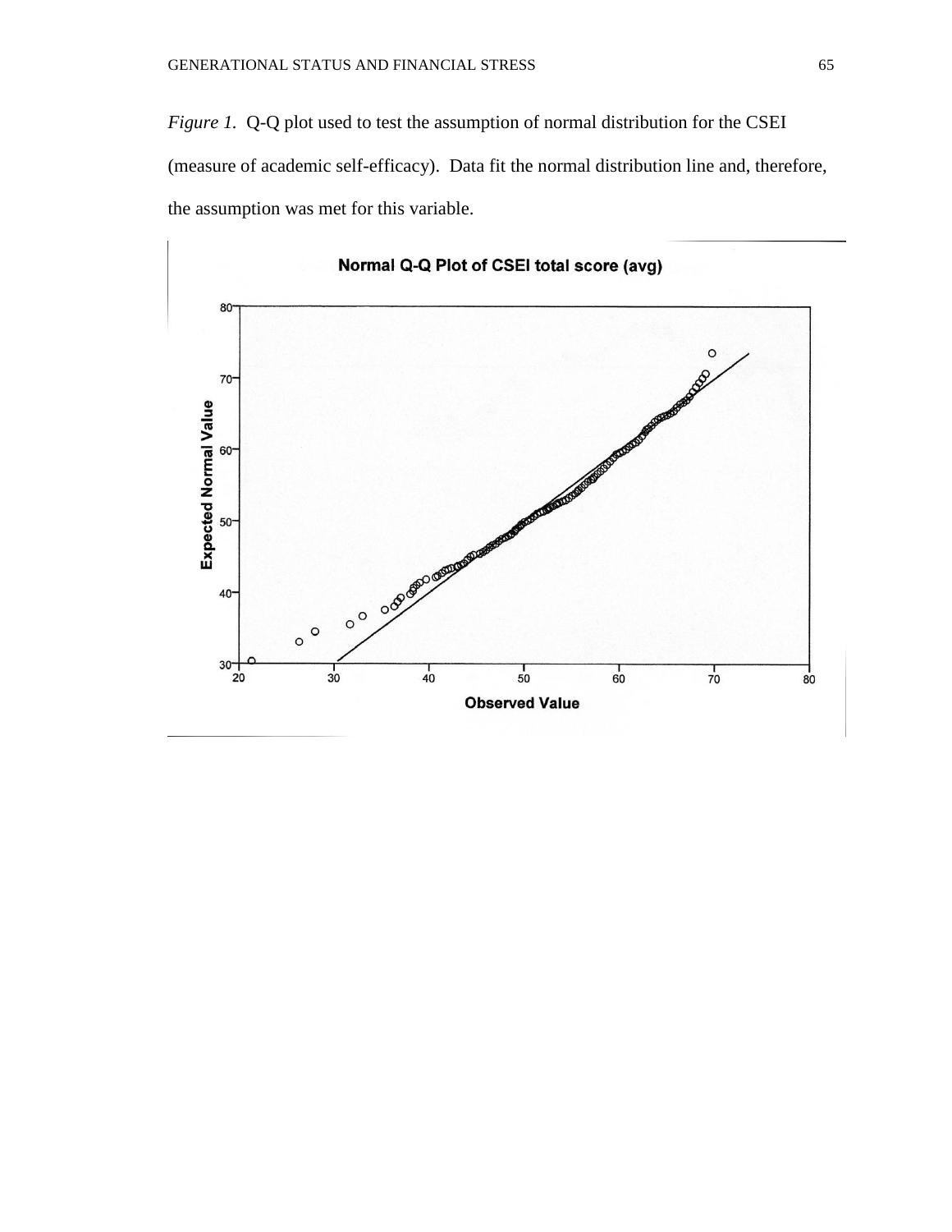*Figure 1.* Q-Q plot used to test the assumption of normal distribution for the CSEI (measure of academic self-efficacy). Data fit the normal distribution line and, therefore, the assumption was met for this variable.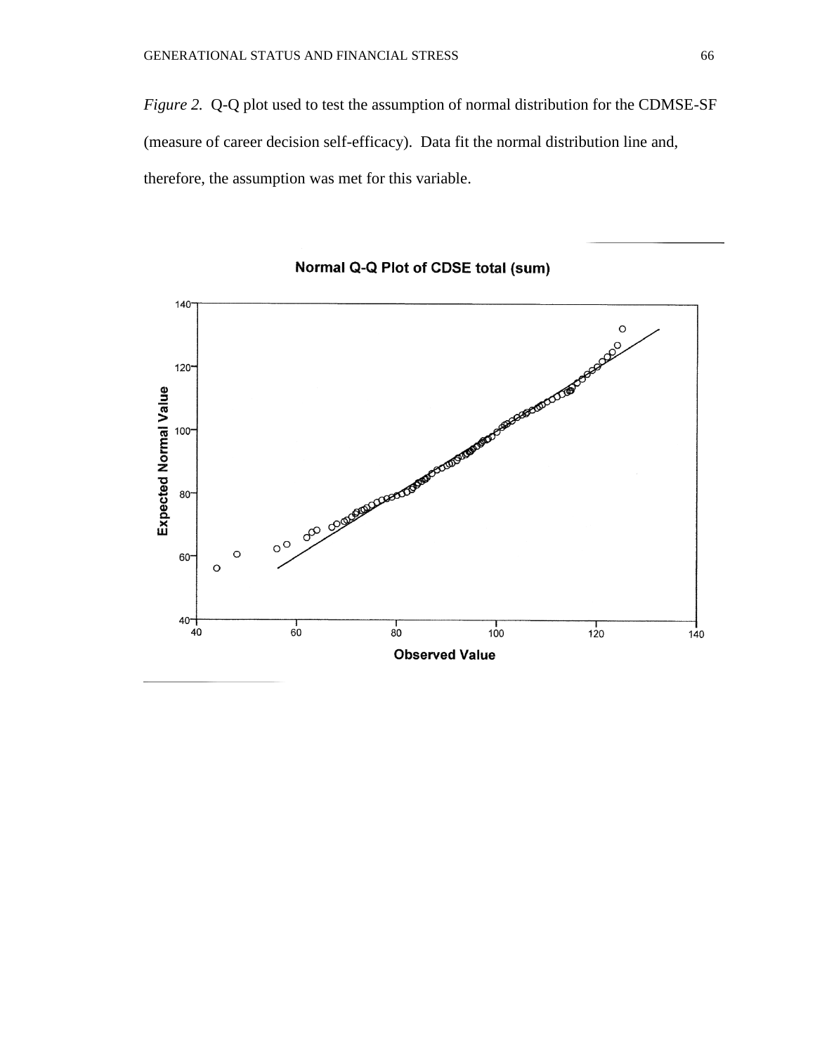*Figure 2.* Q-Q plot used to test the assumption of normal distribution for the CDMSE-SF (measure of career decision self-efficacy). Data fit the normal distribution line and, therefore, the assumption was met for this variable.

**Normal Q-Q Plot of CDSE total (sum)**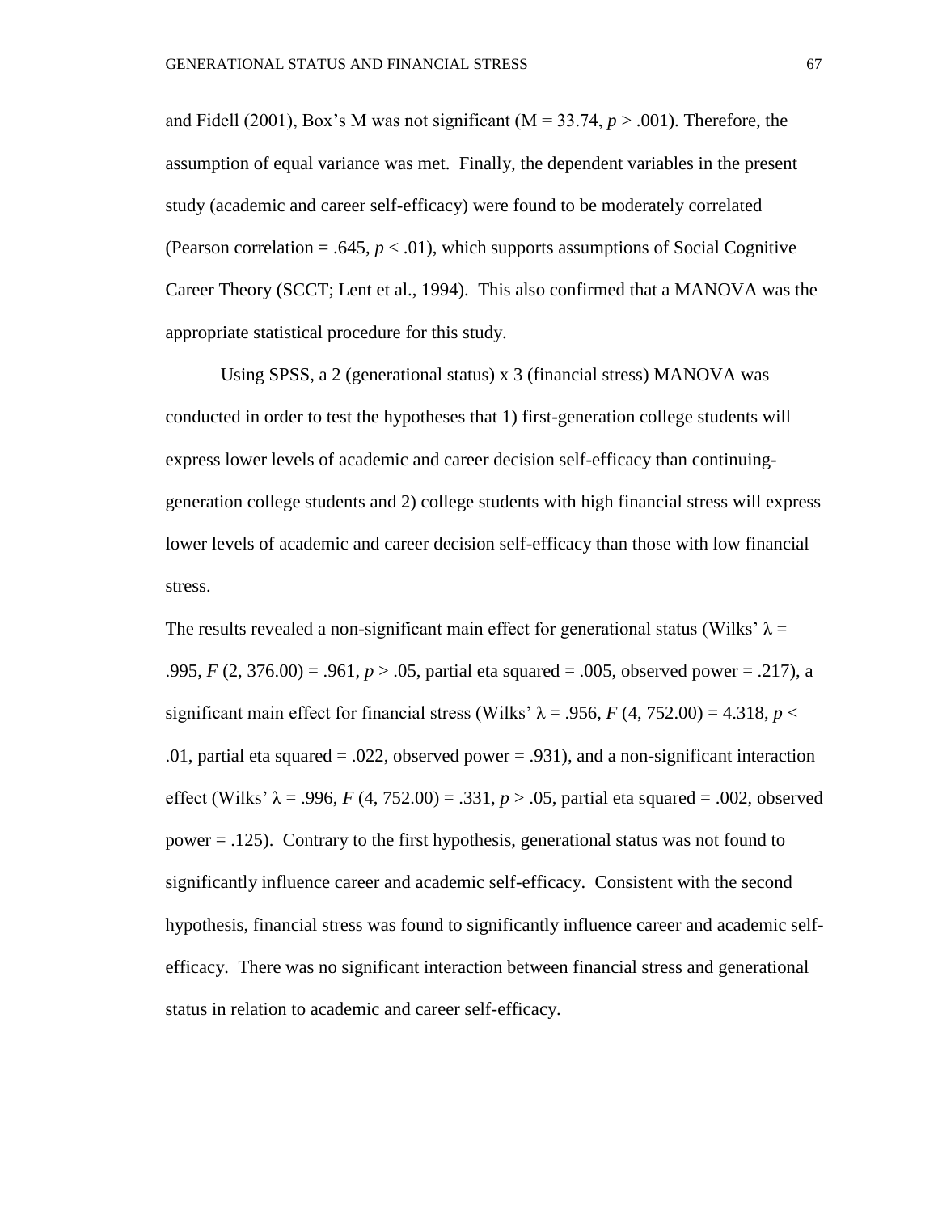and Fidell (2001), Box's M was not significant ($M = 33.74$, $p > .001$). Therefore, the assumption of equal variance was met. Finally, the dependent variables in the present study (academic and career self-efficacy) were found to be moderately correlated (Pearson correlation = .645, $p < .01$), which supports assumptions of Social Cognitive Career Theory (SCCT; Lent et al., 1994). This also confirmed that a MANOVA was the appropriate statistical procedure for this study.

Using SPSS, a 2 (generational status) x 3 (financial stress) MANOVA was conducted in order to test the hypotheses that 1) first-generation college students will express lower levels of academic and career decision self-efficacy than continuing-generation college students and 2) college students with high financial stress will express lower levels of academic and career decision self-efficacy than those with low financial stress.

The results revealed a non-significant main effect for generational status (Wilks' $\lambda = .995$, $F(2, 376.00) = .961$, $p > .05$, partial eta squared = .005, observed power = .217), a significant main effect for financial stress (Wilks' $\lambda = .956$, $F(4, 752.00) = 4.318$, $p < .01$, partial eta squared = .022, observed power = .931), and a non-significant interaction effect (Wilks' $\lambda = .996$, $F(4, 752.00) = .331$, $p > .05$, partial eta squared = .002, observed power = .125). Contrary to the first hypothesis, generational status was not found to significantly influence career and academic self-efficacy. Consistent with the second hypothesis, financial stress was found to significantly influence career and academic self-efficacy. There was no significant interaction between financial stress and generational status in relation to academic and career self-efficacy.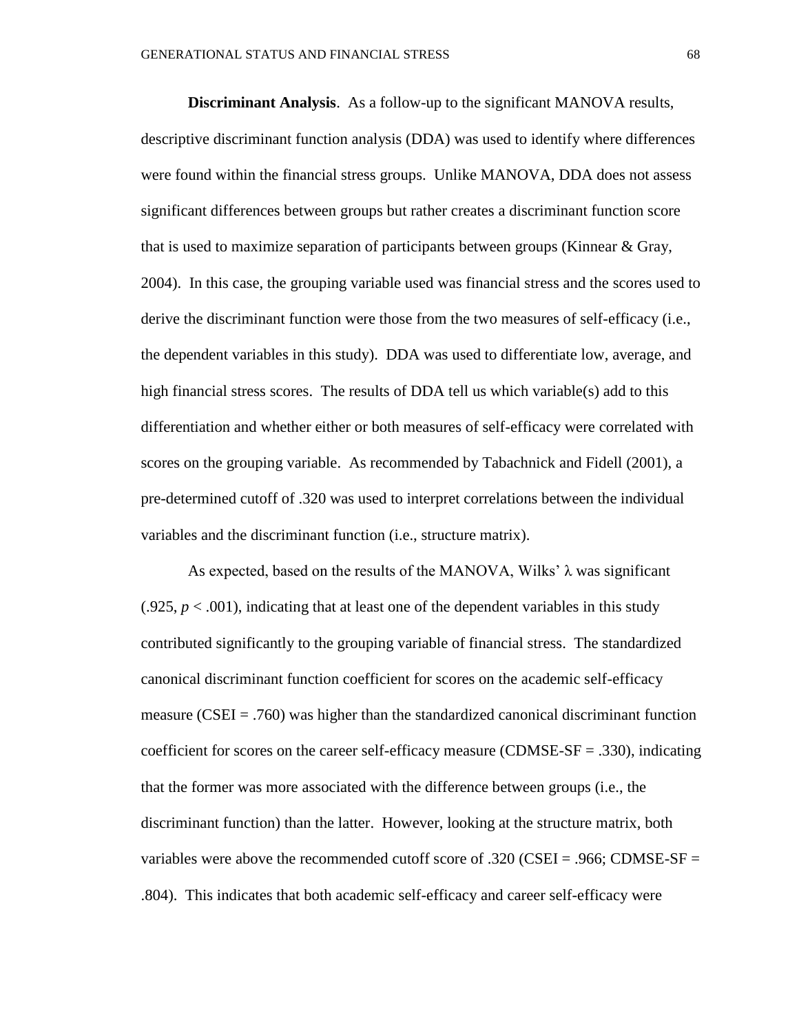**Discriminant Analysis**. As a follow-up to the significant MANOVA results, descriptive discriminant function analysis (DDA) was used to identify where differences were found within the financial stress groups. Unlike MANOVA, DDA does not assess significant differences between groups but rather creates a discriminant function score that is used to maximize separation of participants between groups (Kinnear & Gray, 2004). In this case, the grouping variable used was financial stress and the scores used to derive the discriminant function were those from the two measures of self-efficacy (i.e., the dependent variables in this study). DDA was used to differentiate low, average, and high financial stress scores. The results of DDA tell us which variable(s) add to this differentiation and whether either or both measures of self-efficacy were correlated with scores on the grouping variable. As recommended by Tabachnick and Fidell (2001), a pre-determined cutoff of .320 was used to interpret correlations between the individual variables and the discriminant function (i.e., structure matrix).

As expected, based on the results of the MANOVA, Wilks' $\lambda$ was significant (.925, $p < .001$), indicating that at least one of the dependent variables in this study contributed significantly to the grouping variable of financial stress. The standardized canonical discriminant function coefficient for scores on the academic self-efficacy measure (CSEI = .760) was higher than the standardized canonical discriminant function coefficient for scores on the career self-efficacy measure (CDMSE-SF = .330), indicating that the former was more associated with the difference between groups (i.e., the discriminant function) than the latter. However, looking at the structure matrix, both variables were above the recommended cutoff score of .320 (CSEI = .966; CDMSE-SF = .804). This indicates that both academic self-efficacy and career self-efficacy were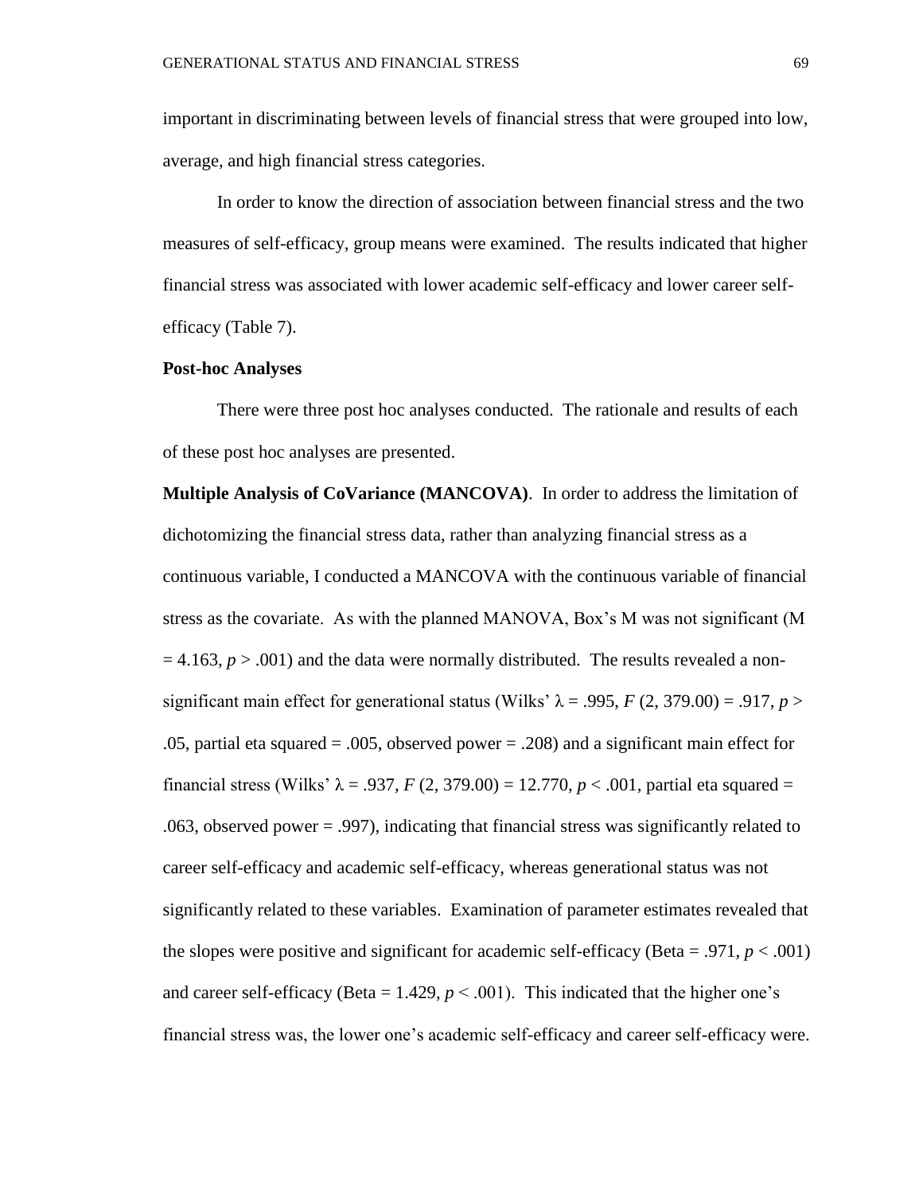important in discriminating between levels of financial stress that were grouped into low, average, and high financial stress categories.

In order to know the direction of association between financial stress and the two measures of self-efficacy, group means were examined. The results indicated that higher financial stress was associated with lower academic self-efficacy and lower career self-efficacy (Table 7).

**Post-hoc Analyses**

There were three post hoc analyses conducted. The rationale and results of each of these post hoc analyses are presented.

**Multiple Analysis of CoVariance (MANCOVA)**. In order to address the limitation of dichotomizing the financial stress data, rather than analyzing financial stress as a continuous variable, I conducted a MANCOVA with the continuous variable of financial stress as the covariate. As with the planned MANOVA, Box's M was not significant (M = 4.163, $p > .001$) and the data were normally distributed. The results revealed a non-significant main effect for generational status (Wilks' $\lambda = .995$, $F$ (2, 379.00) = .917, $p > .05$, partial eta squared = .005, observed power = .208) and a significant main effect for financial stress (Wilks' $\lambda = .937$, $F$ (2, 379.00) = 12.770, $p < .001$, partial eta squared = .063, observed power = .997), indicating that financial stress was significantly related to career self-efficacy and academic self-efficacy, whereas generational status was not significantly related to these variables. Examination of parameter estimates revealed that the slopes were positive and significant for academic self-efficacy (Beta = .971, $p < .001$) and career self-efficacy (Beta = 1.429, $p < .001$). This indicated that the higher one's financial stress was, the lower one's academic self-efficacy and career self-efficacy were.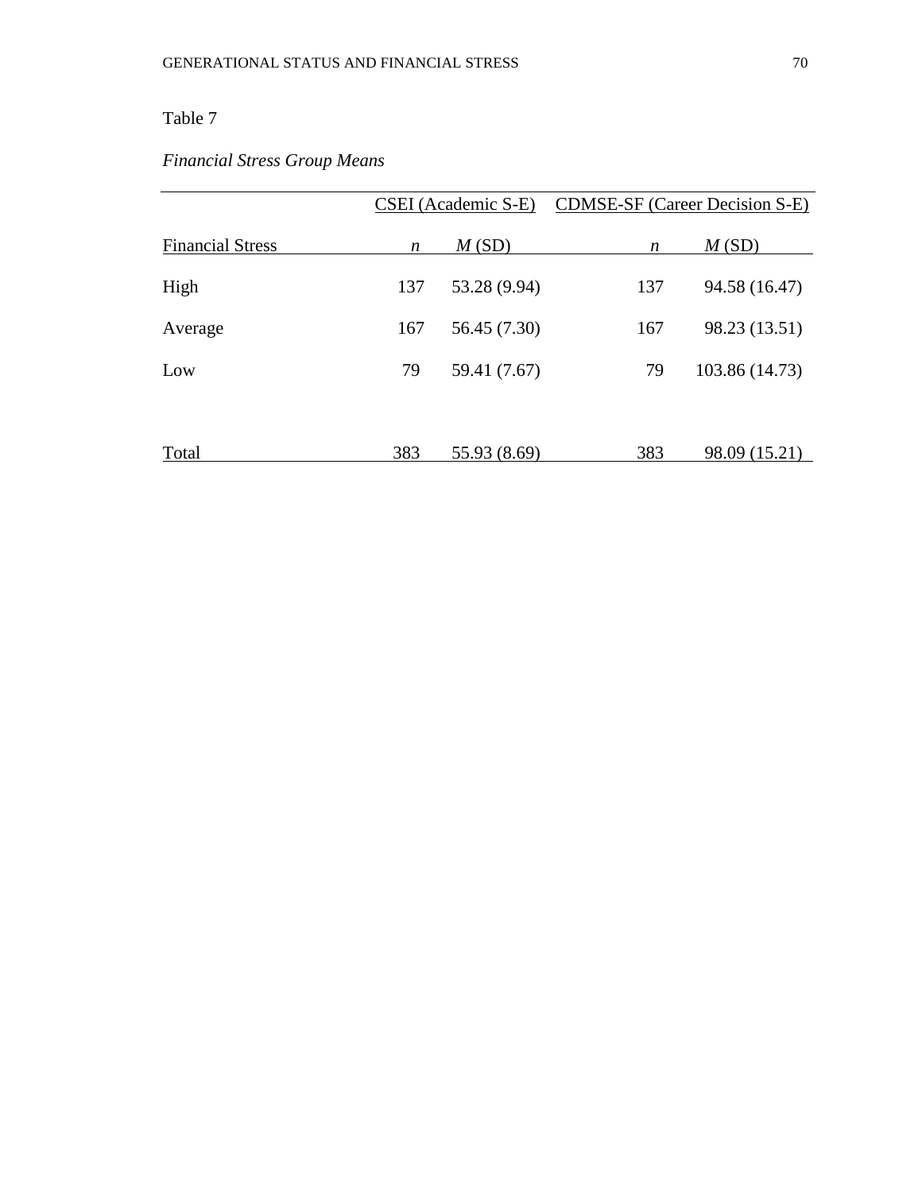Table 7

*Financial Stress Group Means*

| | CSEI (Academic S-E) | | CDMSE-SF (Career Decision S-E) | |
|---|---|---|---|---|
| Financial Stress | *n* | *M* (SD) | *n* | *M* (SD) |
| High | 137 | 53.28 (9.94) | 137 | 94.58 (16.47) |
| Average | 167 | 56.45 (7.30) | 167 | 98.23 (13.51) |
| Low | 79 | 59.41 (7.67) | 79 | 103.86 (14.73) |
| Total | 383 | 55.93 (8.69) | 383 | 98.09 (15.21) |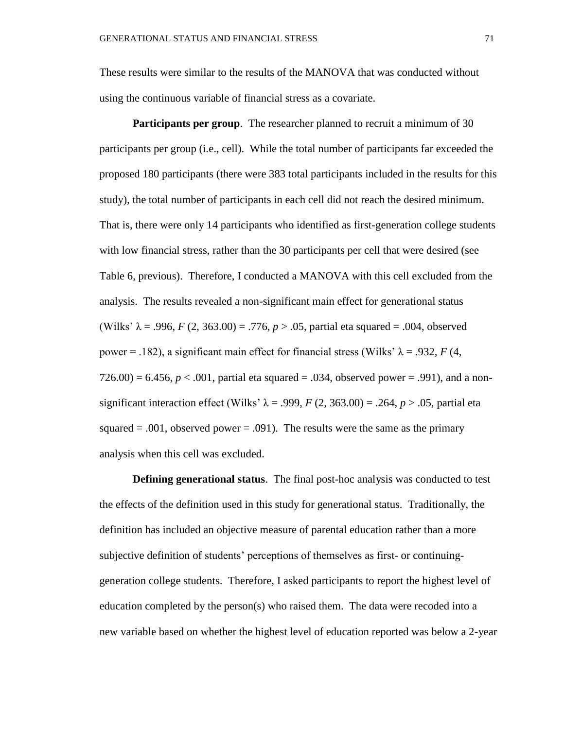These results were similar to the results of the MANOVA that was conducted without using the continuous variable of financial stress as a covariate.

**Participants per group**. The researcher planned to recruit a minimum of 30 participants per group (i.e., cell). While the total number of participants far exceeded the proposed 180 participants (there were 383 total participants included in the results for this study), the total number of participants in each cell did not reach the desired minimum. That is, there were only 14 participants who identified as first-generation college students with low financial stress, rather than the 30 participants per cell that were desired (see Table 6, previous). Therefore, I conducted a MANOVA with this cell excluded from the analysis. The results revealed a non-significant main effect for generational status (Wilks' $\lambda = .996$, $F(2, 363.00) = .776$, $p > .05$, partial eta squared = .004, observed power = .182), a significant main effect for financial stress (Wilks' $\lambda = .932$, $F(4, 726.00) = 6.456$, $p < .001$, partial eta squared = .034, observed power = .991), and a non-significant interaction effect (Wilks' $\lambda = .999$, $F(2, 363.00) = .264$, $p > .05$, partial eta squared = .001, observed power = .091). The results were the same as the primary analysis when this cell was excluded.

**Defining generational status**. The final post-hoc analysis was conducted to test the effects of the definition used in this study for generational status. Traditionally, the definition has included an objective measure of parental education rather than a more subjective definition of students' perceptions of themselves as first- or continuing-generation college students. Therefore, I asked participants to report the highest level of education completed by the person(s) who raised them. The data were recoded into a new variable based on whether the highest level of education reported was below a 2-year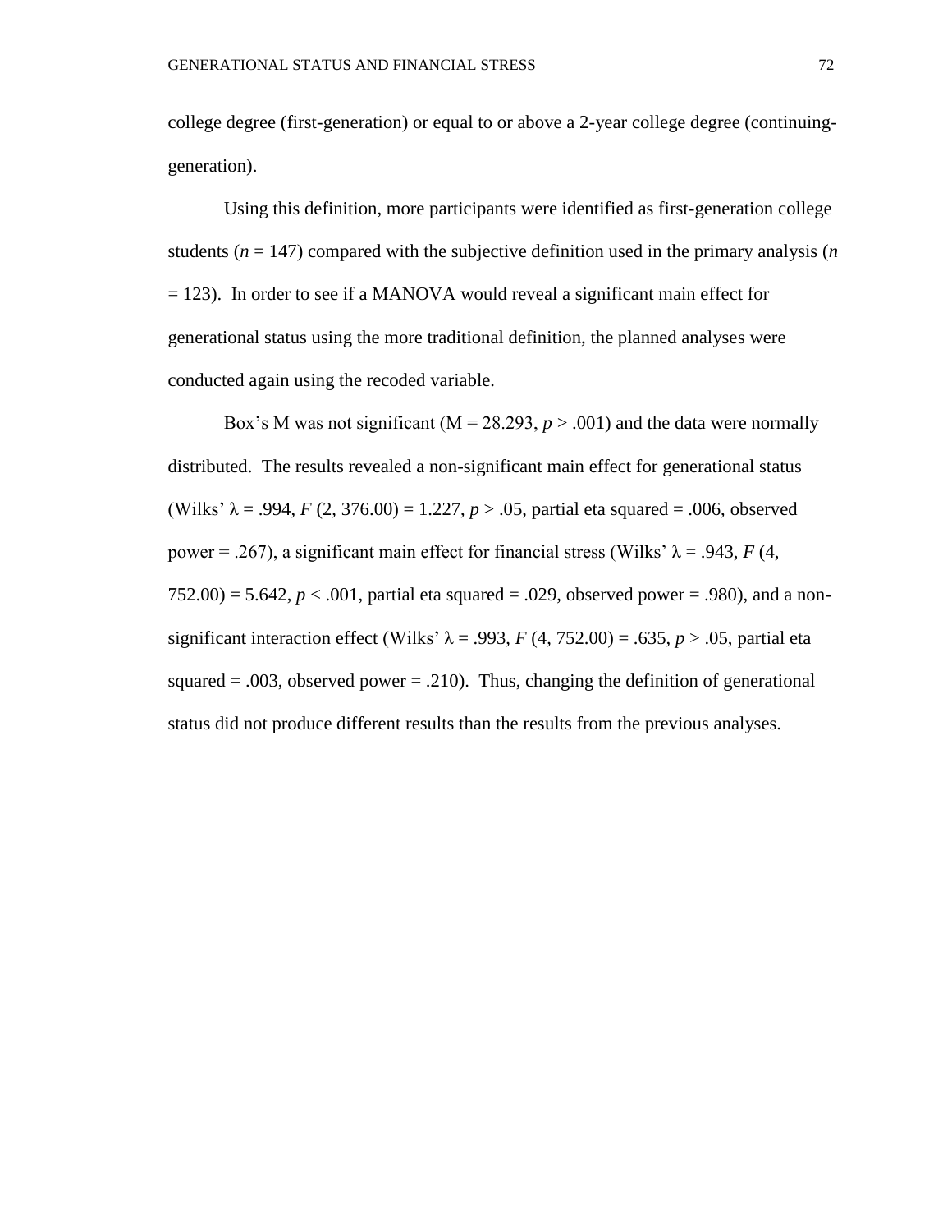college degree (first-generation) or equal to or above a 2-year college degree (continuing-generation).

Using this definition, more participants were identified as first-generation college students ($n$ = 147) compared with the subjective definition used in the primary analysis ($n$ = 123). In order to see if a MANOVA would reveal a significant main effect for generational status using the more traditional definition, the planned analyses were conducted again using the recoded variable.

Box's M was not significant (M = 28.293, $p > .001$) and the data were normally distributed. The results revealed a non-significant main effect for generational status (Wilks' $\lambda$ = .994, $F$ (2, 376.00) = 1.227, $p > .05$, partial eta squared = .006, observed power = .267), a significant main effect for financial stress (Wilks' $\lambda$ = .943, $F$ (4, 752.00) = 5.642, $p < .001$, partial eta squared = .029, observed power = .980), and a non-significant interaction effect (Wilks' $\lambda$ = .993, $F$ (4, 752.00) = .635, $p > .05$, partial eta squared = .003, observed power = .210). Thus, changing the definition of generational status did not produce different results than the results from the previous analyses.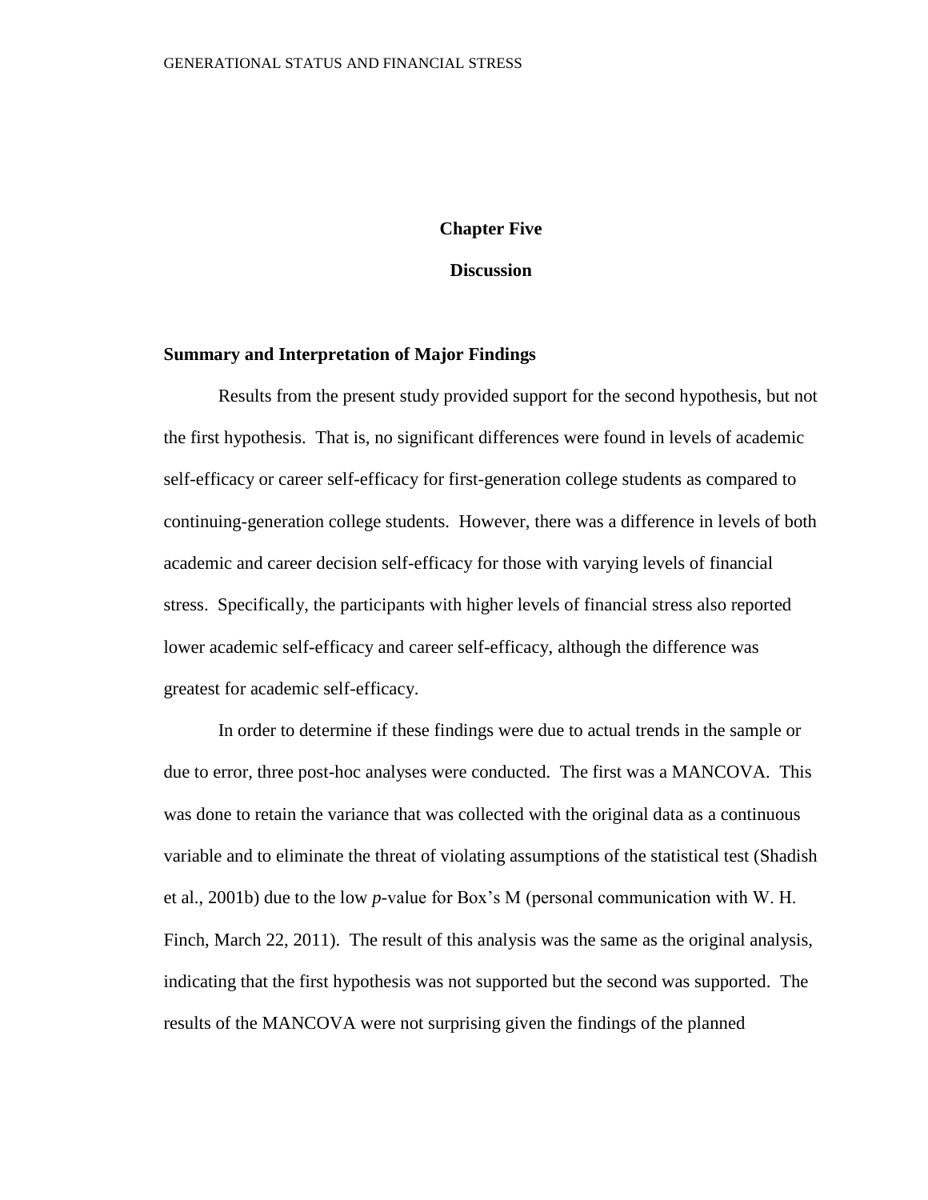# Chapter Five

# Discussion

## Summary and Interpretation of Major Findings

Results from the present study provided support for the second hypothesis, but not the first hypothesis. That is, no significant differences were found in levels of academic self-efficacy or career self-efficacy for first-generation college students as compared to continuing-generation college students. However, there was a difference in levels of both academic and career decision self-efficacy for those with varying levels of financial stress. Specifically, the participants with higher levels of financial stress also reported lower academic self-efficacy and career self-efficacy, although the difference was greatest for academic self-efficacy.

In order to determine if these findings were due to actual trends in the sample or due to error, three post-hoc analyses were conducted. The first was a MANCOVA. This was done to retain the variance that was collected with the original data as a continuous variable and to eliminate the threat of violating assumptions of the statistical test (Shadish et al., 2001b) due to the low *p*-value for Box's M (personal communication with W. H. Finch, March 22, 2011). The result of this analysis was the same as the original analysis, indicating that the first hypothesis was not supported but the second was supported. The results of the MANCOVA were not surprising given the findings of the planned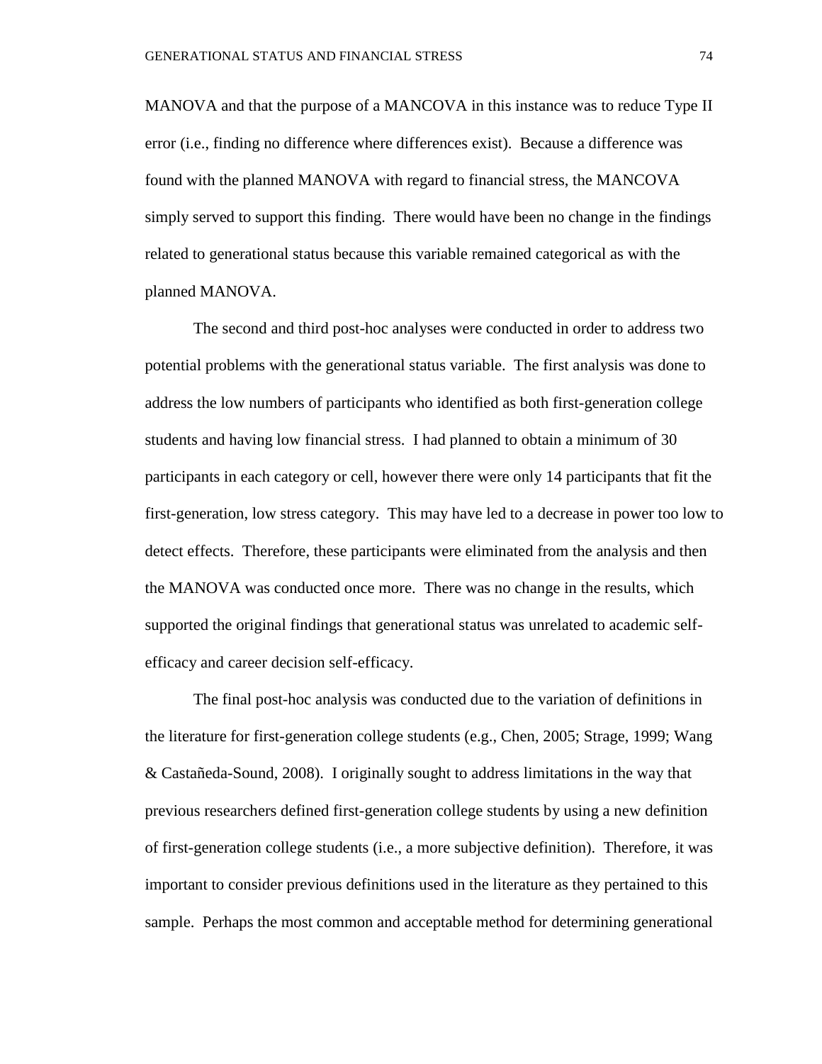MANOVA and that the purpose of a MANCOVA in this instance was to reduce Type II error (i.e., finding no difference where differences exist). Because a difference was found with the planned MANOVA with regard to financial stress, the MANCOVA simply served to support this finding. There would have been no change in the findings related to generational status because this variable remained categorical as with the planned MANOVA.

The second and third post-hoc analyses were conducted in order to address two potential problems with the generational status variable. The first analysis was done to address the low numbers of participants who identified as both first-generation college students and having low financial stress. I had planned to obtain a minimum of 30 participants in each category or cell, however there were only 14 participants that fit the first-generation, low stress category. This may have led to a decrease in power too low to detect effects. Therefore, these participants were eliminated from the analysis and then the MANOVA was conducted once more. There was no change in the results, which supported the original findings that generational status was unrelated to academic self-efficacy and career decision self-efficacy.

The final post-hoc analysis was conducted due to the variation of definitions in the literature for first-generation college students (e.g., Chen, 2005; Strage, 1999; Wang & Castañeda-Sound, 2008). I originally sought to address limitations in the way that previous researchers defined first-generation college students by using a new definition of first-generation college students (i.e., a more subjective definition). Therefore, it was important to consider previous definitions used in the literature as they pertained to this sample. Perhaps the most common and acceptable method for determining generational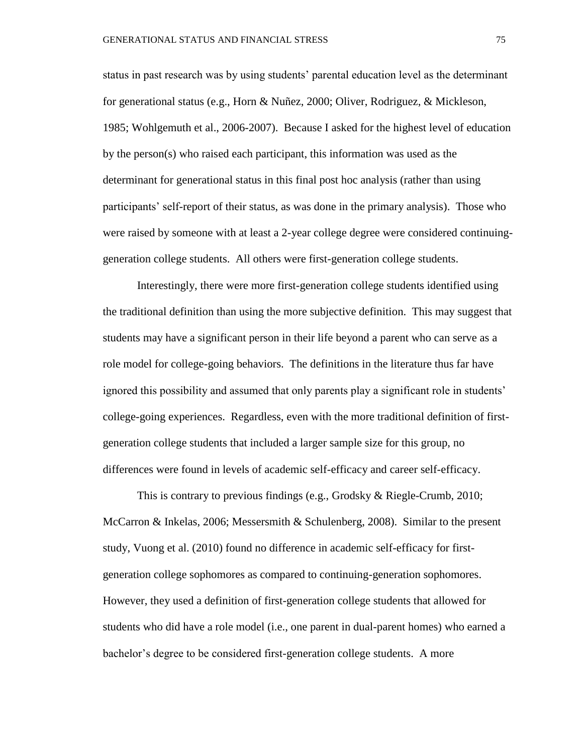status in past research was by using students' parental education level as the determinant for generational status (e.g., Horn & Nuñez, 2000; Oliver, Rodriguez, & Mickleson, 1985; Wohlgemuth et al., 2006-2007). Because I asked for the highest level of education by the person(s) who raised each participant, this information was used as the determinant for generational status in this final post hoc analysis (rather than using participants' self-report of their status, as was done in the primary analysis). Those who were raised by someone with at least a 2-year college degree were considered continuing-generation college students. All others were first-generation college students.

Interestingly, there were more first-generation college students identified using the traditional definition than using the more subjective definition. This may suggest that students may have a significant person in their life beyond a parent who can serve as a role model for college-going behaviors. The definitions in the literature thus far have ignored this possibility and assumed that only parents play a significant role in students' college-going experiences. Regardless, even with the more traditional definition of first-generation college students that included a larger sample size for this group, no differences were found in levels of academic self-efficacy and career self-efficacy.

This is contrary to previous findings (e.g., Grodsky & Riegle-Crumb, 2010; McCarron & Inkelas, 2006; Messersmith & Schulenberg, 2008). Similar to the present study, Vuong et al. (2010) found no difference in academic self-efficacy for first-generation college sophomores as compared to continuing-generation sophomores. However, they used a definition of first-generation college students that allowed for students who did have a role model (i.e., one parent in dual-parent homes) who earned a bachelor's degree to be considered first-generation college students. A more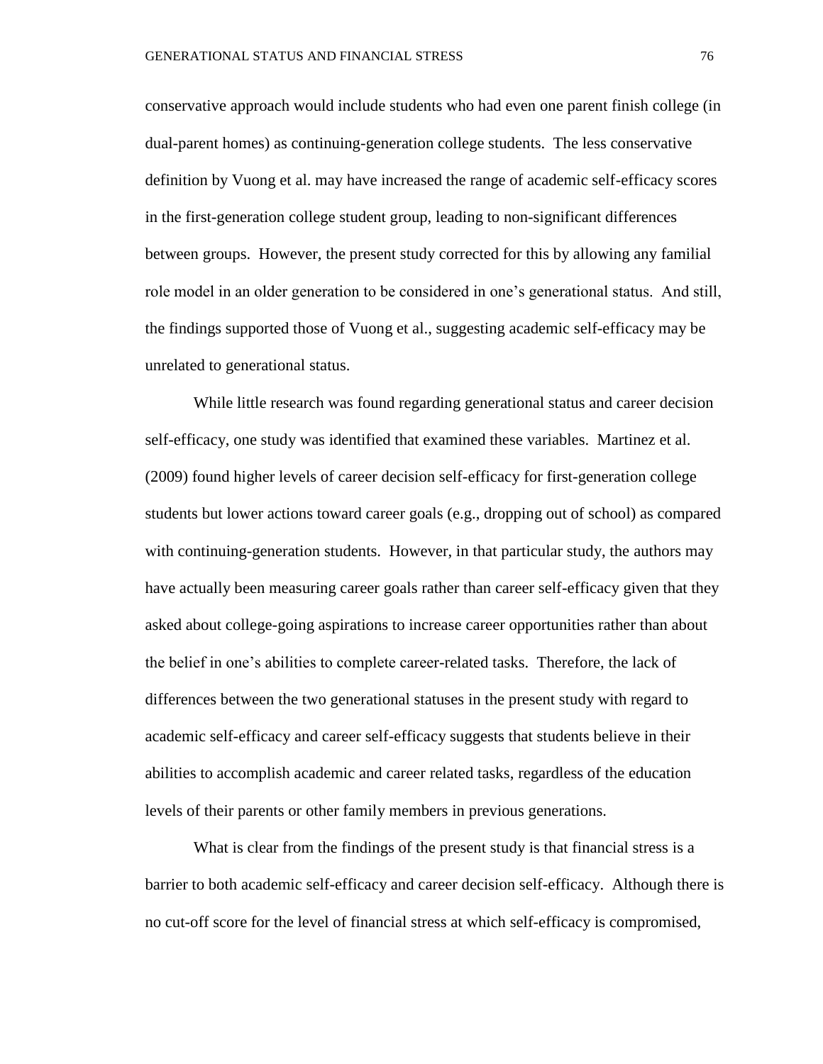conservative approach would include students who had even one parent finish college (in dual-parent homes) as continuing-generation college students. The less conservative definition by Vuong et al. may have increased the range of academic self-efficacy scores in the first-generation college student group, leading to non-significant differences between groups. However, the present study corrected for this by allowing any familial role model in an older generation to be considered in one's generational status. And still, the findings supported those of Vuong et al., suggesting academic self-efficacy may be unrelated to generational status.

While little research was found regarding generational status and career decision self-efficacy, one study was identified that examined these variables. Martinez et al. (2009) found higher levels of career decision self-efficacy for first-generation college students but lower actions toward career goals (e.g., dropping out of school) as compared with continuing-generation students. However, in that particular study, the authors may have actually been measuring career goals rather than career self-efficacy given that they asked about college-going aspirations to increase career opportunities rather than about the belief in one's abilities to complete career-related tasks. Therefore, the lack of differences between the two generational statuses in the present study with regard to academic self-efficacy and career self-efficacy suggests that students believe in their abilities to accomplish academic and career related tasks, regardless of the education levels of their parents or other family members in previous generations.

What is clear from the findings of the present study is that financial stress is a barrier to both academic self-efficacy and career decision self-efficacy. Although there is no cut-off score for the level of financial stress at which self-efficacy is compromised,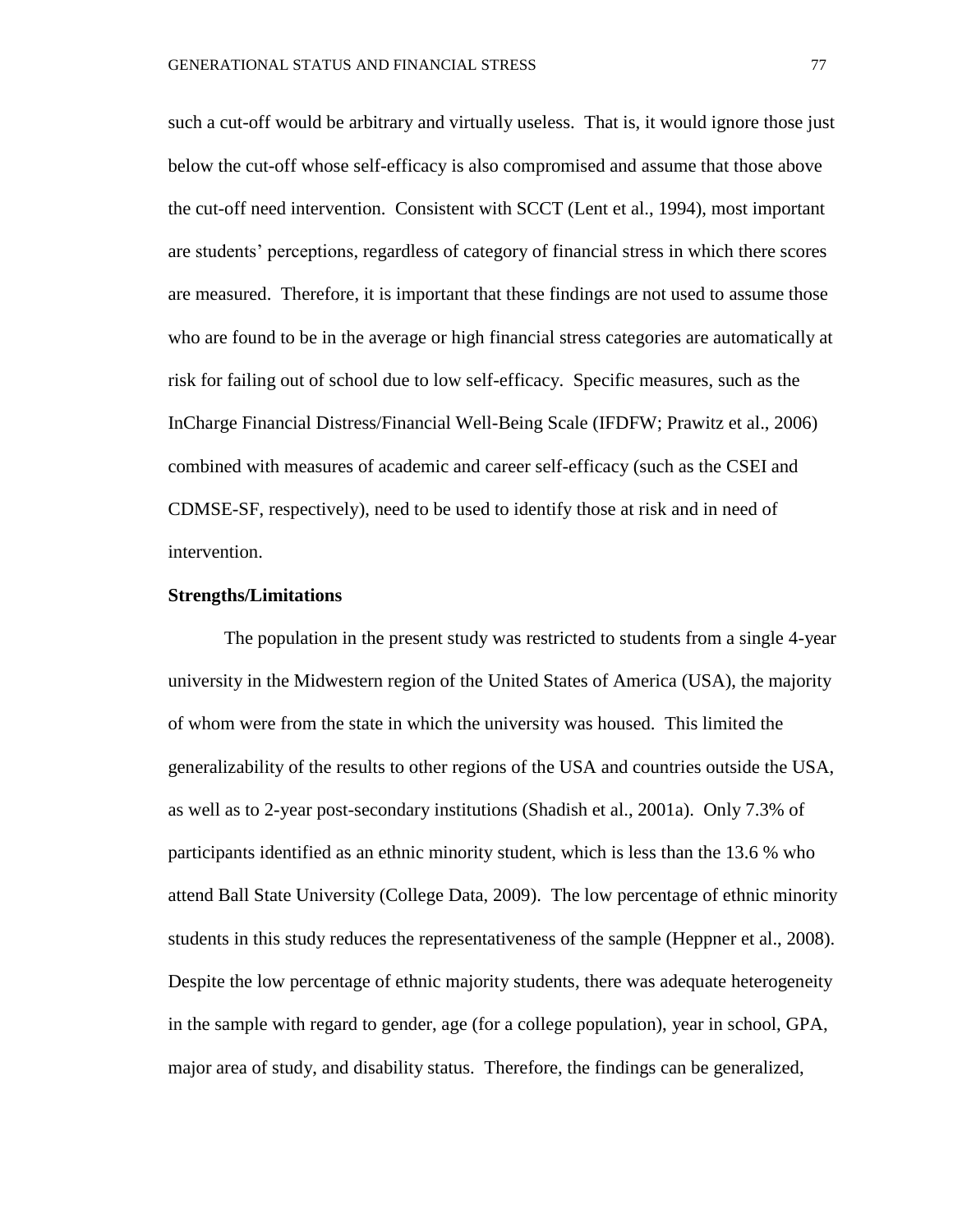such a cut-off would be arbitrary and virtually useless. That is, it would ignore those just below the cut-off whose self-efficacy is also compromised and assume that those above the cut-off need intervention. Consistent with SCCT (Lent et al., 1994), most important are students' perceptions, regardless of category of financial stress in which there scores are measured. Therefore, it is important that these findings are not used to assume those who are found to be in the average or high financial stress categories are automatically at risk for failing out of school due to low self-efficacy. Specific measures, such as the InCharge Financial Distress/Financial Well-Being Scale (IFDFW; Prawitz et al., 2006) combined with measures of academic and career self-efficacy (such as the CSEI and CDMSE-SF, respectively), need to be used to identify those at risk and in need of intervention.

**Strengths/Limitations**

The population in the present study was restricted to students from a single 4-year university in the Midwestern region of the United States of America (USA), the majority of whom were from the state in which the university was housed. This limited the generalizability of the results to other regions of the USA and countries outside the USA, as well as to 2-year post-secondary institutions (Shadish et al., 2001a). Only 7.3% of participants identified as an ethnic minority student, which is less than the 13.6 % who attend Ball State University (College Data, 2009). The low percentage of ethnic minority students in this study reduces the representativeness of the sample (Heppner et al., 2008). Despite the low percentage of ethnic majority students, there was adequate heterogeneity in the sample with regard to gender, age (for a college population), year in school, GPA, major area of study, and disability status. Therefore, the findings can be generalized,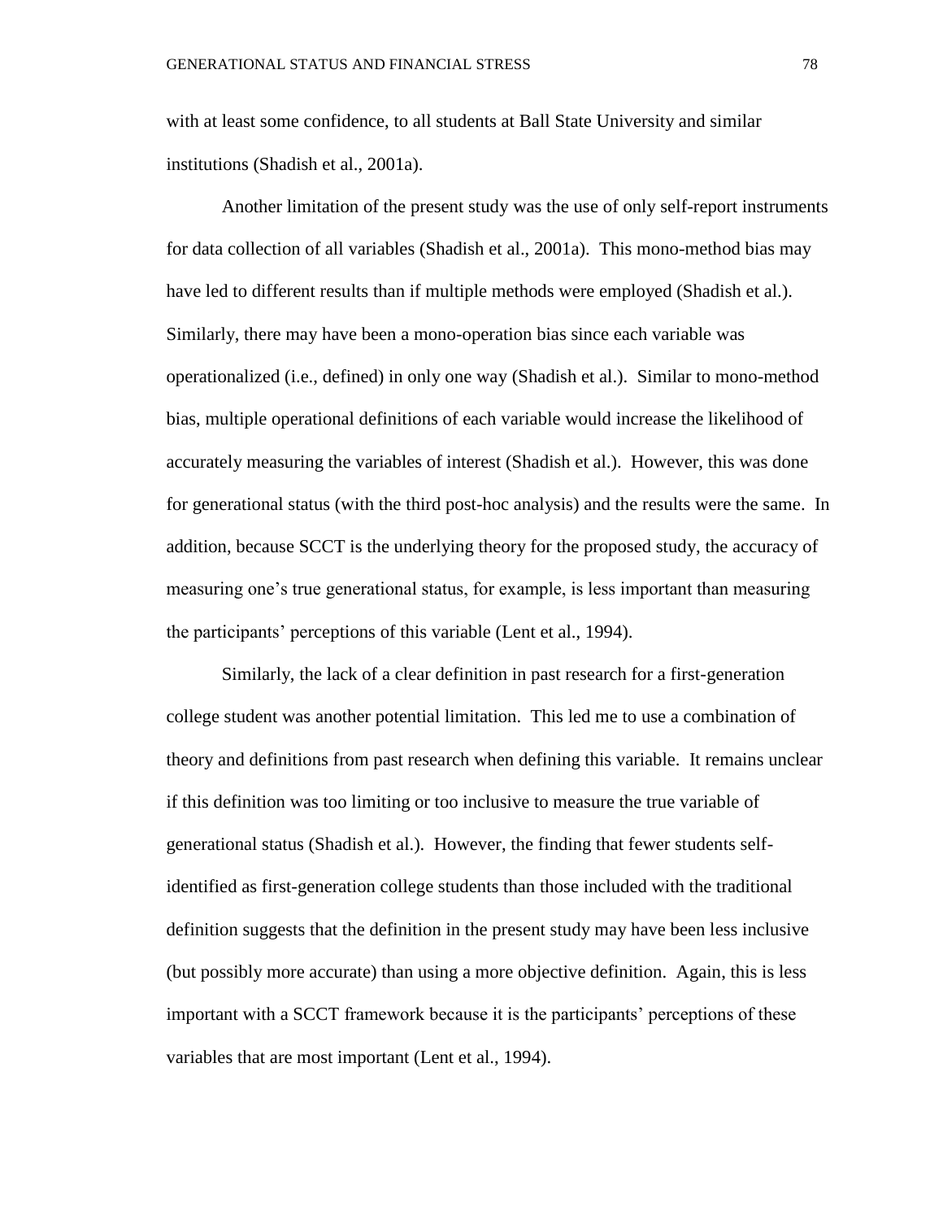with at least some confidence, to all students at Ball State University and similar institutions (Shadish et al., 2001a).

Another limitation of the present study was the use of only self-report instruments for data collection of all variables (Shadish et al., 2001a). This mono-method bias may have led to different results than if multiple methods were employed (Shadish et al.). Similarly, there may have been a mono-operation bias since each variable was operationalized (i.e., defined) in only one way (Shadish et al.). Similar to mono-method bias, multiple operational definitions of each variable would increase the likelihood of accurately measuring the variables of interest (Shadish et al.). However, this was done for generational status (with the third post-hoc analysis) and the results were the same. In addition, because SCCT is the underlying theory for the proposed study, the accuracy of measuring one's true generational status, for example, is less important than measuring the participants' perceptions of this variable (Lent et al., 1994).

Similarly, the lack of a clear definition in past research for a first-generation college student was another potential limitation. This led me to use a combination of theory and definitions from past research when defining this variable. It remains unclear if this definition was too limiting or too inclusive to measure the true variable of generational status (Shadish et al.). However, the finding that fewer students self-identified as first-generation college students than those included with the traditional definition suggests that the definition in the present study may have been less inclusive (but possibly more accurate) than using a more objective definition. Again, this is less important with a SCCT framework because it is the participants' perceptions of these variables that are most important (Lent et al., 1994).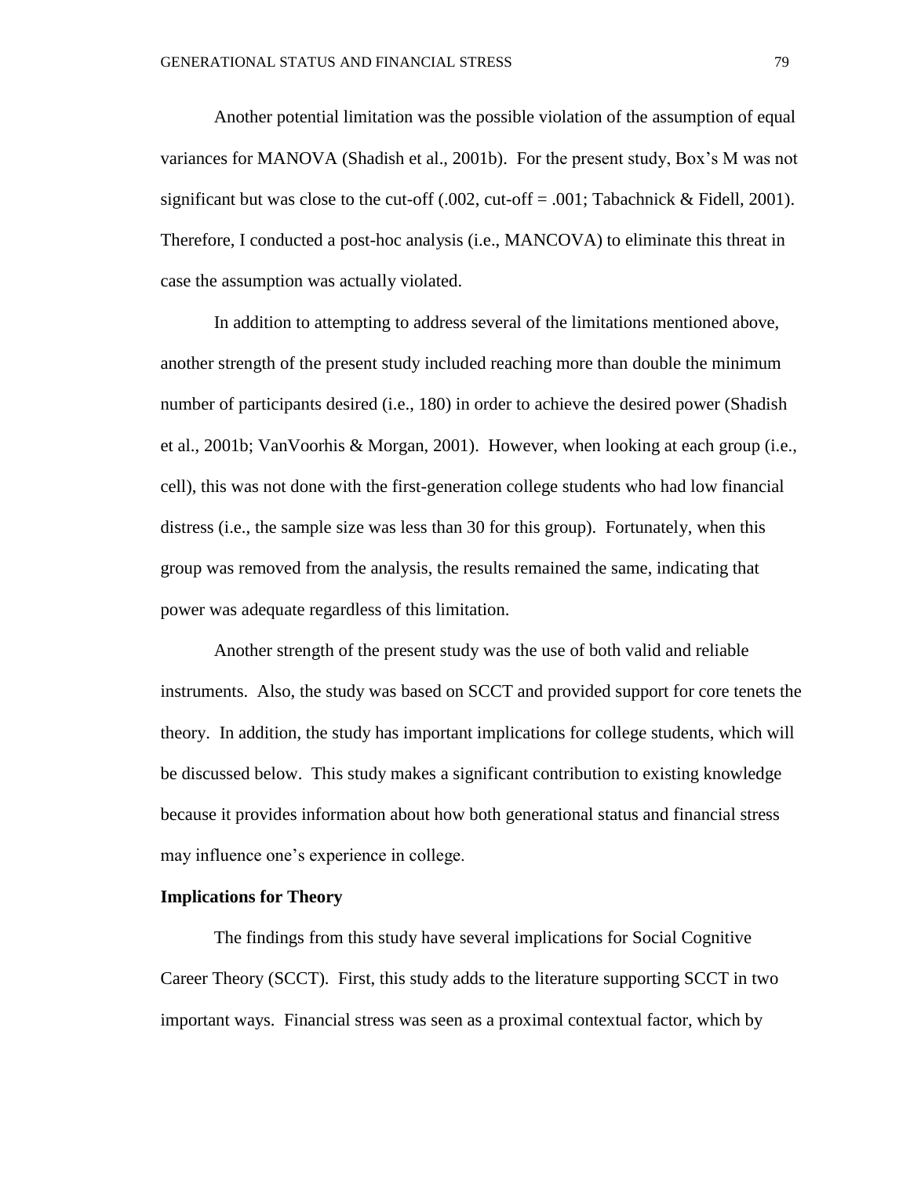Another potential limitation was the possible violation of the assumption of equal variances for MANOVA (Shadish et al., 2001b). For the present study, Box's M was not significant but was close to the cut-off (.002, cut-off = .001; Tabachnick & Fidell, 2001). Therefore, I conducted a post-hoc analysis (i.e., MANCOVA) to eliminate this threat in case the assumption was actually violated.

In addition to attempting to address several of the limitations mentioned above, another strength of the present study included reaching more than double the minimum number of participants desired (i.e., 180) in order to achieve the desired power (Shadish et al., 2001b; VanVoorhis & Morgan, 2001). However, when looking at each group (i.e., cell), this was not done with the first-generation college students who had low financial distress (i.e., the sample size was less than 30 for this group). Fortunately, when this group was removed from the analysis, the results remained the same, indicating that power was adequate regardless of this limitation.

Another strength of the present study was the use of both valid and reliable instruments. Also, the study was based on SCCT and provided support for core tenets the theory. In addition, the study has important implications for college students, which will be discussed below. This study makes a significant contribution to existing knowledge because it provides information about how both generational status and financial stress may influence one's experience in college.

**Implications for Theory**

The findings from this study have several implications for Social Cognitive Career Theory (SCCT). First, this study adds to the literature supporting SCCT in two important ways. Financial stress was seen as a proximal contextual factor, which by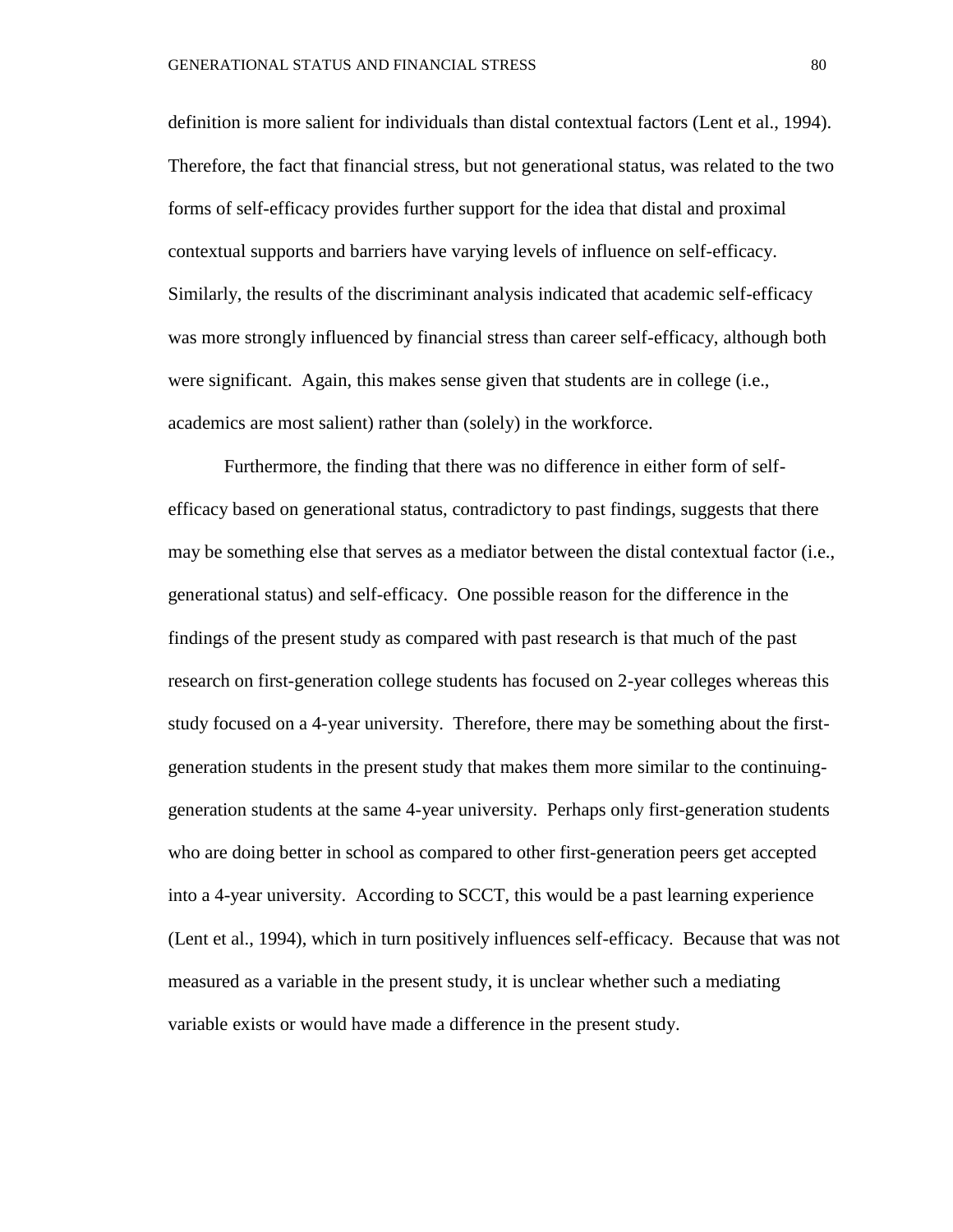definition is more salient for individuals than distal contextual factors (Lent et al., 1994). Therefore, the fact that financial stress, but not generational status, was related to the two forms of self-efficacy provides further support for the idea that distal and proximal contextual supports and barriers have varying levels of influence on self-efficacy. Similarly, the results of the discriminant analysis indicated that academic self-efficacy was more strongly influenced by financial stress than career self-efficacy, although both were significant. Again, this makes sense given that students are in college (i.e., academics are most salient) rather than (solely) in the workforce.

Furthermore, the finding that there was no difference in either form of self-efficacy based on generational status, contradictory to past findings, suggests that there may be something else that serves as a mediator between the distal contextual factor (i.e., generational status) and self-efficacy. One possible reason for the difference in the findings of the present study as compared with past research is that much of the past research on first-generation college students has focused on 2-year colleges whereas this study focused on a 4-year university. Therefore, there may be something about the first-generation students in the present study that makes them more similar to the continuing-generation students at the same 4-year university. Perhaps only first-generation students who are doing better in school as compared to other first-generation peers get accepted into a 4-year university. According to SCCT, this would be a past learning experience (Lent et al., 1994), which in turn positively influences self-efficacy. Because that was not measured as a variable in the present study, it is unclear whether such a mediating variable exists or would have made a difference in the present study.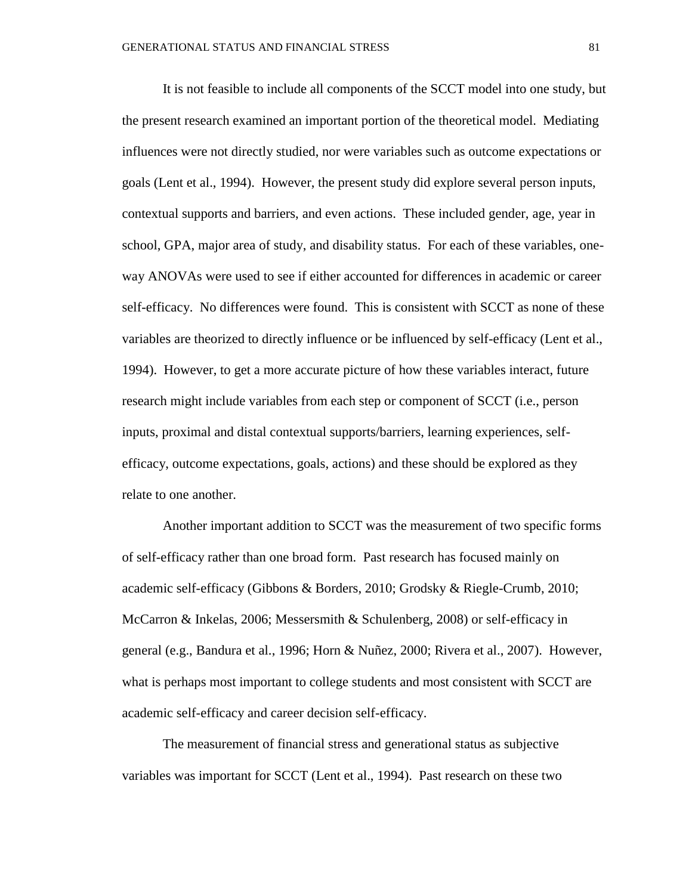It is not feasible to include all components of the SCCT model into one study, but the present research examined an important portion of the theoretical model. Mediating influences were not directly studied, nor were variables such as outcome expectations or goals (Lent et al., 1994). However, the present study did explore several person inputs, contextual supports and barriers, and even actions. These included gender, age, year in school, GPA, major area of study, and disability status. For each of these variables, one-way ANOVAs were used to see if either accounted for differences in academic or career self-efficacy. No differences were found. This is consistent with SCCT as none of these variables are theorized to directly influence or be influenced by self-efficacy (Lent et al., 1994). However, to get a more accurate picture of how these variables interact, future research might include variables from each step or component of SCCT (i.e., person inputs, proximal and distal contextual supports/barriers, learning experiences, self-efficacy, outcome expectations, goals, actions) and these should be explored as they relate to one another.

Another important addition to SCCT was the measurement of two specific forms of self-efficacy rather than one broad form. Past research has focused mainly on academic self-efficacy (Gibbons & Borders, 2010; Grodsky & Riegle-Crumb, 2010; McCarron & Inkelas, 2006; Messersmith & Schulenberg, 2008) or self-efficacy in general (e.g., Bandura et al., 1996; Horn & Nuñez, 2000; Rivera et al., 2007). However, what is perhaps most important to college students and most consistent with SCCT are academic self-efficacy and career decision self-efficacy.

The measurement of financial stress and generational status as subjective variables was important for SCCT (Lent et al., 1994). Past research on these two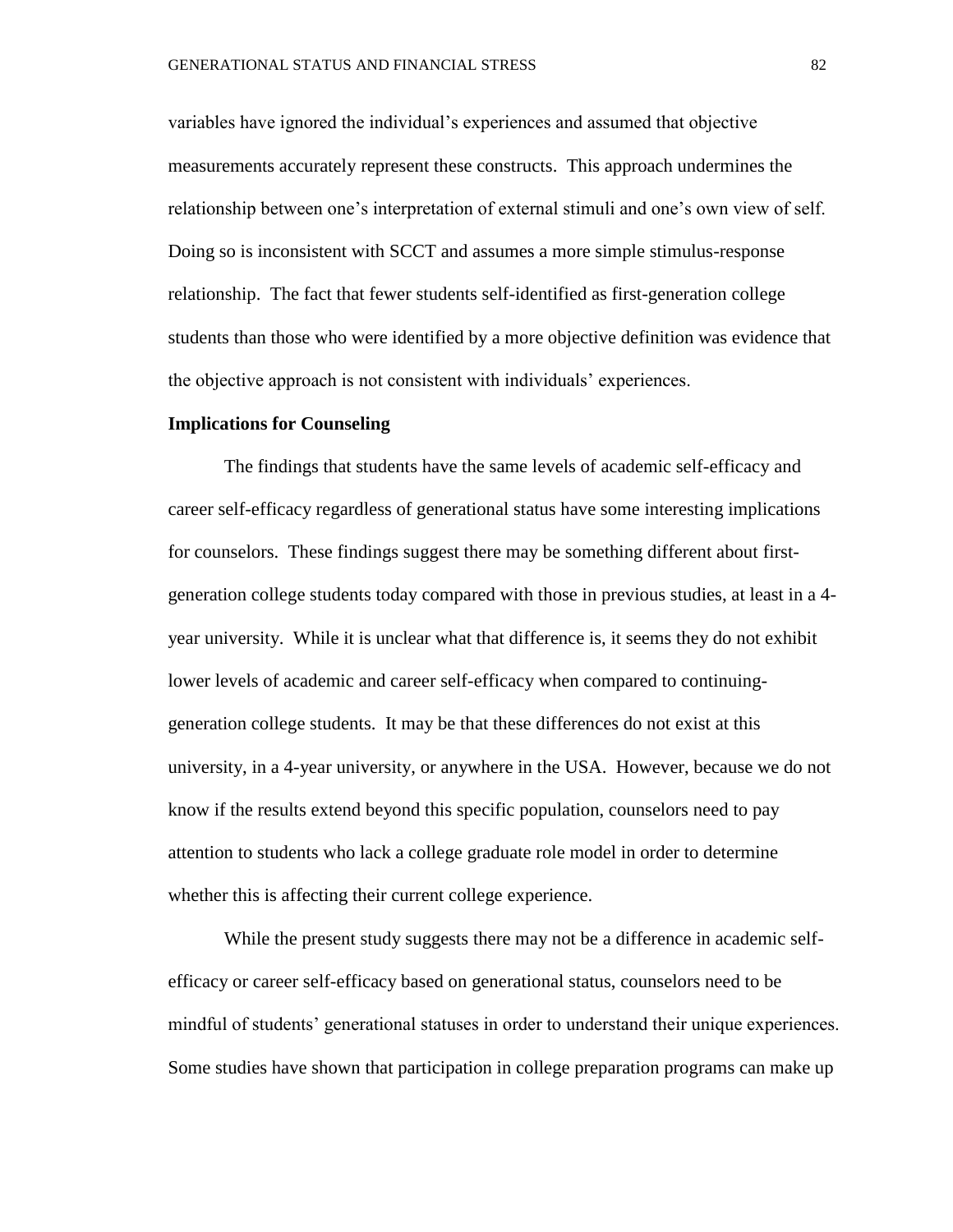variables have ignored the individual's experiences and assumed that objective measurements accurately represent these constructs. This approach undermines the relationship between one's interpretation of external stimuli and one's own view of self. Doing so is inconsistent with SCCT and assumes a more simple stimulus-response relationship. The fact that fewer students self-identified as first-generation college students than those who were identified by a more objective definition was evidence that the objective approach is not consistent with individuals' experiences.

**Implications for Counseling**

The findings that students have the same levels of academic self-efficacy and career self-efficacy regardless of generational status have some interesting implications for counselors. These findings suggest there may be something different about first-generation college students today compared with those in previous studies, at least in a 4-year university. While it is unclear what that difference is, it seems they do not exhibit lower levels of academic and career self-efficacy when compared to continuing-generation college students. It may be that these differences do not exist at this university, in a 4-year university, or anywhere in the USA. However, because we do not know if the results extend beyond this specific population, counselors need to pay attention to students who lack a college graduate role model in order to determine whether this is affecting their current college experience.

While the present study suggests there may not be a difference in academic self-efficacy or career self-efficacy based on generational status, counselors need to be mindful of students' generational statuses in order to understand their unique experiences. Some studies have shown that participation in college preparation programs can make up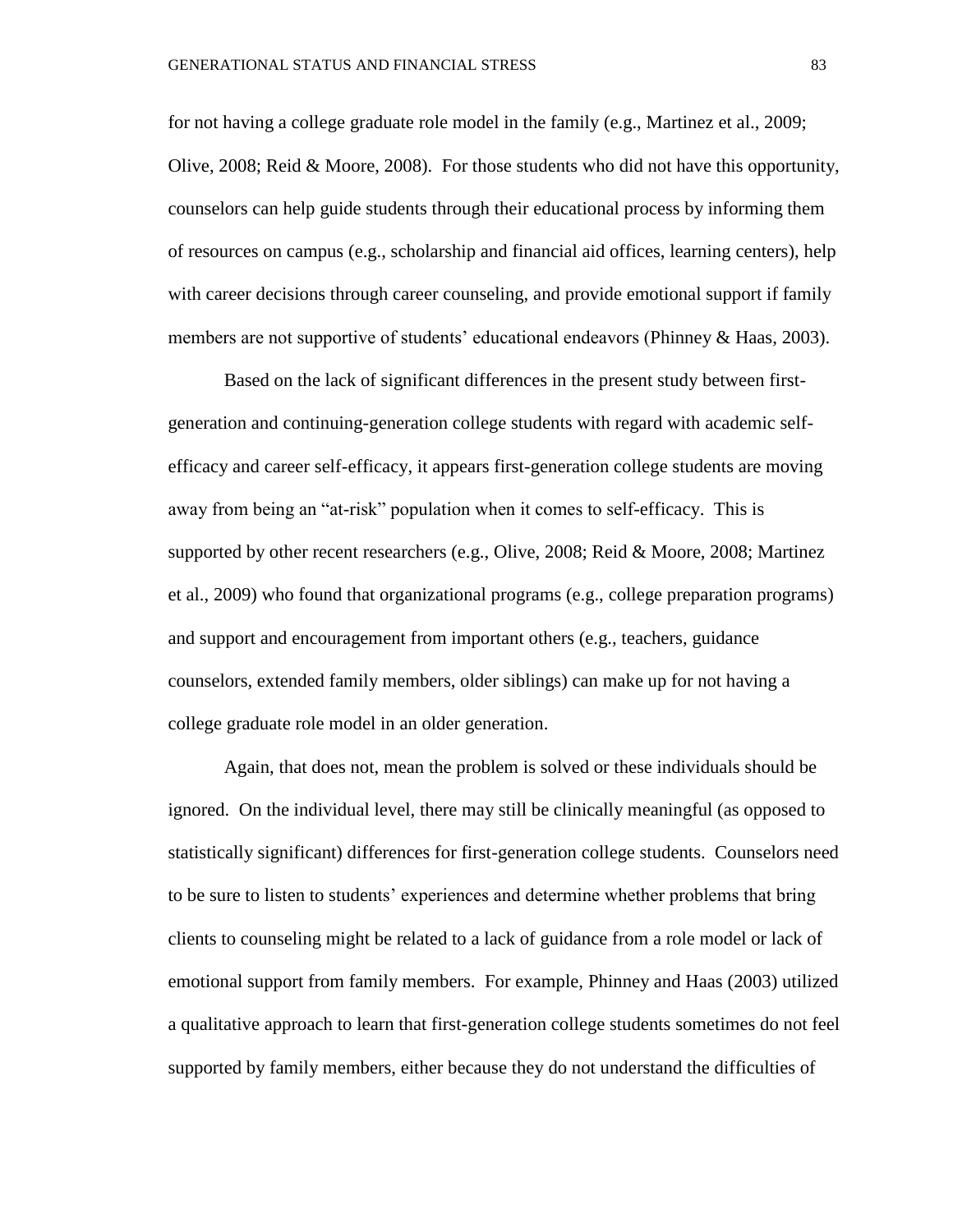for not having a college graduate role model in the family (e.g., Martinez et al., 2009; Olive, 2008; Reid & Moore, 2008). For those students who did not have this opportunity, counselors can help guide students through their educational process by informing them of resources on campus (e.g., scholarship and financial aid offices, learning centers), help with career decisions through career counseling, and provide emotional support if family members are not supportive of students' educational endeavors (Phinney & Haas, 2003).

Based on the lack of significant differences in the present study between first-generation and continuing-generation college students with regard with academic self-efficacy and career self-efficacy, it appears first-generation college students are moving away from being an "at-risk" population when it comes to self-efficacy. This is supported by other recent researchers (e.g., Olive, 2008; Reid & Moore, 2008; Martinez et al., 2009) who found that organizational programs (e.g., college preparation programs) and support and encouragement from important others (e.g., teachers, guidance counselors, extended family members, older siblings) can make up for not having a college graduate role model in an older generation.

Again, that does not, mean the problem is solved or these individuals should be ignored. On the individual level, there may still be clinically meaningful (as opposed to statistically significant) differences for first-generation college students. Counselors need to be sure to listen to students' experiences and determine whether problems that bring clients to counseling might be related to a lack of guidance from a role model or lack of emotional support from family members. For example, Phinney and Haas (2003) utilized a qualitative approach to learn that first-generation college students sometimes do not feel supported by family members, either because they do not understand the difficulties of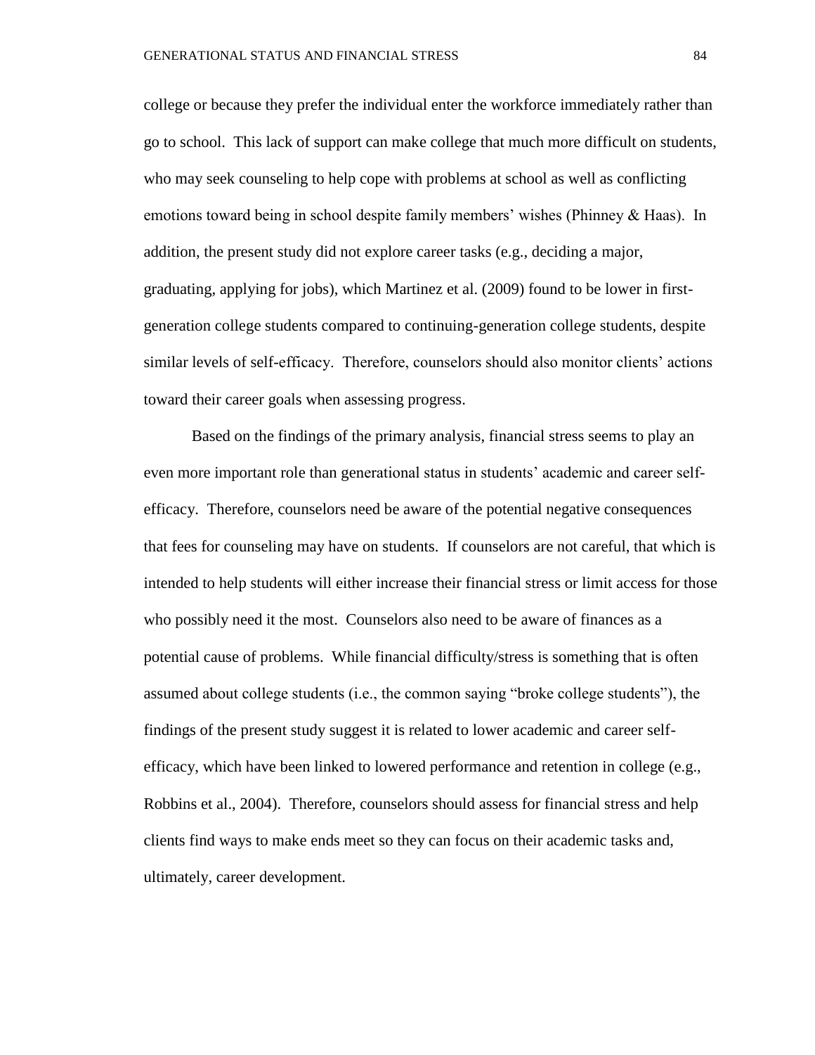college or because they prefer the individual enter the workforce immediately rather than go to school. This lack of support can make college that much more difficult on students, who may seek counseling to help cope with problems at school as well as conflicting emotions toward being in school despite family members' wishes (Phinney & Haas). In addition, the present study did not explore career tasks (e.g., deciding a major, graduating, applying for jobs), which Martinez et al. (2009) found to be lower in first-generation college students compared to continuing-generation college students, despite similar levels of self-efficacy. Therefore, counselors should also monitor clients' actions toward their career goals when assessing progress.

Based on the findings of the primary analysis, financial stress seems to play an even more important role than generational status in students' academic and career self-efficacy. Therefore, counselors need be aware of the potential negative consequences that fees for counseling may have on students. If counselors are not careful, that which is intended to help students will either increase their financial stress or limit access for those who possibly need it the most. Counselors also need to be aware of finances as a potential cause of problems. While financial difficulty/stress is something that is often assumed about college students (i.e., the common saying "broke college students"), the findings of the present study suggest it is related to lower academic and career self-efficacy, which have been linked to lowered performance and retention in college (e.g., Robbins et al., 2004). Therefore, counselors should assess for financial stress and help clients find ways to make ends meet so they can focus on their academic tasks and, ultimately, career development.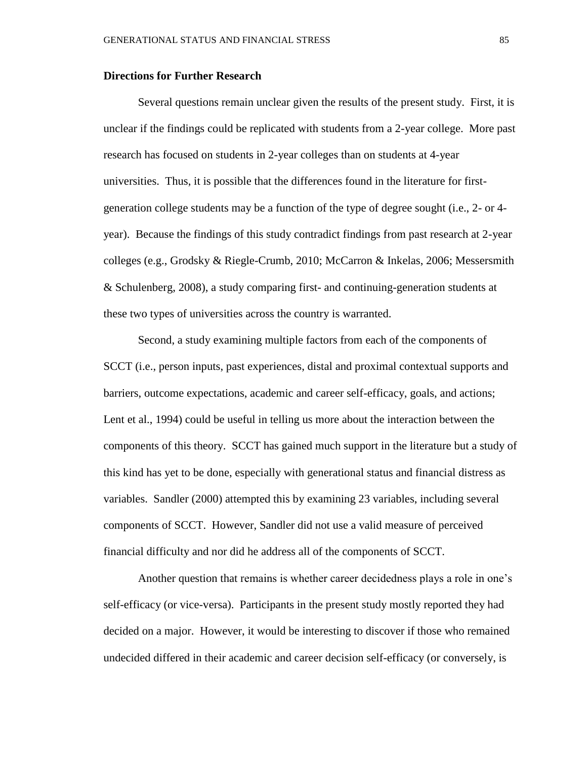**Directions for Further Research**

Several questions remain unclear given the results of the present study. First, it is unclear if the findings could be replicated with students from a 2-year college. More past research has focused on students in 2-year colleges than on students at 4-year universities. Thus, it is possible that the differences found in the literature for first-generation college students may be a function of the type of degree sought (i.e., 2- or 4-year). Because the findings of this study contradict findings from past research at 2-year colleges (e.g., Grodsky & Riegle-Crumb, 2010; McCarron & Inkelas, 2006; Messersmith & Schulenberg, 2008), a study comparing first- and continuing-generation students at these two types of universities across the country is warranted.

Second, a study examining multiple factors from each of the components of SCCT (i.e., person inputs, past experiences, distal and proximal contextual supports and barriers, outcome expectations, academic and career self-efficacy, goals, and actions; Lent et al., 1994) could be useful in telling us more about the interaction between the components of this theory. SCCT has gained much support in the literature but a study of this kind has yet to be done, especially with generational status and financial distress as variables. Sandler (2000) attempted this by examining 23 variables, including several components of SCCT. However, Sandler did not use a valid measure of perceived financial difficulty and nor did he address all of the components of SCCT.

Another question that remains is whether career decidedness plays a role in one's self-efficacy (or vice-versa). Participants in the present study mostly reported they had decided on a major. However, it would be interesting to discover if those who remained undecided differed in their academic and career decision self-efficacy (or conversely, is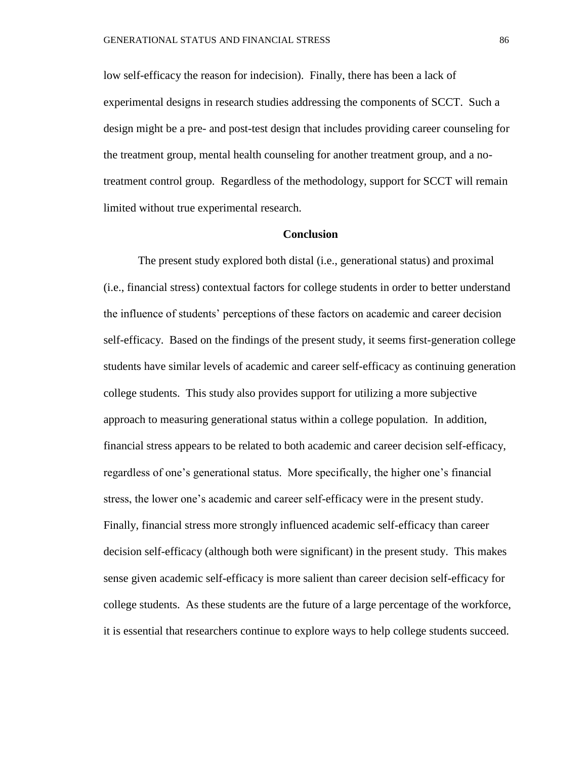low self-efficacy the reason for indecision). Finally, there has been a lack of experimental designs in research studies addressing the components of SCCT. Such a design might be a pre- and post-test design that includes providing career counseling for the treatment group, mental health counseling for another treatment group, and a no-treatment control group. Regardless of the methodology, support for SCCT will remain limited without true experimental research.

## Conclusion

The present study explored both distal (i.e., generational status) and proximal (i.e., financial stress) contextual factors for college students in order to better understand the influence of students' perceptions of these factors on academic and career decision self-efficacy. Based on the findings of the present study, it seems first-generation college students have similar levels of academic and career self-efficacy as continuing generation college students. This study also provides support for utilizing a more subjective approach to measuring generational status within a college population. In addition, financial stress appears to be related to both academic and career decision self-efficacy, regardless of one's generational status. More specifically, the higher one's financial stress, the lower one's academic and career self-efficacy were in the present study. Finally, financial stress more strongly influenced academic self-efficacy than career decision self-efficacy (although both were significant) in the present study. This makes sense given academic self-efficacy is more salient than career decision self-efficacy for college students. As these students are the future of a large percentage of the workforce, it is essential that researchers continue to explore ways to help college students succeed.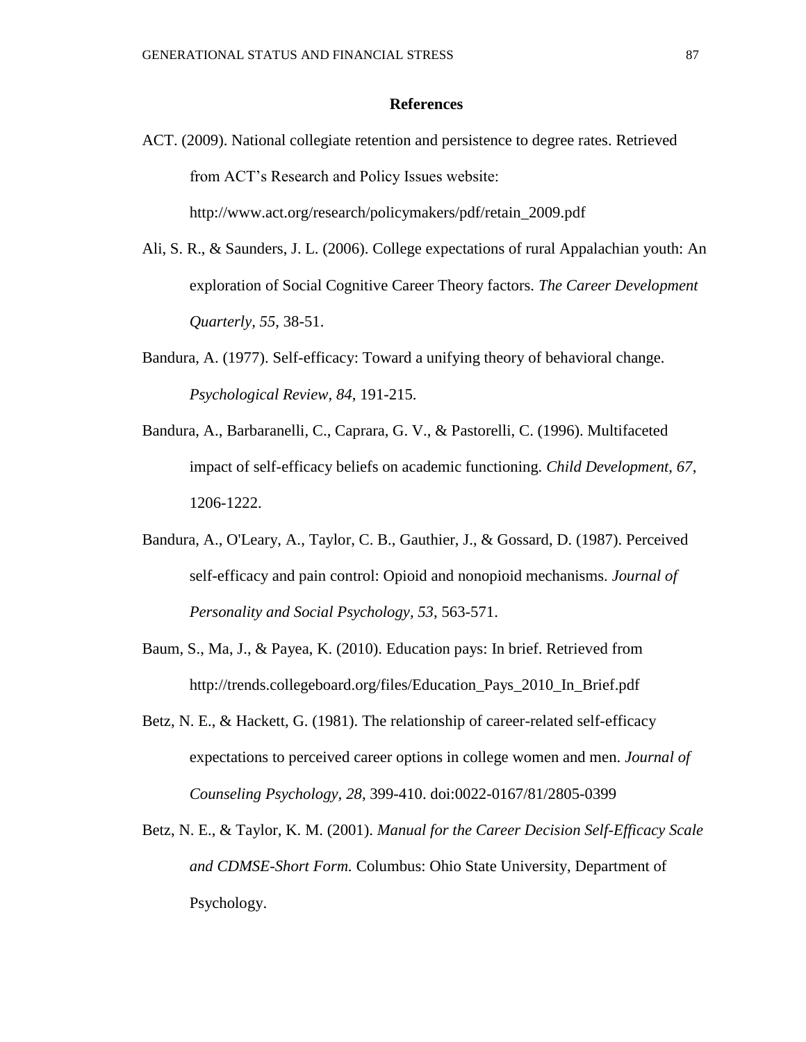# References

ACT. (2009). National collegiate retention and persistence to degree rates. Retrieved from ACT's Research and Policy Issues website: http://www.act.org/research/policymakers/pdf/retain_2009.pdf

Ali, S. R., & Saunders, J. L. (2006). College expectations of rural Appalachian youth: An exploration of Social Cognitive Career Theory factors. *The Career Development Quarterly, 55*, 38-51.

Bandura, A. (1977). Self-efficacy: Toward a unifying theory of behavioral change. *Psychological Review, 84*, 191-215.

Bandura, A., Barbaranelli, C., Caprara, G. V., & Pastorelli, C. (1996). Multifaceted impact of self-efficacy beliefs on academic functioning. *Child Development, 67*, 1206-1222.

Bandura, A., O'Leary, A., Taylor, C. B., Gauthier, J., & Gossard, D. (1987). Perceived self-efficacy and pain control: Opioid and nonopioid mechanisms. *Journal of Personality and Social Psychology, 53*, 563-571.

Baum, S., Ma, J., & Payea, K. (2010). Education pays: In brief. Retrieved from http://trends.collegeboard.org/files/Education_Pays_2010_In_Brief.pdf

Betz, N. E., & Hackett, G. (1981). The relationship of career-related self-efficacy expectations to perceived career options in college women and men. *Journal of Counseling Psychology, 28*, 399-410. doi:0022-0167/81/2805-0399

Betz, N. E., & Taylor, K. M. (2001). *Manual for the Career Decision Self-Efficacy Scale and CDMSE-Short Form.* Columbus: Ohio State University, Department of Psychology.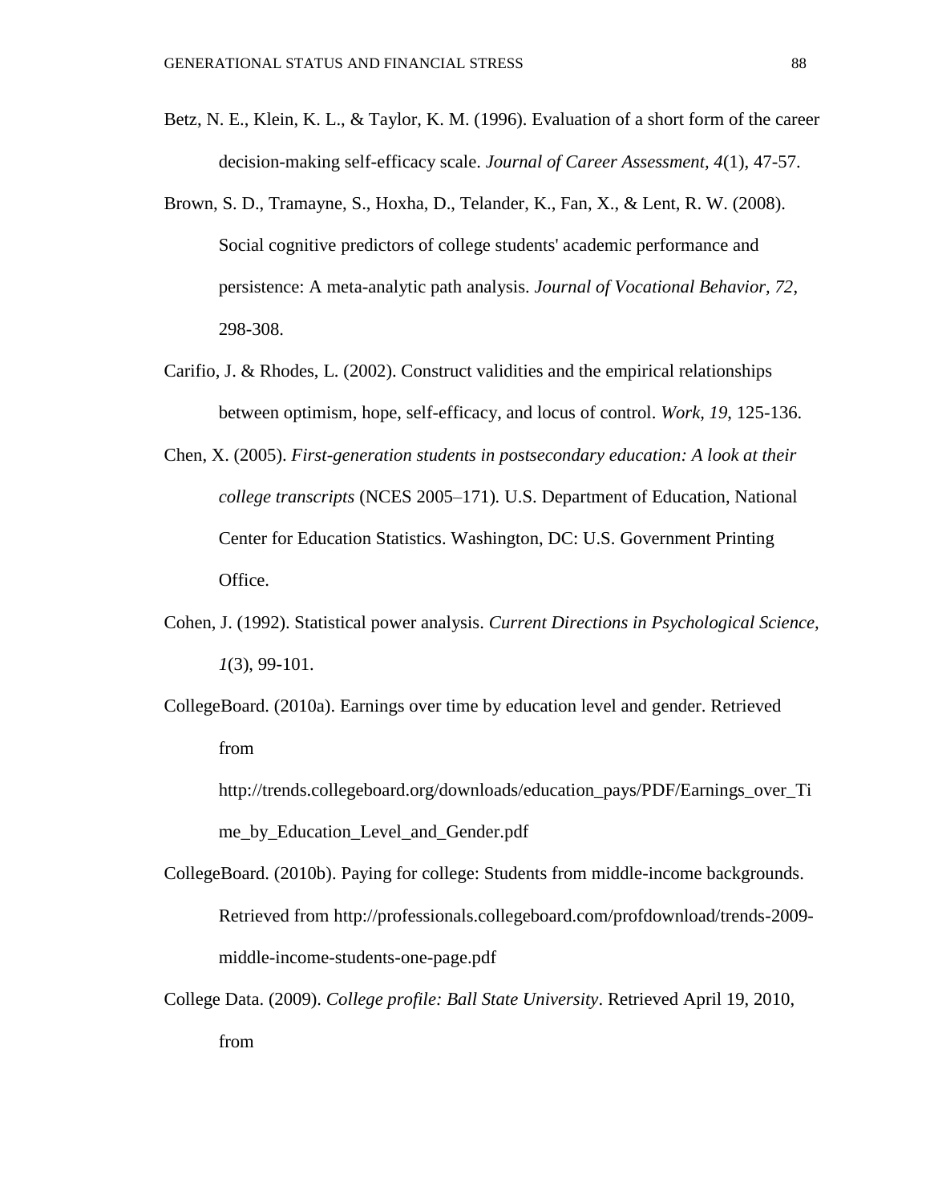Betz, N. E., Klein, K. L., & Taylor, K. M. (1996). Evaluation of a short form of the career decision-making self-efficacy scale. *Journal of Career Assessment, 4*(1), 47-57.

Brown, S. D., Tramayne, S., Hoxha, D., Telander, K., Fan, X., & Lent, R. W. (2008). Social cognitive predictors of college students' academic performance and persistence: A meta-analytic path analysis. *Journal of Vocational Behavior, 72*, 298-308.

Carifio, J. & Rhodes, L. (2002). Construct validities and the empirical relationships between optimism, hope, self-efficacy, and locus of control. *Work, 19*, 125-136.

Chen, X. (2005). *First-generation students in postsecondary education: A look at their college transcripts* (NCES 2005–171). U.S. Department of Education, National Center for Education Statistics. Washington, DC: U.S. Government Printing Office.

Cohen, J. (1992). Statistical power analysis. *Current Directions in Psychological Science, 1*(3), 99-101.

CollegeBoard. (2010a). Earnings over time by education level and gender. Retrieved from http://trends.collegeboard.org/downloads/education_pays/PDF/Earnings_over_Time_by_Education_Level_and_Gender.pdf

CollegeBoard. (2010b). Paying for college: Students from middle-income backgrounds. Retrieved from http://professionals.collegeboard.com/profdownload/trends-2009-middle-income-students-one-page.pdf

College Data. (2009). *College profile: Ball State University*. Retrieved April 19, 2010, from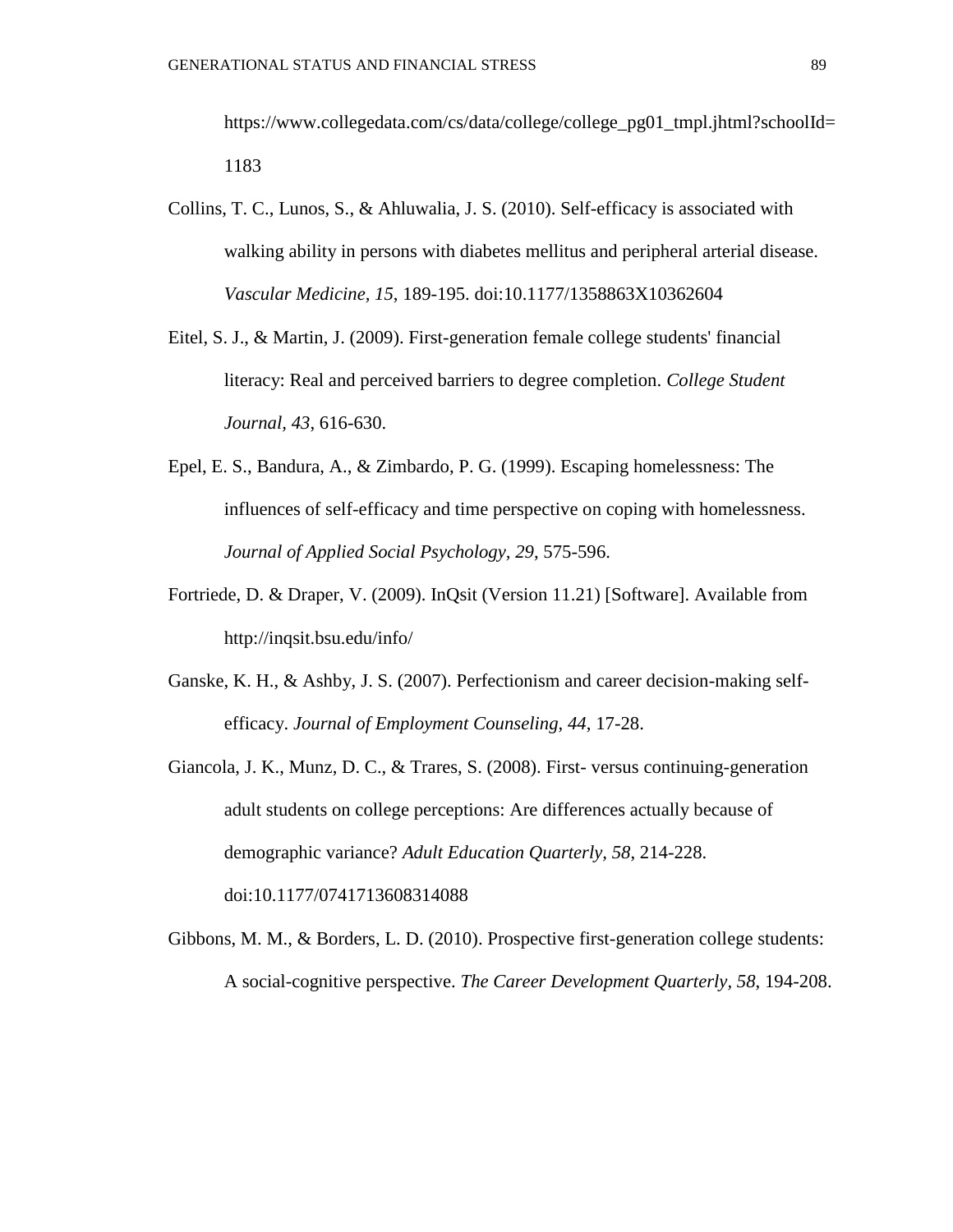https://www.collegedata.com/cs/data/college/college_pg01_tmpl.jhtml?schoolId=1183

Collins, T. C., Lunos, S., & Ahluwalia, J. S. (2010). Self-efficacy is associated with walking ability in persons with diabetes mellitus and peripheral arterial disease. *Vascular Medicine, 15*, 189-195. doi:10.1177/1358863X10362604

Eitel, S. J., & Martin, J. (2009). First-generation female college students' financial literacy: Real and perceived barriers to degree completion. *College Student Journal, 43*, 616-630.

Epel, E. S., Bandura, A., & Zimbardo, P. G. (1999). Escaping homelessness: The influences of self-efficacy and time perspective on coping with homelessness. *Journal of Applied Social Psychology, 29*, 575-596.

Fortriede, D. & Draper, V. (2009). InQsit (Version 11.21) [Software]. Available from http://inqsit.bsu.edu/info/

Ganske, K. H., & Ashby, J. S. (2007). Perfectionism and career decision-making self-efficacy. *Journal of Employment Counseling, 44*, 17-28.

Giancola, J. K., Munz, D. C., & Trares, S. (2008). First- versus continuing-generation adult students on college perceptions: Are differences actually because of demographic variance? *Adult Education Quarterly, 58*, 214-228. doi:10.1177/0741713608314088

Gibbons, M. M., & Borders, L. D. (2010). Prospective first-generation college students: A social-cognitive perspective. *The Career Development Quarterly, 58*, 194-208.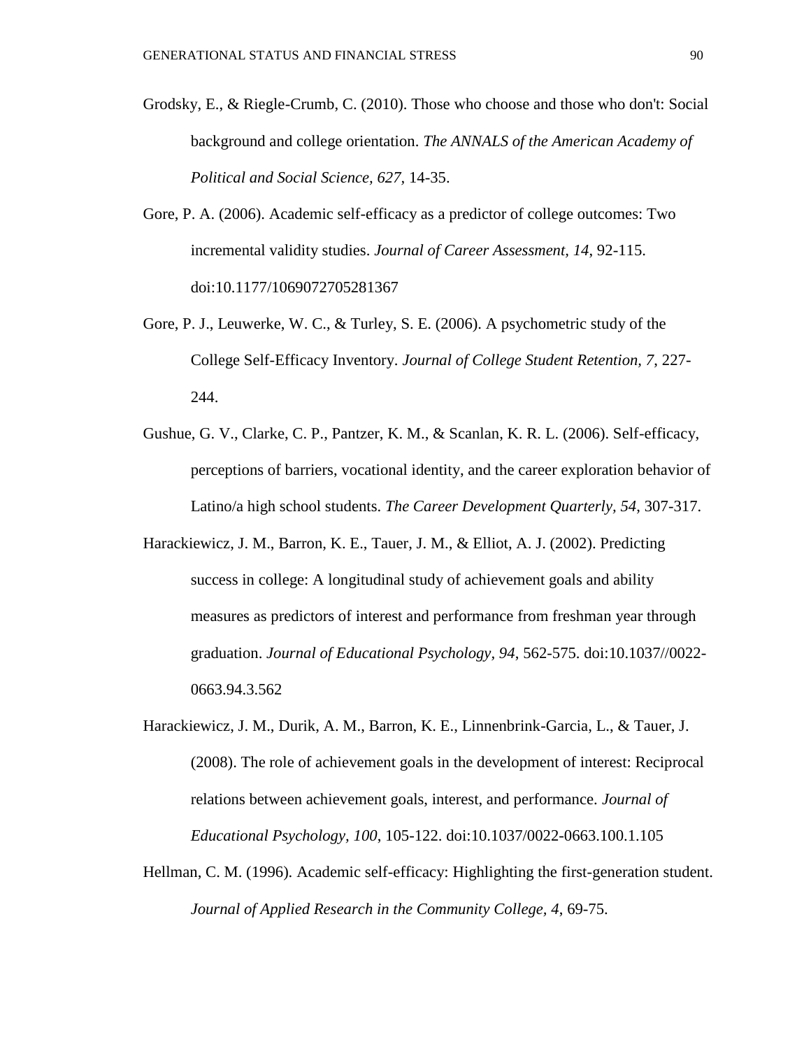Grodsky, E., & Riegle-Crumb, C. (2010). Those who choose and those who don't: Social background and college orientation. *The ANNALS of the American Academy of Political and Social Science, 627*, 14-35.

Gore, P. A. (2006). Academic self-efficacy as a predictor of college outcomes: Two incremental validity studies. *Journal of Career Assessment, 14*, 92-115. doi:10.1177/1069072705281367

Gore, P. J., Leuwerke, W. C., & Turley, S. E. (2006). A psychometric study of the College Self-Efficacy Inventory. *Journal of College Student Retention, 7*, 227-244.

Gushue, G. V., Clarke, C. P., Pantzer, K. M., & Scanlan, K. R. L. (2006). Self-efficacy, perceptions of barriers, vocational identity, and the career exploration behavior of Latino/a high school students. *The Career Development Quarterly, 54*, 307-317.

Harackiewicz, J. M., Barron, K. E., Tauer, J. M., & Elliot, A. J. (2002). Predicting success in college: A longitudinal study of achievement goals and ability measures as predictors of interest and performance from freshman year through graduation. *Journal of Educational Psychology, 94*, 562-575. doi:10.1037//0022-0663.94.3.562

Harackiewicz, J. M., Durik, A. M., Barron, K. E., Linnenbrink-Garcia, L., & Tauer, J. (2008). The role of achievement goals in the development of interest: Reciprocal relations between achievement goals, interest, and performance. *Journal of Educational Psychology, 100*, 105-122. doi:10.1037/0022-0663.100.1.105

Hellman, C. M. (1996). Academic self-efficacy: Highlighting the first-generation student. *Journal of Applied Research in the Community College, 4*, 69-75.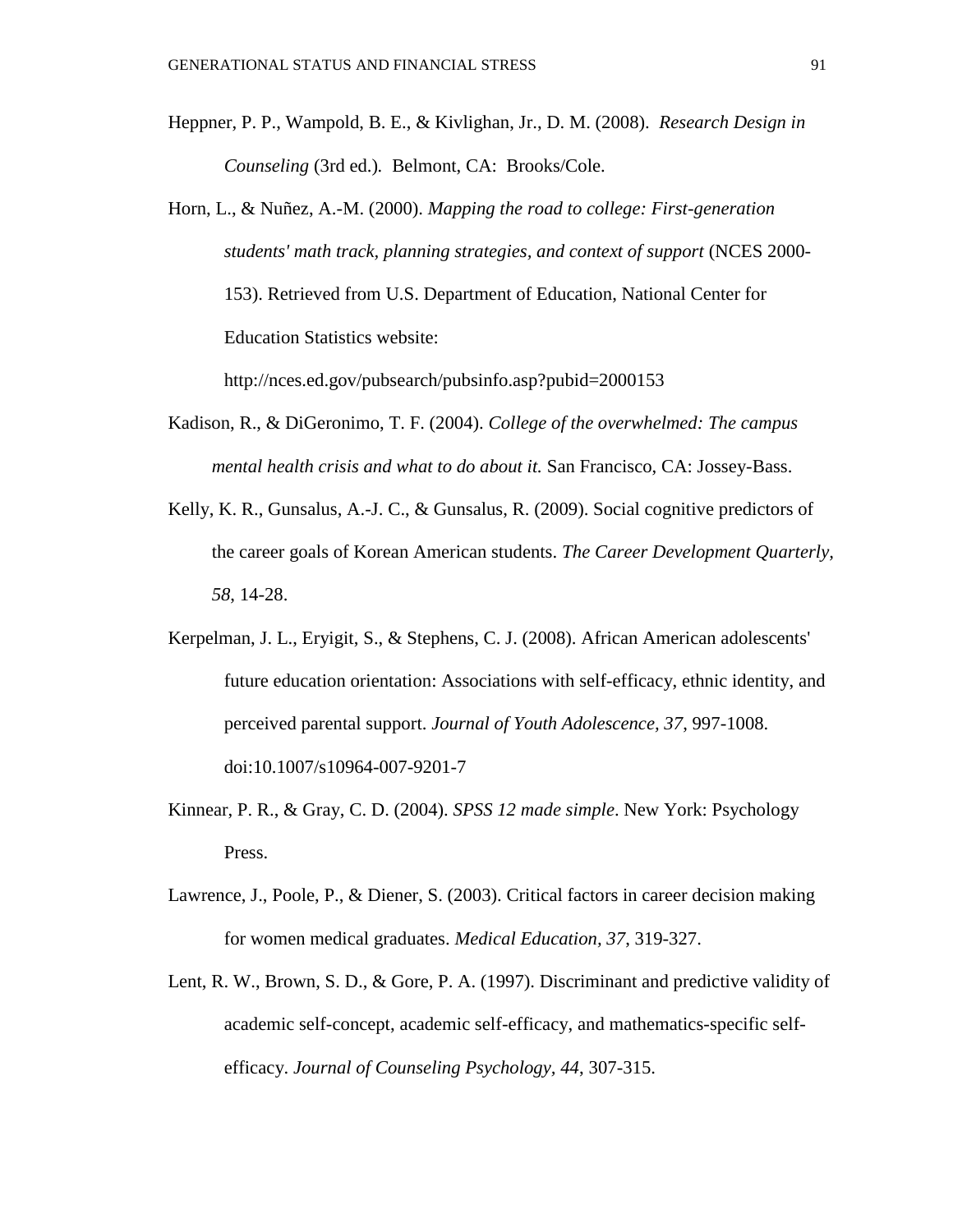Heppner, P. P., Wampold, B. E., & Kivlighan, Jr., D. M. (2008). *Research Design in Counseling* (3rd ed.). Belmont, CA: Brooks/Cole.

Horn, L., & Nuñez, A.-M. (2000). *Mapping the road to college: First-generation students' math track, planning strategies, and context of support* (NCES 2000-153). Retrieved from U.S. Department of Education, National Center for Education Statistics website: http://nces.ed.gov/pubsearch/pubsinfo.asp?pubid=2000153

Kadison, R., & DiGeronimo, T. F. (2004). *College of the overwhelmed: The campus mental health crisis and what to do about it.* San Francisco, CA: Jossey-Bass.

Kelly, K. R., Gunsalus, A.-J. C., & Gunsalus, R. (2009). Social cognitive predictors of the career goals of Korean American students. *The Career Development Quarterly, 58*, 14-28.

Kerpelman, J. L., Eryigit, S., & Stephens, C. J. (2008). African American adolescents' future education orientation: Associations with self-efficacy, ethnic identity, and perceived parental support. *Journal of Youth Adolescence, 37*, 997-1008. doi:10.1007/s10964-007-9201-7

Kinnear, P. R., & Gray, C. D. (2004). *SPSS 12 made simple*. New York: Psychology Press.

Lawrence, J., Poole, P., & Diener, S. (2003). Critical factors in career decision making for women medical graduates. *Medical Education*, *37*, 319-327.

Lent, R. W., Brown, S. D., & Gore, P. A. (1997). Discriminant and predictive validity of academic self-concept, academic self-efficacy, and mathematics-specific self-efficacy. *Journal of Counseling Psychology*, *44*, 307-315.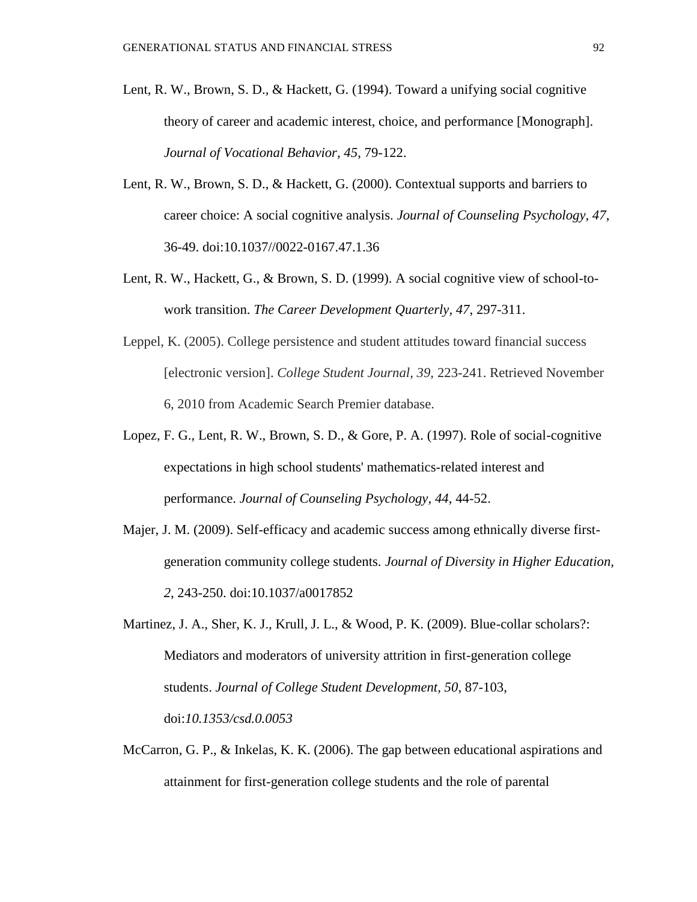Lent, R. W., Brown, S. D., & Hackett, G. (1994). Toward a unifying social cognitive theory of career and academic interest, choice, and performance [Monograph]. *Journal of Vocational Behavior, 45*, 79-122.

Lent, R. W., Brown, S. D., & Hackett, G. (2000). Contextual supports and barriers to career choice: A social cognitive analysis. *Journal of Counseling Psychology, 47*, 36-49. doi:10.1037//0022-0167.47.1.36

Lent, R. W., Hackett, G., & Brown, S. D. (1999). A social cognitive view of school-to-work transition. *The Career Development Quarterly, 47*, 297-311.

Leppel, K. (2005). College persistence and student attitudes toward financial success [electronic version]. *College Student Journal, 39*, 223-241. Retrieved November 6, 2010 from Academic Search Premier database.

Lopez, F. G., Lent, R. W., Brown, S. D., & Gore, P. A. (1997). Role of social-cognitive expectations in high school students' mathematics-related interest and performance. *Journal of Counseling Psychology, 44*, 44-52.

Majer, J. M. (2009). Self-efficacy and academic success among ethnically diverse first-generation community college students. *Journal of Diversity in Higher Education, 2*, 243-250. doi:10.1037/a0017852

Martinez, J. A., Sher, K. J., Krull, J. L., & Wood, P. K. (2009). Blue-collar scholars?: Mediators and moderators of university attrition in first-generation college students. *Journal of College Student Development, 50*, 87-103, doi:*10.1353/csd.0.0053*

McCarron, G. P., & Inkelas, K. K. (2006). The gap between educational aspirations and attainment for first-generation college students and the role of parental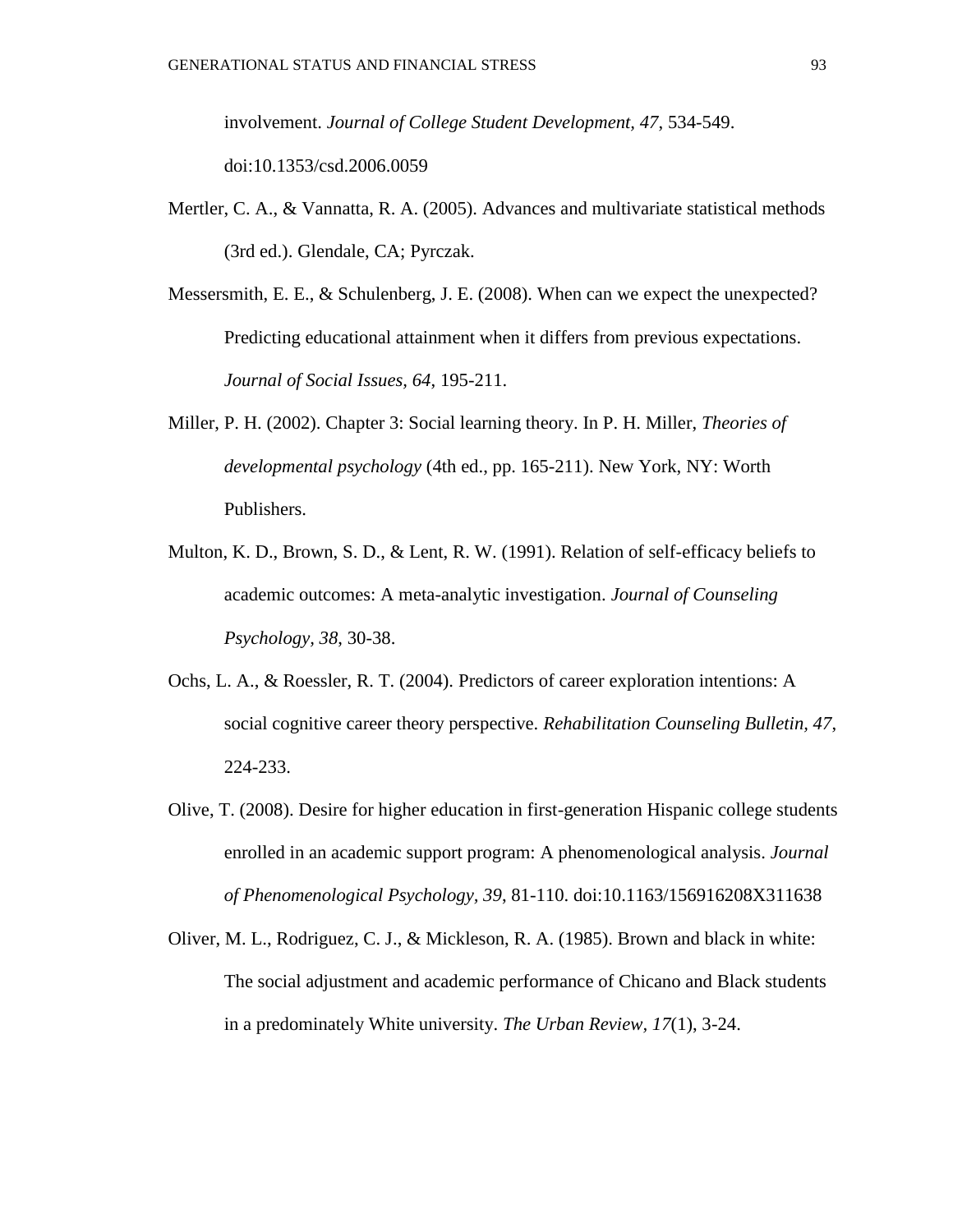involvement. *Journal of College Student Development, 47*, 534-549. doi:10.1353/csd.2006.0059

Mertler, C. A., & Vannatta, R. A. (2005). Advances and multivariate statistical methods (3rd ed.). Glendale, CA; Pyrczak.

Messersmith, E. E., & Schulenberg, J. E. (2008). When can we expect the unexpected? Predicting educational attainment when it differs from previous expectations. *Journal of Social Issues, 64*, 195-211.

Miller, P. H. (2002). Chapter 3: Social learning theory. In P. H. Miller, *Theories of developmental psychology* (4th ed., pp. 165-211). New York, NY: Worth Publishers.

Multon, K. D., Brown, S. D., & Lent, R. W. (1991). Relation of self-efficacy beliefs to academic outcomes: A meta-analytic investigation. *Journal of Counseling Psychology, 38,* 30-38.

Ochs, L. A., & Roessler, R. T. (2004). Predictors of career exploration intentions: A social cognitive career theory perspective. *Rehabilitation Counseling Bulletin, 47*, 224-233.

Olive, T. (2008). Desire for higher education in first-generation Hispanic college students enrolled in an academic support program: A phenomenological analysis. *Journal of Phenomenological Psychology, 39*, 81-110. doi:10.1163/156916208X311638

Oliver, M. L., Rodriguez, C. J., & Mickleson, R. A. (1985). Brown and black in white: The social adjustment and academic performance of Chicano and Black students in a predominately White university. *The Urban Review, 17*(1), 3-24.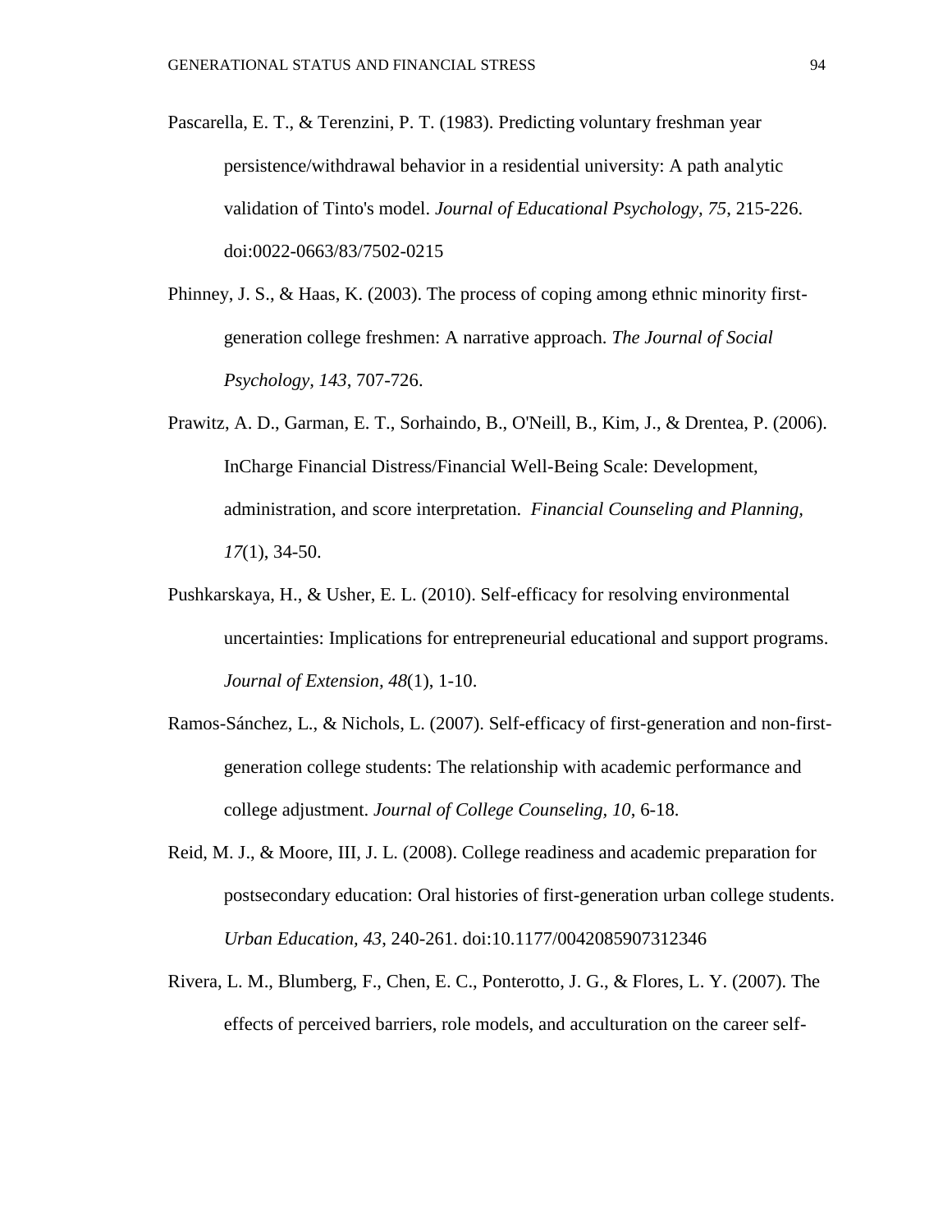Pascarella, E. T., & Terenzini, P. T. (1983). Predicting voluntary freshman year persistence/withdrawal behavior in a residential university: A path analytic validation of Tinto's model. *Journal of Educational Psychology, 75*, 215-226. doi:0022-0663/83/7502-0215

Phinney, J. S., & Haas, K. (2003). The process of coping among ethnic minority first-generation college freshmen: A narrative approach. *The Journal of Social Psychology, 143*, 707-726.

Prawitz, A. D., Garman, E. T., Sorhaindo, B., O'Neill, B., Kim, J., & Drentea, P. (2006). InCharge Financial Distress/Financial Well-Being Scale: Development, administration, and score interpretation. *Financial Counseling and Planning, 17*(1), 34-50.

Pushkarskaya, H., & Usher, E. L. (2010). Self-efficacy for resolving environmental uncertainties: Implications for entrepreneurial educational and support programs. *Journal of Extension, 48*(1), 1-10.

Ramos-Sánchez, L., & Nichols, L. (2007). Self-efficacy of first-generation and non-first-generation college students: The relationship with academic performance and college adjustment. *Journal of College Counseling, 10*, 6-18.

Reid, M. J., & Moore, III, J. L. (2008). College readiness and academic preparation for postsecondary education: Oral histories of first-generation urban college students. *Urban Education, 43*, 240-261. doi:10.1177/0042085907312346

Rivera, L. M., Blumberg, F., Chen, E. C., Ponterotto, J. G., & Flores, L. Y. (2007). The effects of perceived barriers, role models, and acculturation on the career self-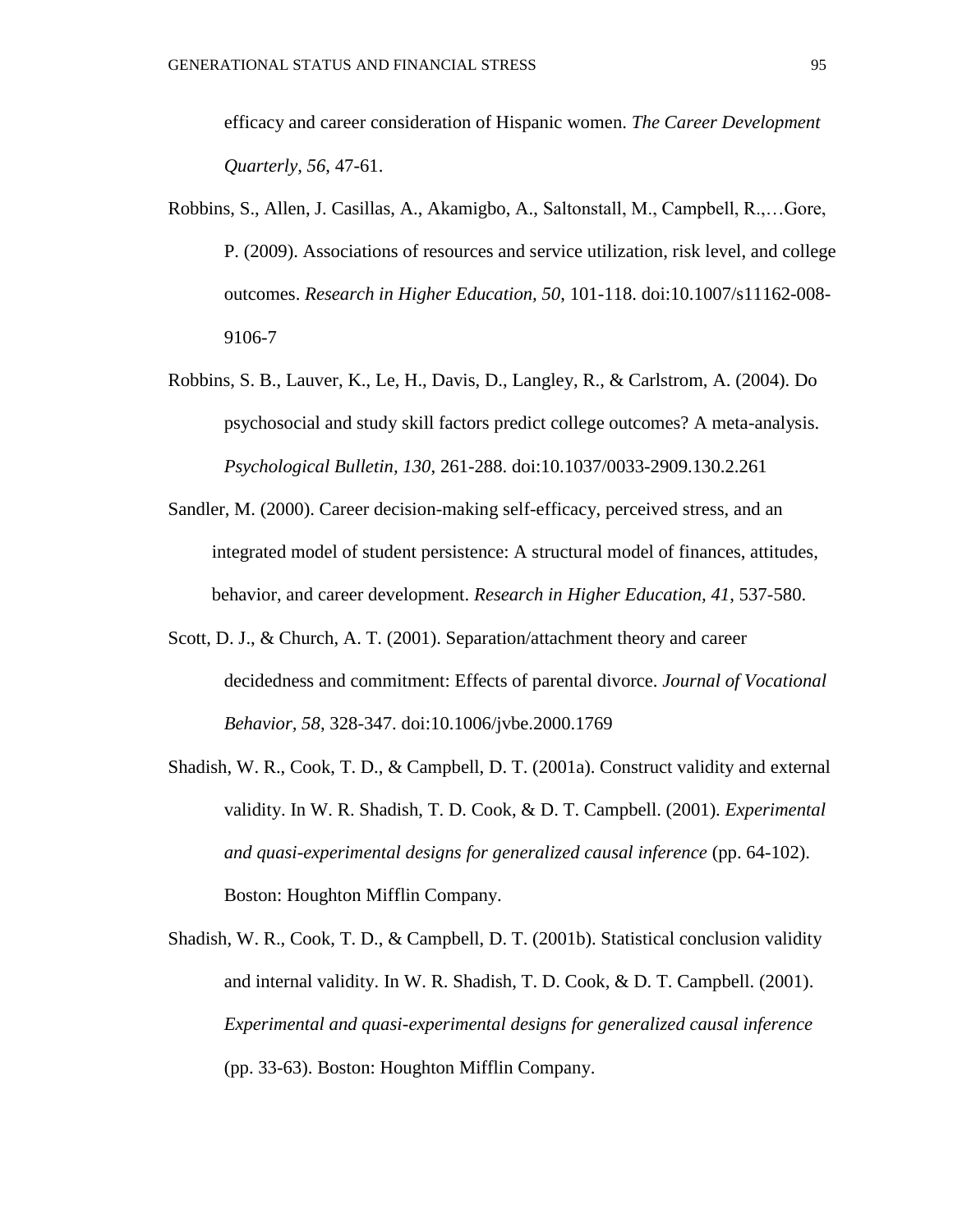efficacy and career consideration of Hispanic women. *The Career Development Quarterly, 56*, 47-61.

Robbins, S., Allen, J. Casillas, A., Akamigbo, A., Saltonstall, M., Campbell, R.,…Gore, P. (2009). Associations of resources and service utilization, risk level, and college outcomes. *Research in Higher Education, 50*, 101-118. doi:10.1007/s11162-008-9106-7

Robbins, S. B., Lauver, K., Le, H., Davis, D., Langley, R., & Carlstrom, A. (2004). Do psychosocial and study skill factors predict college outcomes? A meta-analysis. *Psychological Bulletin, 130*, 261-288. doi:10.1037/0033-2909.130.2.261

Sandler, M. (2000). Career decision-making self-efficacy, perceived stress, and an integrated model of student persistence: A structural model of finances, attitudes, behavior, and career development. *Research in Higher Education, 41*, 537-580.

Scott, D. J., & Church, A. T. (2001). Separation/attachment theory and career decidedness and commitment: Effects of parental divorce. *Journal of Vocational Behavior, 58*, 328-347. doi:10.1006/jvbe.2000.1769

Shadish, W. R., Cook, T. D., & Campbell, D. T. (2001a). Construct validity and external validity. In W. R. Shadish, T. D. Cook, & D. T. Campbell. (2001). *Experimental and quasi-experimental designs for generalized causal inference* (pp. 64-102). Boston: Houghton Mifflin Company.

Shadish, W. R., Cook, T. D., & Campbell, D. T. (2001b). Statistical conclusion validity and internal validity. In W. R. Shadish, T. D. Cook, & D. T. Campbell. (2001). *Experimental and quasi-experimental designs for generalized causal inference* (pp. 33-63). Boston: Houghton Mifflin Company.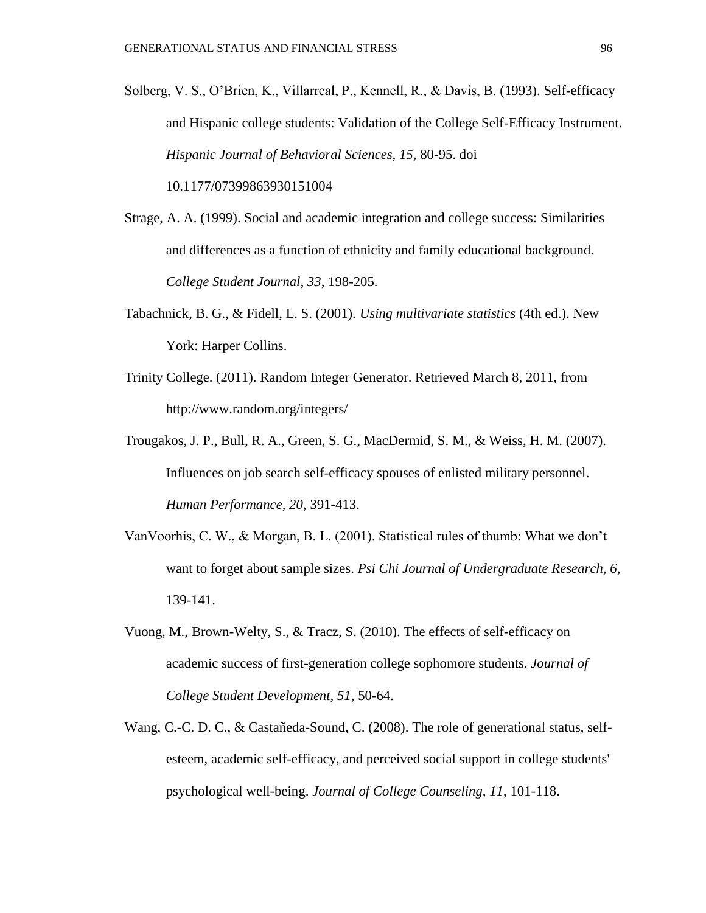Solberg, V. S., O'Brien, K., Villarreal, P., Kennell, R., & Davis, B. (1993). Self-efficacy and Hispanic college students: Validation of the College Self-Efficacy Instrument. *Hispanic Journal of Behavioral Sciences, 15*, 80-95. doi 10.1177/07399863930151004

Strage, A. A. (1999). Social and academic integration and college success: Similarities and differences as a function of ethnicity and family educational background. *College Student Journal, 33*, 198-205.

Tabachnick, B. G., & Fidell, L. S. (2001). *Using multivariate statistics* (4th ed.). New York: Harper Collins.

Trinity College. (2011). Random Integer Generator. Retrieved March 8, 2011, from http://www.random.org/integers/

Trougakos, J. P., Bull, R. A., Green, S. G., MacDermid, S. M., & Weiss, H. M. (2007). Influences on job search self-efficacy spouses of enlisted military personnel. *Human Performance, 20*, 391-413.

VanVoorhis, C. W., & Morgan, B. L. (2001). Statistical rules of thumb: What we don't want to forget about sample sizes. *Psi Chi Journal of Undergraduate Research, 6*, 139-141.

Vuong, M., Brown-Welty, S., & Tracz, S. (2010). The effects of self-efficacy on academic success of first-generation college sophomore students. *Journal of College Student Development, 51*, 50-64.

Wang, C.-C. D. C., & Castañeda-Sound, C. (2008). The role of generational status, self-esteem, academic self-efficacy, and perceived social support in college students' psychological well-being. *Journal of College Counseling, 11*, 101-118.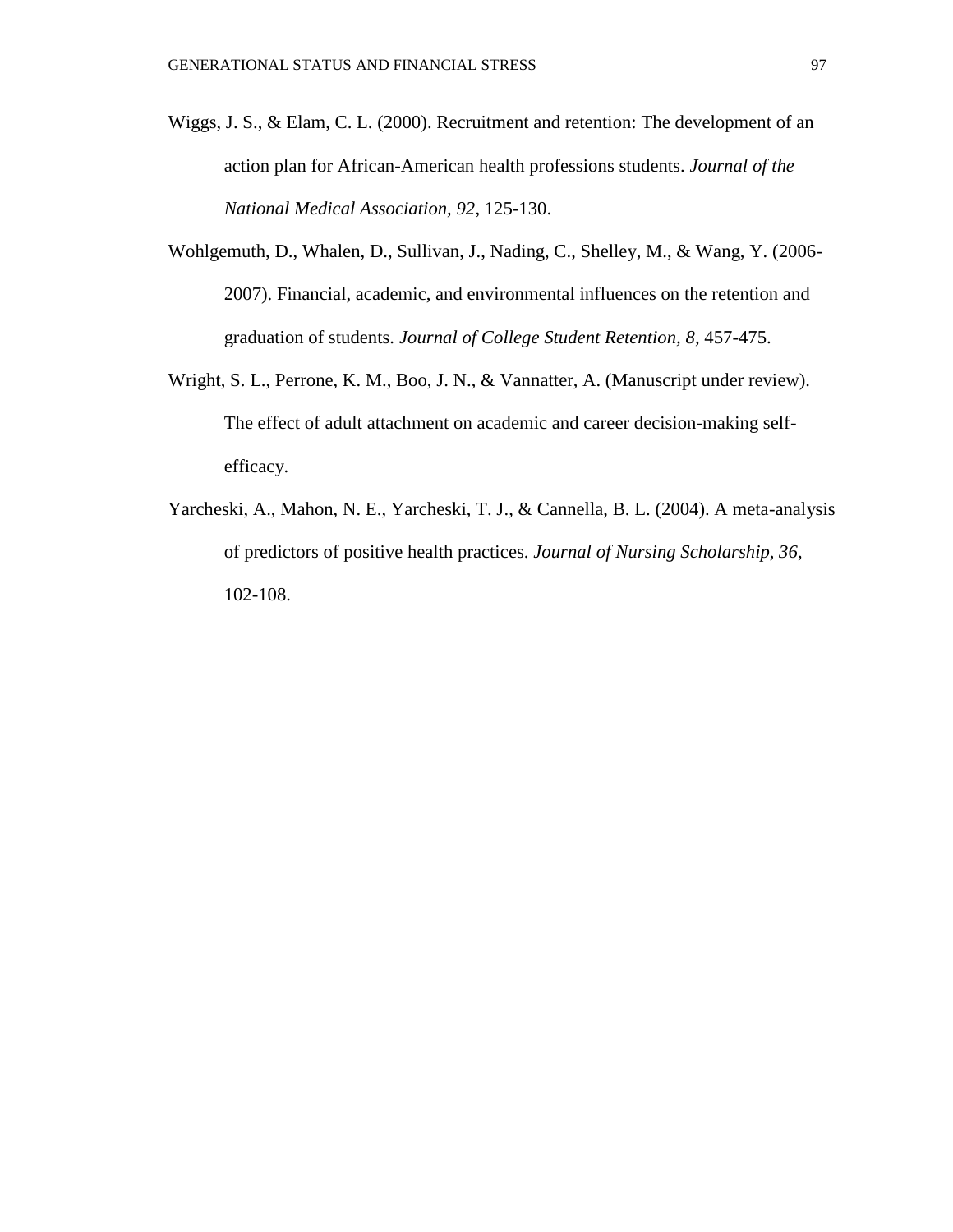Wiggs, J. S., & Elam, C. L. (2000). Recruitment and retention: The development of an action plan for African-American health professions students. *Journal of the National Medical Association, 92*, 125-130.

Wohlgemuth, D., Whalen, D., Sullivan, J., Nading, C., Shelley, M., & Wang, Y. (2006-2007). Financial, academic, and environmental influences on the retention and graduation of students. *Journal of College Student Retention, 8*, 457-475.

Wright, S. L., Perrone, K. M., Boo, J. N., & Vannatter, A. (Manuscript under review). The effect of adult attachment on academic and career decision-making self-efficacy.

Yarcheski, A., Mahon, N. E., Yarcheski, T. J., & Cannella, B. L. (2004). A meta-analysis of predictors of positive health practices. *Journal of Nursing Scholarship, 36*, 102-108.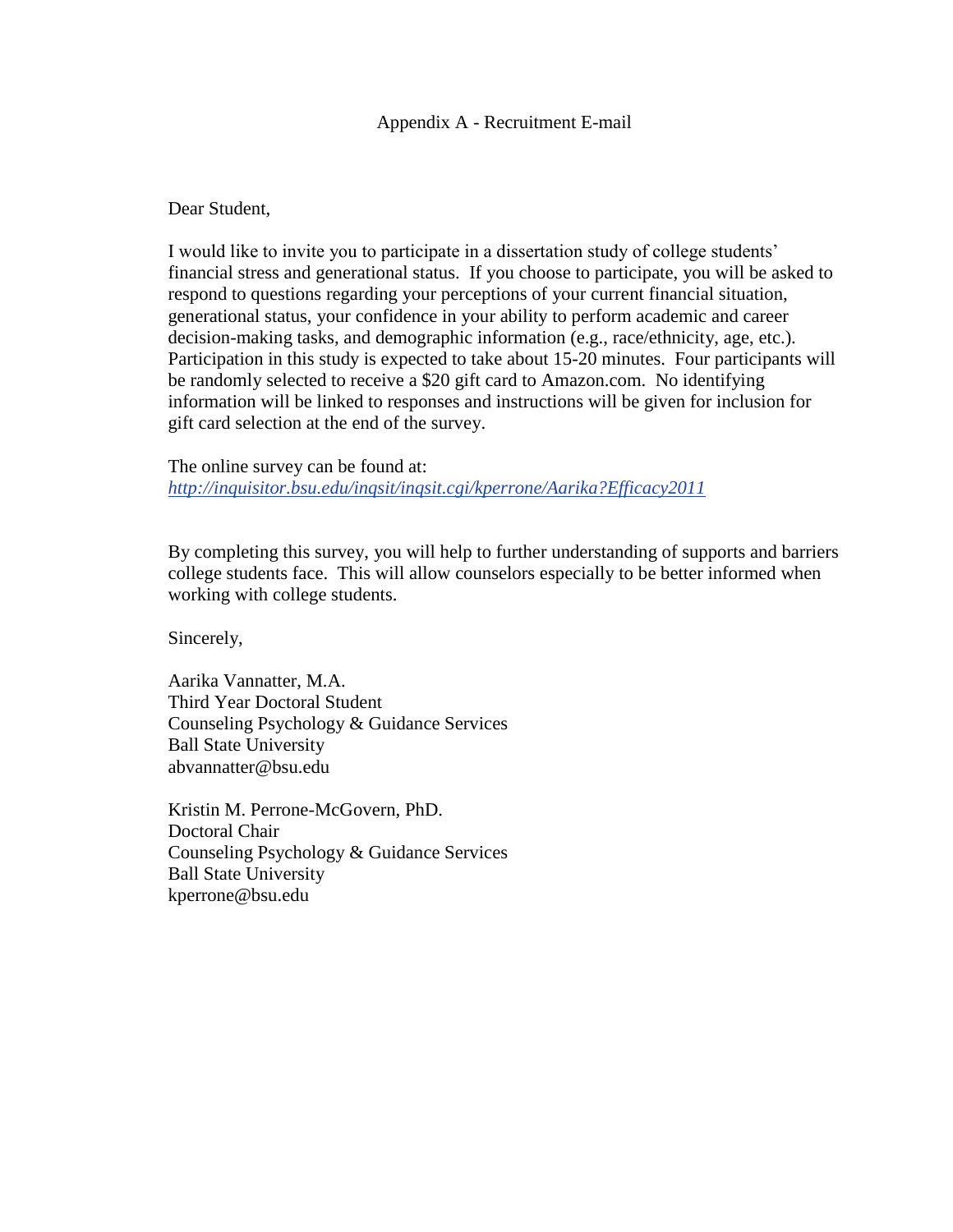# Appendix A - Recruitment E-mail

Dear Student,

I would like to invite you to participate in a dissertation study of college students' financial stress and generational status. If you choose to participate, you will be asked to respond to questions regarding your perceptions of your current financial situation, generational status, your confidence in your ability to perform academic and career decision-making tasks, and demographic information (e.g., race/ethnicity, age, etc.). Participation in this study is expected to take about 15-20 minutes. Four participants will be randomly selected to receive a $20 gift card to Amazon.com. No identifying information will be linked to responses and instructions will be given for inclusion for gift card selection at the end of the survey.

The online survey can be found at:
*http://inquisitor.bsu.edu/inqsit/inqsit.cgi/kperrone/Aarika?Efficacy2011*

By completing this survey, you will help to further understanding of supports and barriers college students face. This will allow counselors especially to be better informed when working with college students.

Sincerely,

Aarika Vannatter, M.A.
Third Year Doctoral Student
Counseling Psychology & Guidance Services
Ball State University
abvannatter@bsu.edu

Kristin M. Perrone-McGovern, PhD.
Doctoral Chair
Counseling Psychology & Guidance Services
Ball State University
kperrone@bsu.edu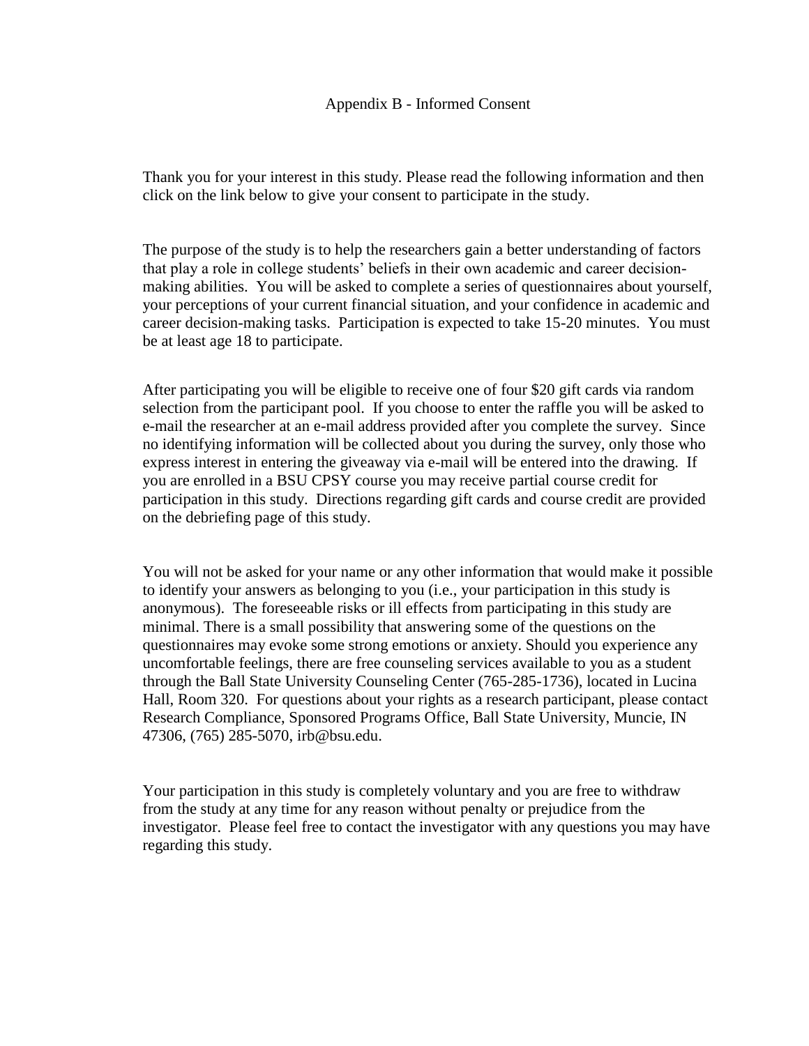# Appendix B - Informed Consent

Thank you for your interest in this study. Please read the following information and then click on the link below to give your consent to participate in the study.

The purpose of the study is to help the researchers gain a better understanding of factors that play a role in college students' beliefs in their own academic and career decision-making abilities. You will be asked to complete a series of questionnaires about yourself, your perceptions of your current financial situation, and your confidence in academic and career decision-making tasks. Participation is expected to take 15-20 minutes. You must be at least age 18 to participate.

After participating you will be eligible to receive one of four $20 gift cards via random selection from the participant pool. If you choose to enter the raffle you will be asked to e-mail the researcher at an e-mail address provided after you complete the survey. Since no identifying information will be collected about you during the survey, only those who express interest in entering the giveaway via e-mail will be entered into the drawing. If you are enrolled in a BSU CPSY course you may receive partial course credit for participation in this study. Directions regarding gift cards and course credit are provided on the debriefing page of this study.

You will not be asked for your name or any other information that would make it possible to identify your answers as belonging to you (i.e., your participation in this study is anonymous). The foreseeable risks or ill effects from participating in this study are minimal. There is a small possibility that answering some of the questions on the questionnaires may evoke some strong emotions or anxiety. Should you experience any uncomfortable feelings, there are free counseling services available to you as a student through the Ball State University Counseling Center (765-285-1736), located in Lucina Hall, Room 320. For questions about your rights as a research participant, please contact Research Compliance, Sponsored Programs Office, Ball State University, Muncie, IN 47306, (765) 285-5070, irb@bsu.edu.

Your participation in this study is completely voluntary and you are free to withdraw from the study at any time for any reason without penalty or prejudice from the investigator. Please feel free to contact the investigator with any questions you may have regarding this study.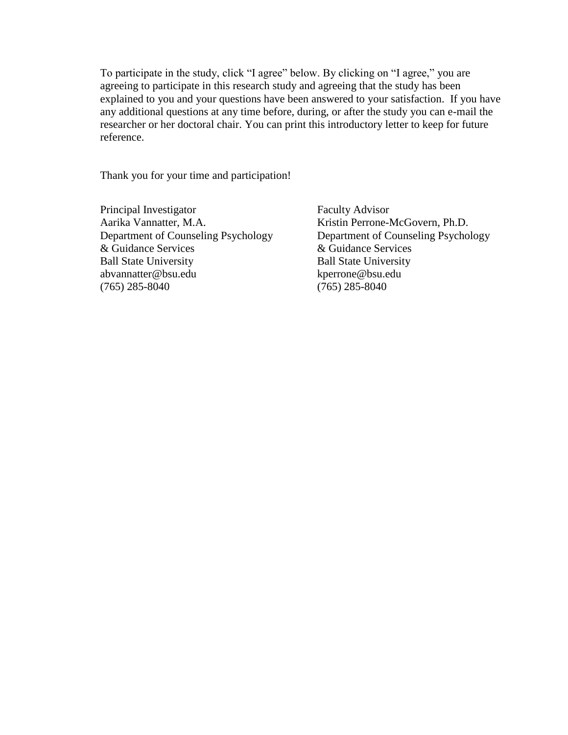To participate in the study, click “I agree” below. By clicking on “I agree,” you are agreeing to participate in this research study and agreeing that the study has been explained to you and your questions have been answered to your satisfaction. If you have any additional questions at any time before, during, or after the study you can e-mail the researcher or her doctoral chair. You can print this introductory letter to keep for future reference.

Thank you for your time and participation!

Principal Investigator
Aarika Vannatter, M.A.
Department of Counseling Psychology
& Guidance Services
Ball State University
abvannatter@bsu.edu
(765) 285-8040

Faculty Advisor
Kristin Perrone-McGovern, Ph.D.
Department of Counseling Psychology
& Guidance Services
Ball State University
kperrone@bsu.edu
(765) 285-8040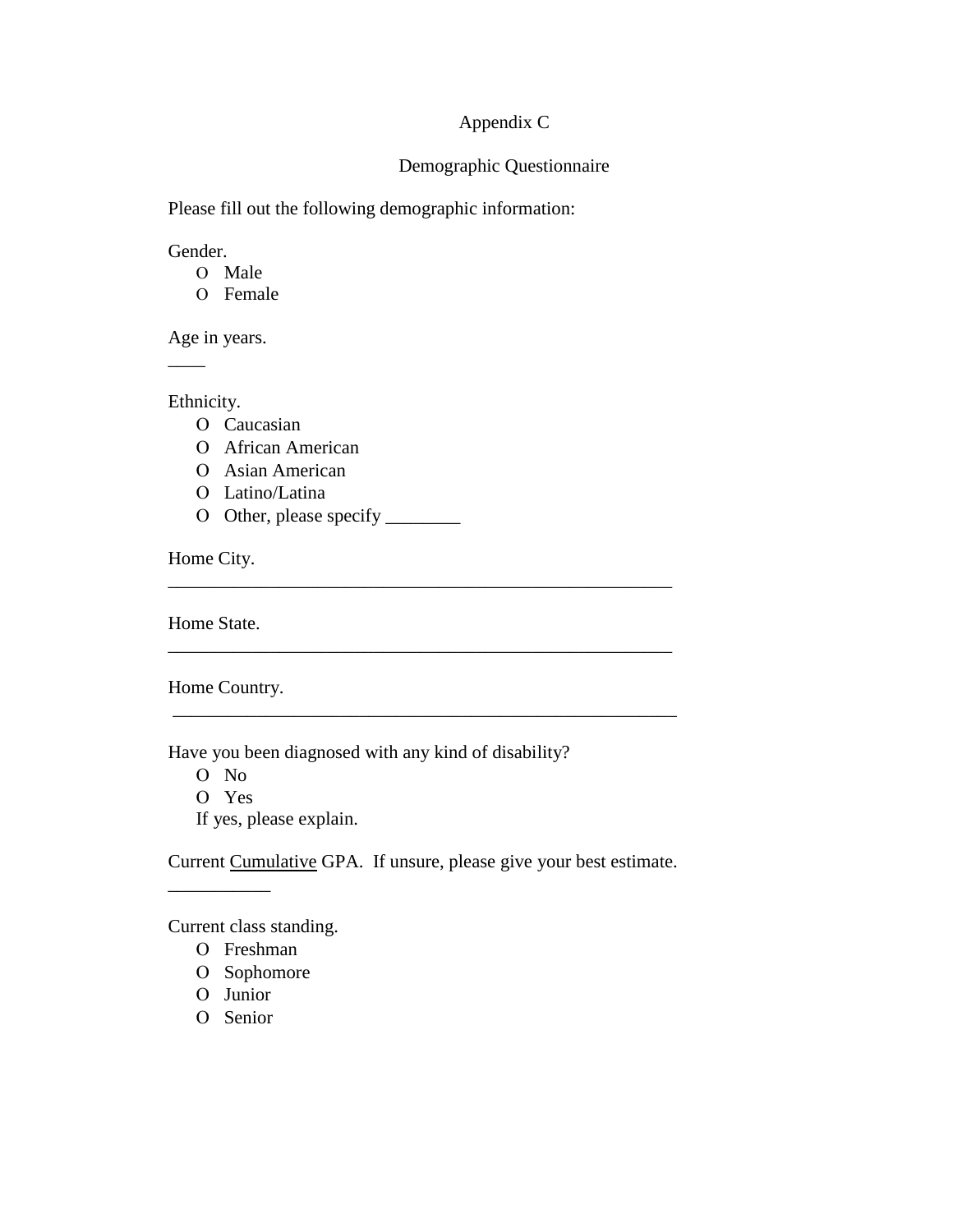Appendix C

Demographic Questionnaire

Please fill out the following demographic information:

Gender.

- O Male
- O Female

Age in years.

____

Ethnicity.

- O Caucasian
- O African American
- O Asian American
- O Latino/Latina
- O Other, please specify ________

Home City.

_______________________________________________________

Home State.

_______________________________________________________

Home Country.

_______________________________________________________

Have you been diagnosed with any kind of disability?

- O No
- O Yes

If yes, please explain.

Current <u>Cumulative</u> GPA. If unsure, please give your best estimate.

___________

Current class standing.

- O Freshman
- O Sophomore
- O Junior
- O Senior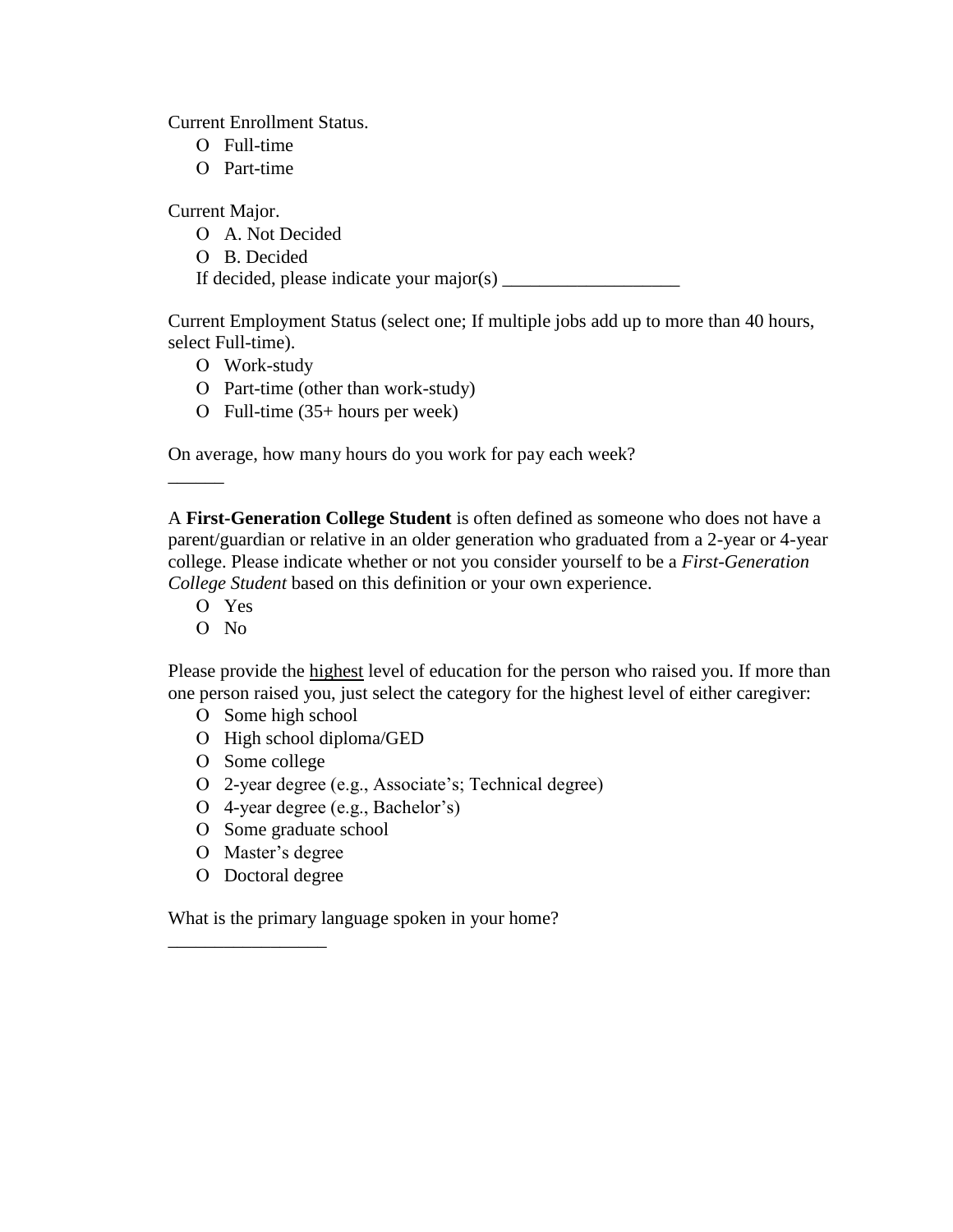Current Enrollment Status.

- O Full-time
- O Part-time

Current Major.

- O A. Not Decided
- O B. Decided

If decided, please indicate your major(s) ___________________

Current Employment Status (select one; If multiple jobs add up to more than 40 hours, select Full-time).

- O Work-study
- O Part-time (other than work-study)
- O Full-time (35+ hours per week)

On average, how many hours do you work for pay each week?

______

A **First-Generation College Student** is often defined as someone who does not have a parent/guardian or relative in an older generation who graduated from a 2-year or 4-year college. Please indicate whether or not you consider yourself to be a *First-Generation College Student* based on this definition or your own experience.

- O Yes
- O No

Please provide the <u>highest</u> level of education for the person who raised you. If more than one person raised you, just select the category for the highest level of either caregiver:

- O Some high school
- O High school diploma/GED
- O Some college
- O 2-year degree (e.g., Associate's; Technical degree)
- O 4-year degree (e.g., Bachelor's)
- O Some graduate school
- O Master's degree
- O Doctoral degree

What is the primary language spoken in your home?

________________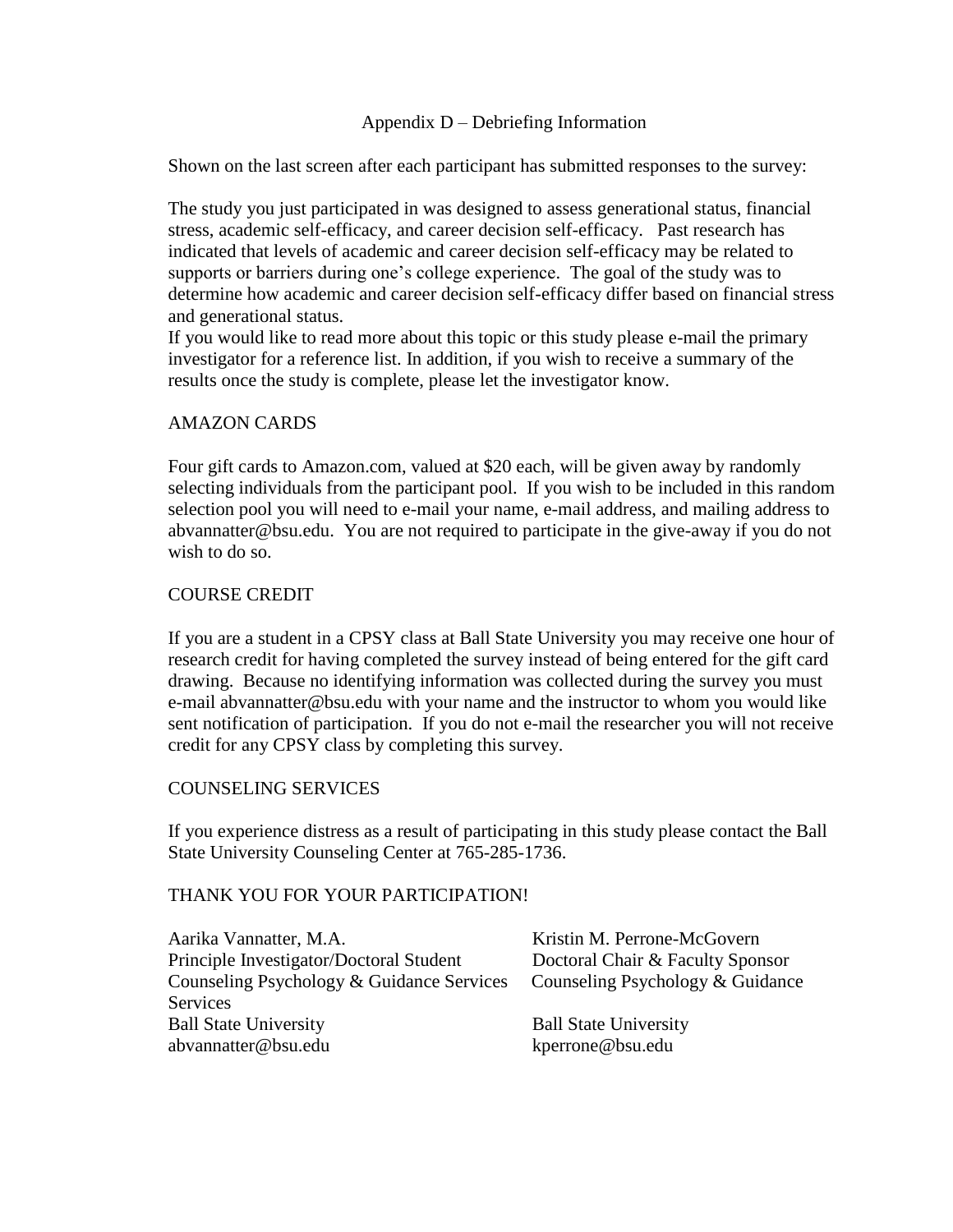# Appendix D – Debriefing Information

Shown on the last screen after each participant has submitted responses to the survey:

The study you just participated in was designed to assess generational status, financial stress, academic self-efficacy, and career decision self-efficacy. Past research has indicated that levels of academic and career decision self-efficacy may be related to supports or barriers during one's college experience. The goal of the study was to determine how academic and career decision self-efficacy differ based on financial stress and generational status.
If you would like to read more about this topic or this study please e-mail the primary investigator for a reference list. In addition, if you wish to receive a summary of the results once the study is complete, please let the investigator know.

AMAZON CARDS

Four gift cards to Amazon.com, valued at $20 each, will be given away by randomly selecting individuals from the participant pool. If you wish to be included in this random selection pool you will need to e-mail your name, e-mail address, and mailing address to abvannatter@bsu.edu. You are not required to participate in the give-away if you do not wish to do so.

COURSE CREDIT

If you are a student in a CPSY class at Ball State University you may receive one hour of research credit for having completed the survey instead of being entered for the gift card drawing. Because no identifying information was collected during the survey you must e-mail abvannatter@bsu.edu with your name and the instructor to whom you would like sent notification of participation. If you do not e-mail the researcher you will not receive credit for any CPSY class by completing this survey.

COUNSELING SERVICES

If you experience distress as a result of participating in this study please contact the Ball State University Counseling Center at 765-285-1736.

THANK YOU FOR YOUR PARTICIPATION!

Aarika Vannatter, M.A.
Principle Investigator/Doctoral Student
Counseling Psychology & Guidance Services
Ball State University
abvannatter@bsu.edu

Kristin M. Perrone-McGovern
Doctoral Chair & Faculty Sponsor
Counseling Psychology & Guidance Services
Ball State University
kperrone@bsu.edu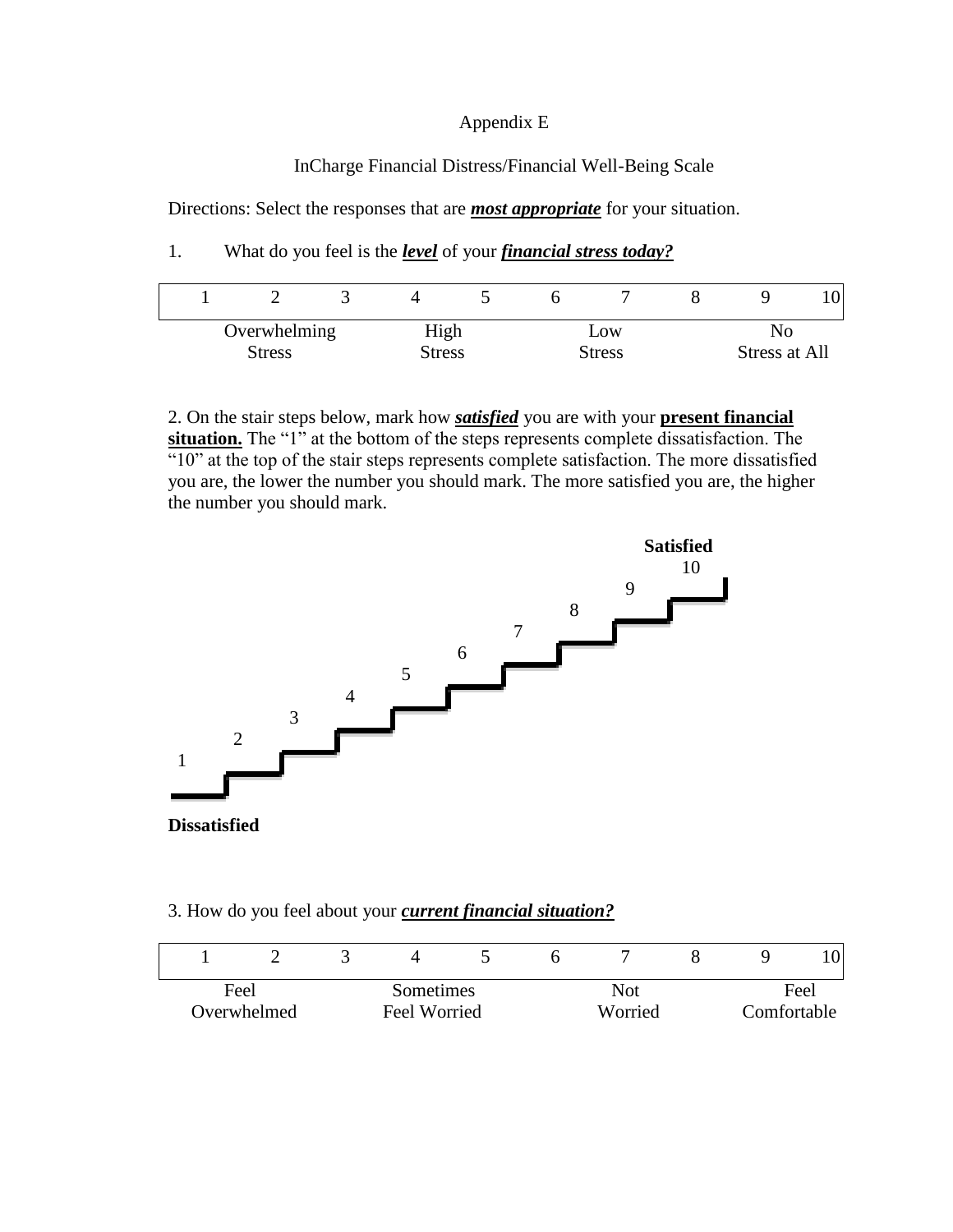Appendix E

InCharge Financial Distress/Financial Well-Being Scale

Directions: Select the responses that are ***most appropriate*** for your situation.

1. What do you feel is the ***level*** of your ***financial stress today?***

| 1 | 2 | 3 | 4 | 5 | 6 | 7 | 8 | 9 | 10 |
|---|---|---|---|---|---|---|---|---|---|
| | Overwhelming Stress | | High Stress | | | Low Stress | | No Stress at All | |

2. On the stair steps below, mark how ***satisfied*** you are with your **present financial situation.** The "1" at the bottom of the steps represents complete dissatisfaction. The "10" at the top of the stair steps represents complete satisfaction. The more dissatisfied you are, the lower the number you should mark. The more satisfied you are, the higher the number you should mark.

**Satisfied**

10

9

8

7

6

5

4

3

2

1

**Dissatisfied**

3. How do you feel about your ***current financial situation?***

| 1 | 2 | 3 | 4 | 5 | 6 | 7 | 8 | 9 | 10 |
|---|---|---|---|---|---|---|---|---|---|
| Feel Overwhelmed | | | Sometimes Feel Worried | | | Not Worried | | Feel Comfortable | |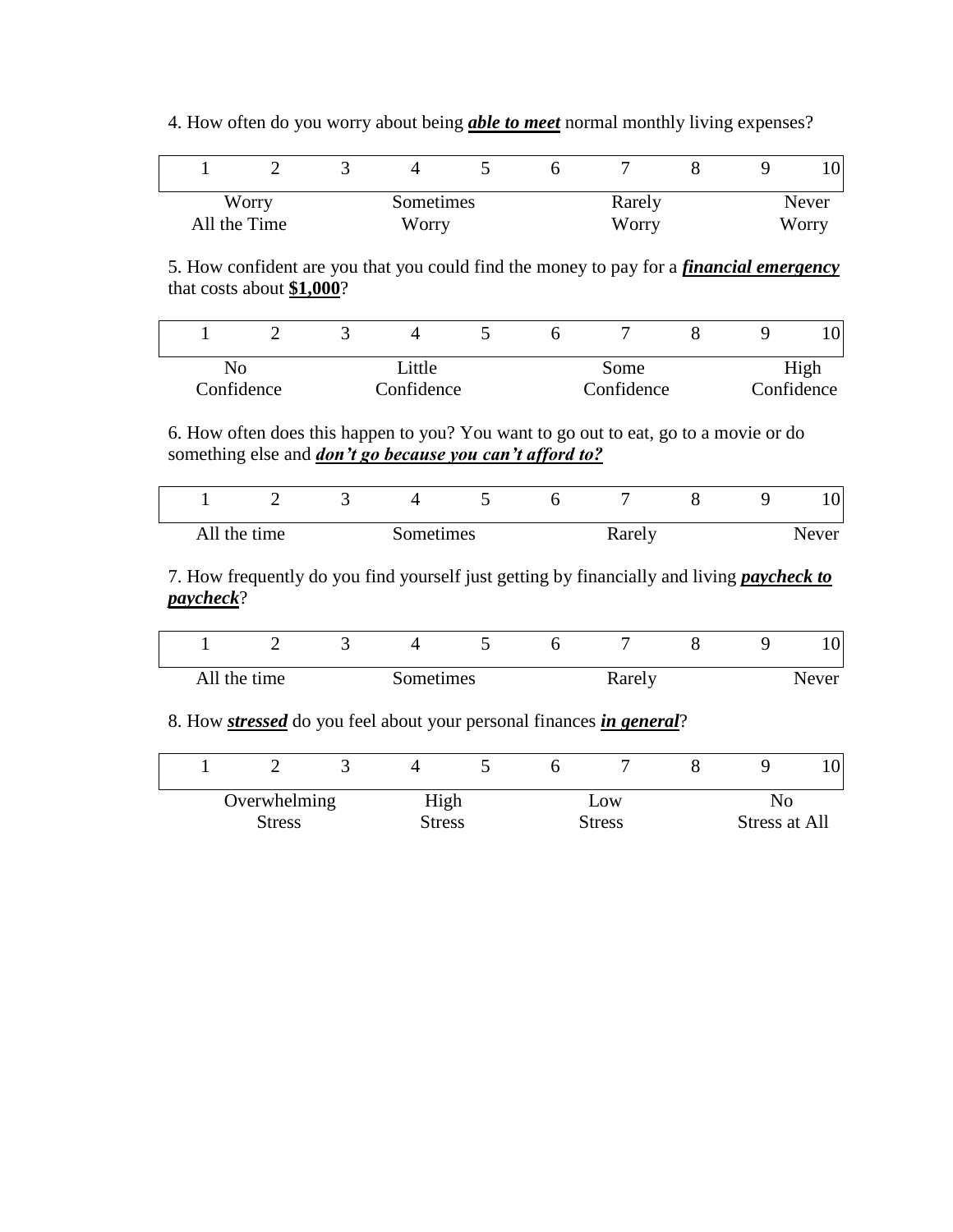4. How often do you worry about being ***able to meet*** normal monthly living expenses?

| 1 | 2 | 3 | 4 | 5 | 6 | 7 | 8 | 9 | 10 |
|---|---|---|---|---|---|---|---|---|---|
| Worry All the Time | | | Sometimes Worry | | | Rarely Worry | | | Never Worry |

5. How confident are you that you could find the money to pay for a ***financial emergency*** that costs about **$1,000**?

| 1 | 2 | 3 | 4 | 5 | 6 | 7 | 8 | 9 | 10 |
|---|---|---|---|---|---|---|---|---|---|
| No Confidence | | | Little Confidence | | | Some Confidence | | | High Confidence |

6. How often does this happen to you? You want to go out to eat, go to a movie or do something else and ***don't go because you can't afford to?***

| 1 | 2 | 3 | 4 | 5 | 6 | 7 | 8 | 9 | 10 |
|---|---|---|---|---|---|---|---|---|---|
| All the time | | | Sometimes | | | Rarely | | | Never |

7. How frequently do you find yourself just getting by financially and living ***paycheck to paycheck***?

| 1 | 2 | 3 | 4 | 5 | 6 | 7 | 8 | 9 | 10 |
|---|---|---|---|---|---|---|---|---|---|
| All the time | | | Sometimes | | | Rarely | | | Never |

8. How ***stressed*** do you feel about your personal finances ***in general***?

| 1 | 2 | 3 | 4 | 5 | 6 | 7 | 8 | 9 | 10 |
|---|---|---|---|---|---|---|---|---|---|
| Overwhelming Stress | | | High Stress | | | Low Stress | | | No Stress at All |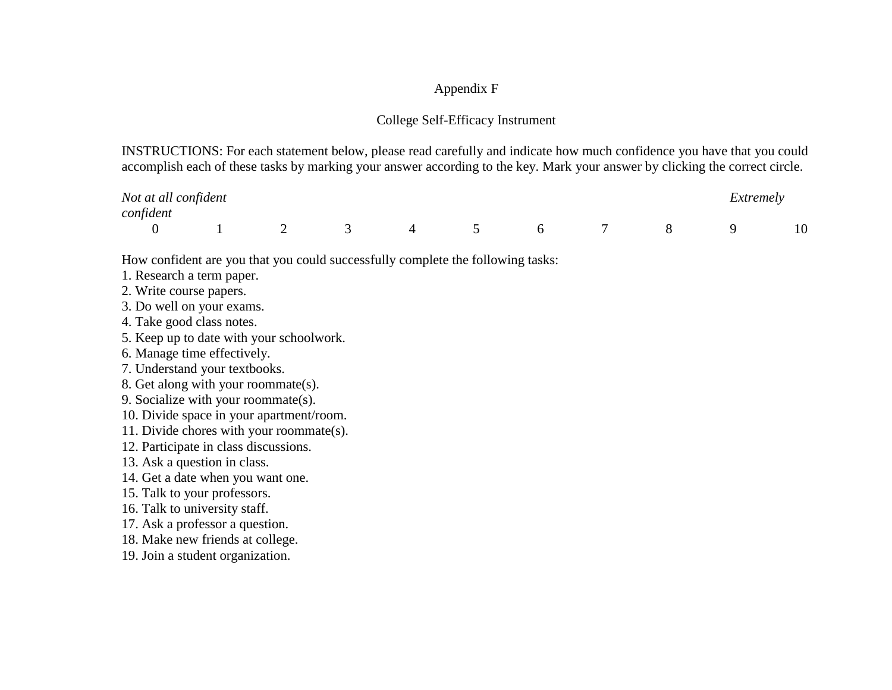# Appendix F

## College Self-Efficacy Instrument

INSTRUCTIONS: For each statement below, please read carefully and indicate how much confidence you have that you could accomplish each of these tasks by marking your answer according to the key. Mark your answer by clicking the correct circle.

| *Not at all confident* | | | | | | | | | *Extremely confident* | |
|---|---|---|---|---|---|---|---|---|---|---|
| 0 | 1 | 2 | 3 | 4 | 5 | 6 | 7 | 8 | 9 | 10 |

How confident are you that you could successfully complete the following tasks:

1. Research a term paper.
2. Write course papers.
3. Do well on your exams.
4. Take good class notes.
5. Keep up to date with your schoolwork.
6. Manage time effectively.
7. Understand your textbooks.
8. Get along with your roommate(s).
9. Socialize with your roommate(s).
10. Divide space in your apartment/room.
11. Divide chores with your roommate(s).
12. Participate in class discussions.
13. Ask a question in class.
14. Get a date when you want one.
15. Talk to your professors.
16. Talk to university staff.
17. Ask a professor a question.
18. Make new friends at college.
19. Join a student organization.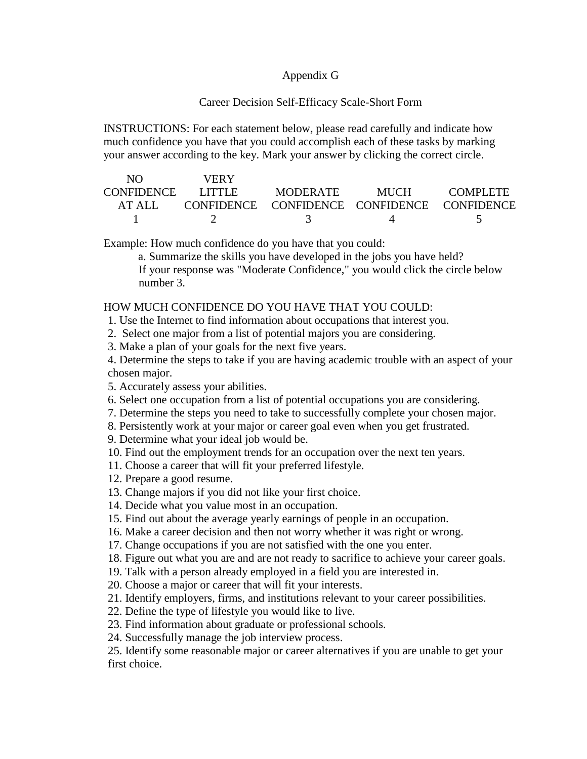Appendix G

Career Decision Self-Efficacy Scale-Short Form

INSTRUCTIONS: For each statement below, please read carefully and indicate how much confidence you have that you could accomplish each of these tasks by marking your answer according to the key. Mark your answer by clicking the correct circle.

| NO CONFIDENCE AT ALL | VERY LITTLE CONFIDENCE | MODERATE CONFIDENCE | MUCH CONFIDENCE | COMPLETE CONFIDENCE |
|---|---|---|---|---|
| 1 | 2 | 3 | 4 | 5 |

Example: How much confidence do you have that you could:

a. Summarize the skills you have developed in the jobs you have held?
If your response was "Moderate Confidence," you would click the circle below number 3.

HOW MUCH CONFIDENCE DO YOU HAVE THAT YOU COULD:

1. Use the Internet to find information about occupations that interest you.
2. Select one major from a list of potential majors you are considering.
3. Make a plan of your goals for the next five years.
4. Determine the steps to take if you are having academic trouble with an aspect of your chosen major.
5. Accurately assess your abilities.
6. Select one occupation from a list of potential occupations you are considering.
7. Determine the steps you need to take to successfully complete your chosen major.
8. Persistently work at your major or career goal even when you get frustrated.
9. Determine what your ideal job would be.
10. Find out the employment trends for an occupation over the next ten years.
11. Choose a career that will fit your preferred lifestyle.
12. Prepare a good resume.
13. Change majors if you did not like your first choice.
14. Decide what you value most in an occupation.
15. Find out about the average yearly earnings of people in an occupation.
16. Make a career decision and then not worry whether it was right or wrong.
17. Change occupations if you are not satisfied with the one you enter.
18. Figure out what you are and are not ready to sacrifice to achieve your career goals.
19. Talk with a person already employed in a field you are interested in.
20. Choose a major or career that will fit your interests.
21. Identify employers, firms, and institutions relevant to your career possibilities.
22. Define the type of lifestyle you would like to live.
23. Find information about graduate or professional schools.
24. Successfully manage the job interview process.
25. Identify some reasonable major or career alternatives if you are unable to get your first choice.